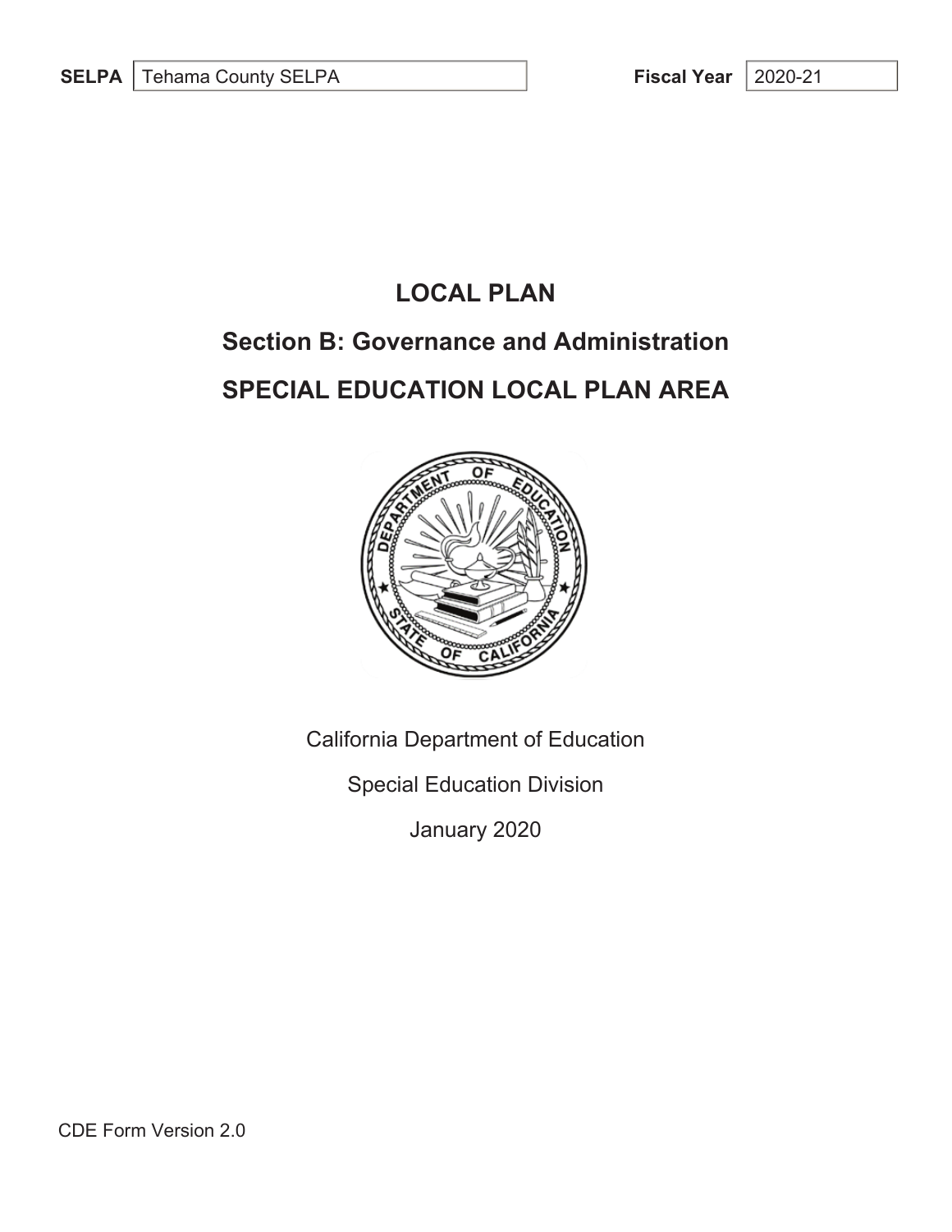| SELPA | Tehama County SELPA | Fiscal Year | 2020-21 |
|---|---|---|---|

# LOCAL PLAN

## Section B: Governance and Administration

## SPECIAL EDUCATION LOCAL PLAN AREA

California Department of Education

Special Education Division

January 2020

CDE Form Version 2.0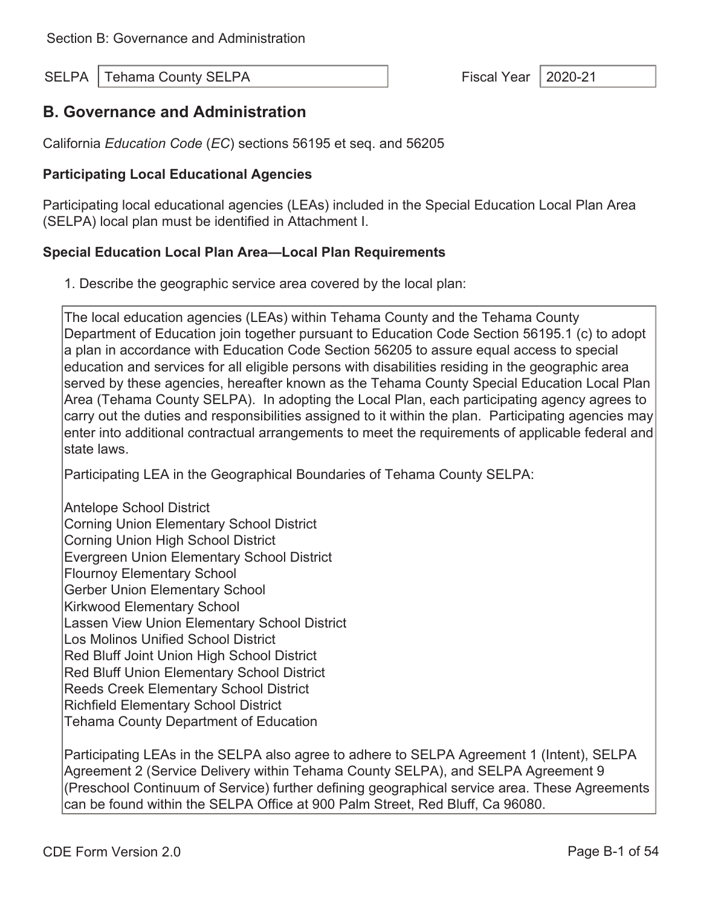Section B: Governance and Administration

SELPA: Tehama County SELPA | Fiscal Year: 2020-21

## B. Governance and Administration

California *Education Code* (*EC*) sections 56195 et seq. and 56205

### Participating Local Educational Agencies

Participating local educational agencies (LEAs) included in the Special Education Local Plan Area (SELPA) local plan must be identified in Attachment I.

### Special Education Local Plan Area—Local Plan Requirements

1. Describe the geographic service area covered by the local plan:

The local education agencies (LEAs) within Tehama County and the Tehama County Department of Education join together pursuant to Education Code Section 56195.1 (c) to adopt a plan in accordance with Education Code Section 56205 to assure equal access to special education and services for all eligible persons with disabilities residing in the geographic area served by these agencies, hereafter known as the Tehama County Special Education Local Plan Area (Tehama County SELPA). In adopting the Local Plan, each participating agency agrees to carry out the duties and responsibilities assigned to it within the plan. Participating agencies may enter into additional contractual arrangements to meet the requirements of applicable federal and state laws.

Participating LEA in the Geographical Boundaries of Tehama County SELPA:

Antelope School District
Corning Union Elementary School District
Corning Union High School District
Evergreen Union Elementary School District
Flournoy Elementary School
Gerber Union Elementary School
Kirkwood Elementary School
Lassen View Union Elementary School District
Los Molinos Unified School District
Red Bluff Joint Union High School District
Red Bluff Union Elementary School District
Reeds Creek Elementary School District
Richfield Elementary School District
Tehama County Department of Education

Participating LEAs in the SELPA also agree to adhere to SELPA Agreement 1 (Intent), SELPA Agreement 2 (Service Delivery within Tehama County SELPA), and SELPA Agreement 9 (Preschool Continuum of Service) further defining geographical service area. These Agreements can be found within the SELPA Office at 900 Palm Street, Red Bluff, Ca 96080.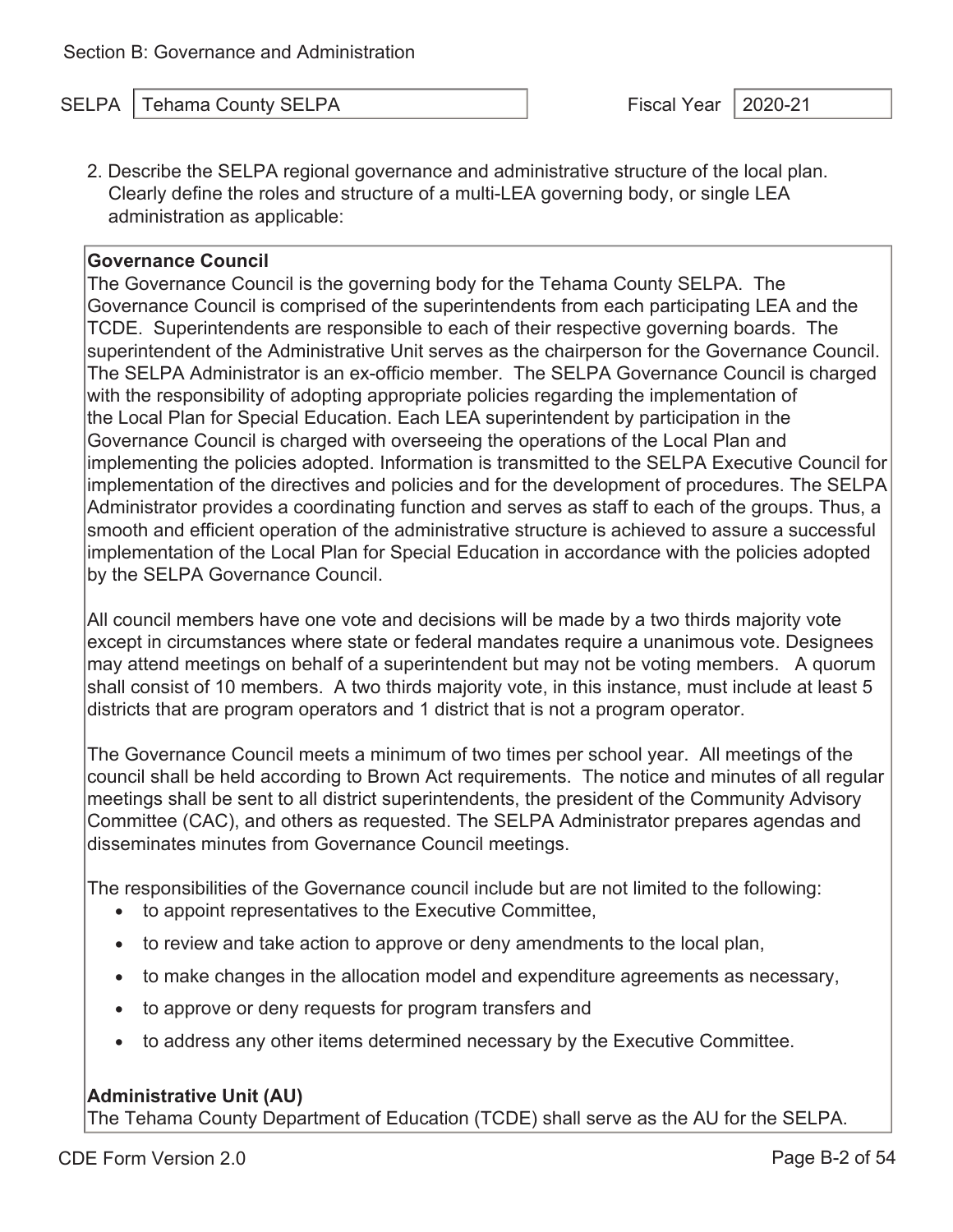Section B: Governance and Administration

SELPA: Tehama County SELPA | Fiscal Year: 2020-21

2. Describe the SELPA regional governance and administrative structure of the local plan. Clearly define the roles and structure of a multi-LEA governing body, or single LEA administration as applicable:

**Governance Council**

The Governance Council is the governing body for the Tehama County SELPA. The Governance Council is comprised of the superintendents from each participating LEA and the TCDE. Superintendents are responsible to each of their respective governing boards. The superintendent of the Administrative Unit serves as the chairperson for the Governance Council. The SELPA Administrator is an ex-officio member. The SELPA Governance Council is charged with the responsibility of adopting appropriate policies regarding the implementation of the Local Plan for Special Education. Each LEA superintendent by participation in the Governance Council is charged with overseeing the operations of the Local Plan and implementing the policies adopted. Information is transmitted to the SELPA Executive Council for implementation of the directives and policies and for the development of procedures. The SELPA Administrator provides a coordinating function and serves as staff to each of the groups. Thus, a smooth and efficient operation of the administrative structure is achieved to assure a successful implementation of the Local Plan for Special Education in accordance with the policies adopted by the SELPA Governance Council.

All council members have one vote and decisions will be made by a two thirds majority vote except in circumstances where state or federal mandates require a unanimous vote. Designees may attend meetings on behalf of a superintendent but may not be voting members. A quorum shall consist of 10 members. A two thirds majority vote, in this instance, must include at least 5 districts that are program operators and 1 district that is not a program operator.

The Governance Council meets a minimum of two times per school year. All meetings of the council shall be held according to Brown Act requirements. The notice and minutes of all regular meetings shall be sent to all district superintendents, the president of the Community Advisory Committee (CAC), and others as requested. The SELPA Administrator prepares agendas and disseminates minutes from Governance Council meetings.

The responsibilities of the Governance council include but are not limited to the following:

- to appoint representatives to the Executive Committee,
- to review and take action to approve or deny amendments to the local plan,
- to make changes in the allocation model and expenditure agreements as necessary,
- to approve or deny requests for program transfers and
- to address any other items determined necessary by the Executive Committee.

**Administrative Unit (AU)**

The Tehama County Department of Education (TCDE) shall serve as the AU for the SELPA.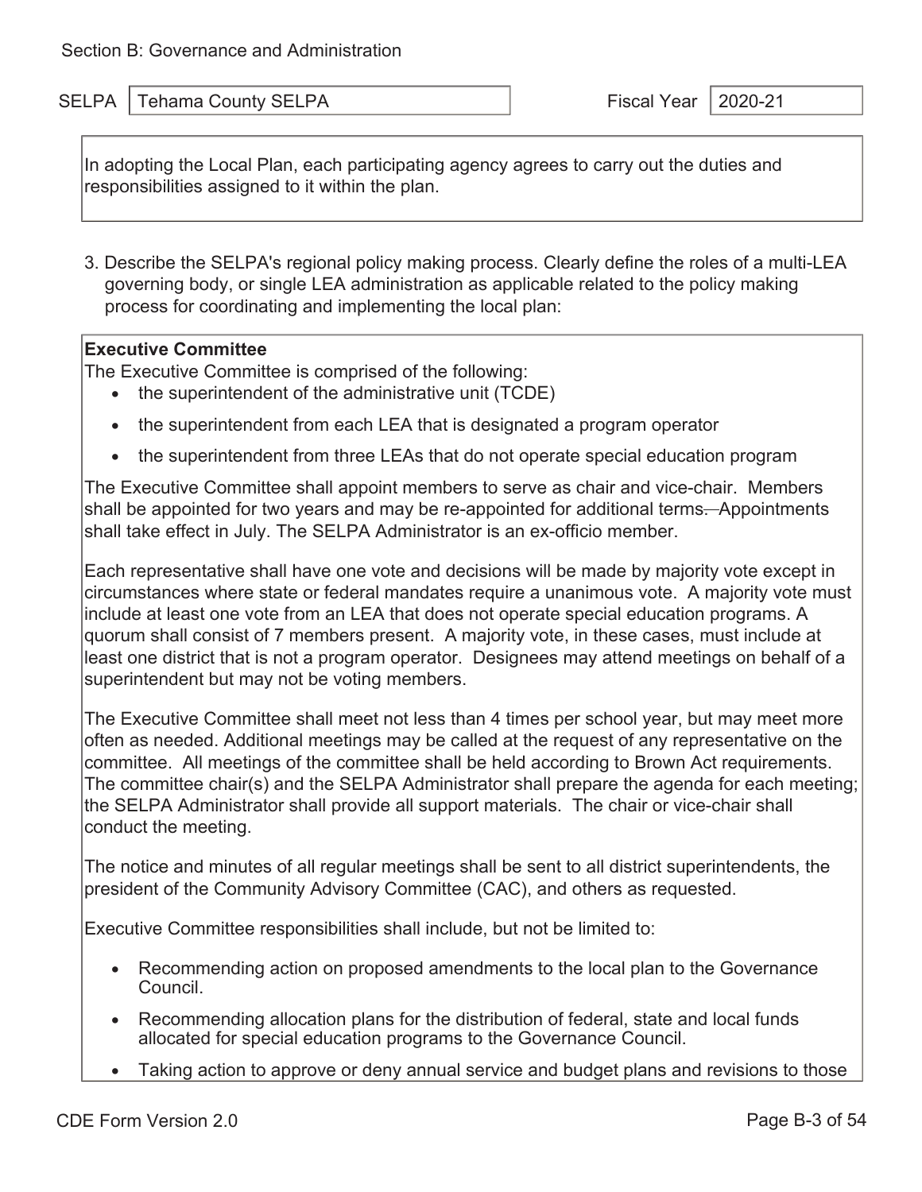Section B: Governance and Administration

SELPA: Tehama County SELPA

Fiscal Year: 2020-21

In adopting the Local Plan, each participating agency agrees to carry out the duties and responsibilities assigned to it within the plan.

3. Describe the SELPA's regional policy making process. Clearly define the roles of a multi-LEA governing body, or single LEA administration as applicable related to the policy making process for coordinating and implementing the local plan:

**Executive Committee**

The Executive Committee is comprised of the following:

- the superintendent of the administrative unit (TCDE)
- the superintendent from each LEA that is designated a program operator
- the superintendent from three LEAs that do not operate special education program

The Executive Committee shall appoint members to serve as chair and vice-chair. Members shall be appointed for two years and may be re-appointed for additional terms. Appointments shall take effect in July. The SELPA Administrator is an ex-officio member.

Each representative shall have one vote and decisions will be made by majority vote except in circumstances where state or federal mandates require a unanimous vote. A majority vote must include at least one vote from an LEA that does not operate special education programs. A quorum shall consist of 7 members present. A majority vote, in these cases, must include at least one district that is not a program operator. Designees may attend meetings on behalf of a superintendent but may not be voting members.

The Executive Committee shall meet not less than 4 times per school year, but may meet more often as needed. Additional meetings may be called at the request of any representative on the committee. All meetings of the committee shall be held according to Brown Act requirements. The committee chair(s) and the SELPA Administrator shall prepare the agenda for each meeting; the SELPA Administrator shall provide all support materials. The chair or vice-chair shall conduct the meeting.

The notice and minutes of all regular meetings shall be sent to all district superintendents, the president of the Community Advisory Committee (CAC), and others as requested.

Executive Committee responsibilities shall include, but not be limited to:

- Recommending action on proposed amendments to the local plan to the Governance Council.
- Recommending allocation plans for the distribution of federal, state and local funds allocated for special education programs to the Governance Council.
- Taking action to approve or deny annual service and budget plans and revisions to those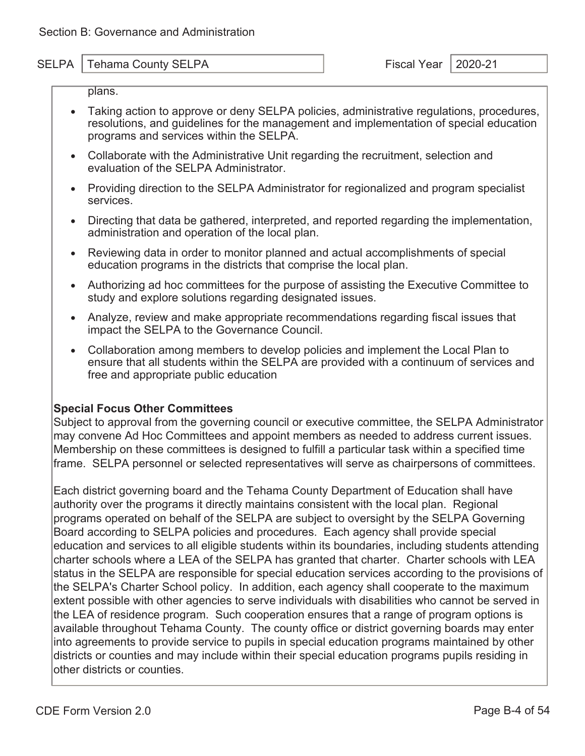Section B: Governance and Administration

SELPA: Tehama County SELPA | Fiscal Year: 2020-21

plans.

- Taking action to approve or deny SELPA policies, administrative regulations, procedures, resolutions, and guidelines for the management and implementation of special education programs and services within the SELPA.
- Collaborate with the Administrative Unit regarding the recruitment, selection and evaluation of the SELPA Administrator.
- Providing direction to the SELPA Administrator for regionalized and program specialist services.
- Directing that data be gathered, interpreted, and reported regarding the implementation, administration and operation of the local plan.
- Reviewing data in order to monitor planned and actual accomplishments of special education programs in the districts that comprise the local plan.
- Authorizing ad hoc committees for the purpose of assisting the Executive Committee to study and explore solutions regarding designated issues.
- Analyze, review and make appropriate recommendations regarding fiscal issues that impact the SELPA to the Governance Council.
- Collaboration among members to develop policies and implement the Local Plan to ensure that all students within the SELPA are provided with a continuum of services and free and appropriate public education

**Special Focus Other Committees**

Subject to approval from the governing council or executive committee, the SELPA Administrator may convene Ad Hoc Committees and appoint members as needed to address current issues. Membership on these committees is designed to fulfill a particular task within a specified time frame. SELPA personnel or selected representatives will serve as chairpersons of committees.

Each district governing board and the Tehama County Department of Education shall have authority over the programs it directly maintains consistent with the local plan. Regional programs operated on behalf of the SELPA are subject to oversight by the SELPA Governing Board according to SELPA policies and procedures. Each agency shall provide special education and services to all eligible students within its boundaries, including students attending charter schools where a LEA of the SELPA has granted that charter. Charter schools with LEA status in the SELPA are responsible for special education services according to the provisions of the SELPA's Charter School policy. In addition, each agency shall cooperate to the maximum extent possible with other agencies to serve individuals with disabilities who cannot be served in the LEA of residence program. Such cooperation ensures that a range of program options is available throughout Tehama County. The county office or district governing boards may enter into agreements to provide service to pupils in special education programs maintained by other districts or counties and may include within their special education programs pupils residing in other districts or counties.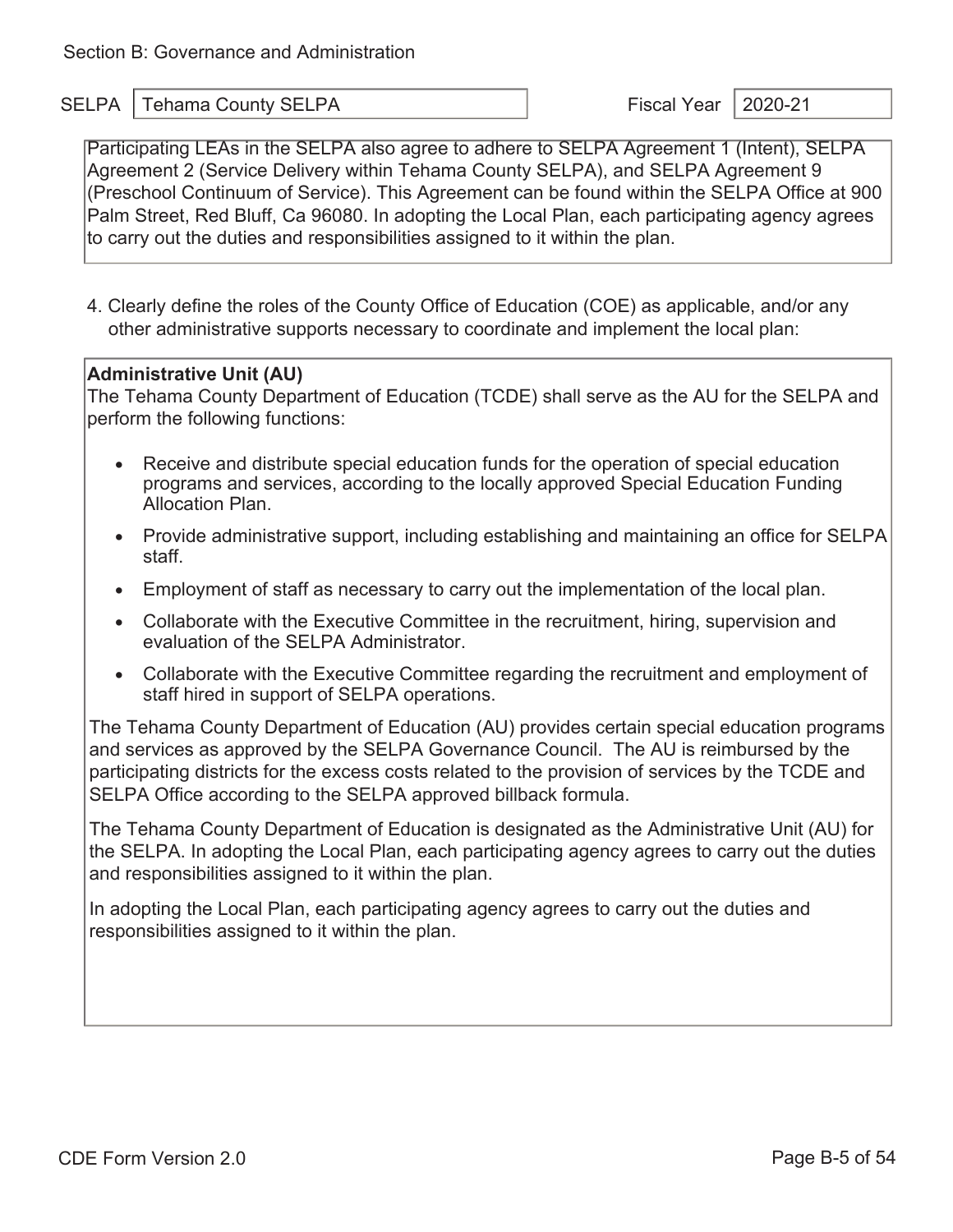Section B: Governance and Administration

SELPA: Tehama County SELPA | Fiscal Year: 2020-21

Participating LEAs in the SELPA also agree to adhere to SELPA Agreement 1 (Intent), SELPA Agreement 2 (Service Delivery within Tehama County SELPA), and SELPA Agreement 9 (Preschool Continuum of Service). This Agreement can be found within the SELPA Office at 900 Palm Street, Red Bluff, Ca 96080. In adopting the Local Plan, each participating agency agrees to carry out the duties and responsibilities assigned to it within the plan.

4. Clearly define the roles of the County Office of Education (COE) as applicable, and/or any other administrative supports necessary to coordinate and implement the local plan:

**Administrative Unit (AU)**

The Tehama County Department of Education (TCDE) shall serve as the AU for the SELPA and perform the following functions:

- Receive and distribute special education funds for the operation of special education programs and services, according to the locally approved Special Education Funding Allocation Plan.
- Provide administrative support, including establishing and maintaining an office for SELPA staff.
- Employment of staff as necessary to carry out the implementation of the local plan.
- Collaborate with the Executive Committee in the recruitment, hiring, supervision and evaluation of the SELPA Administrator.
- Collaborate with the Executive Committee regarding the recruitment and employment of staff hired in support of SELPA operations.

The Tehama County Department of Education (AU) provides certain special education programs and services as approved by the SELPA Governance Council. The AU is reimbursed by the participating districts for the excess costs related to the provision of services by the TCDE and SELPA Office according to the SELPA approved billback formula.

The Tehama County Department of Education is designated as the Administrative Unit (AU) for the SELPA. In adopting the Local Plan, each participating agency agrees to carry out the duties and responsibilities assigned to it within the plan.

In adopting the Local Plan, each participating agency agrees to carry out the duties and responsibilities assigned to it within the plan.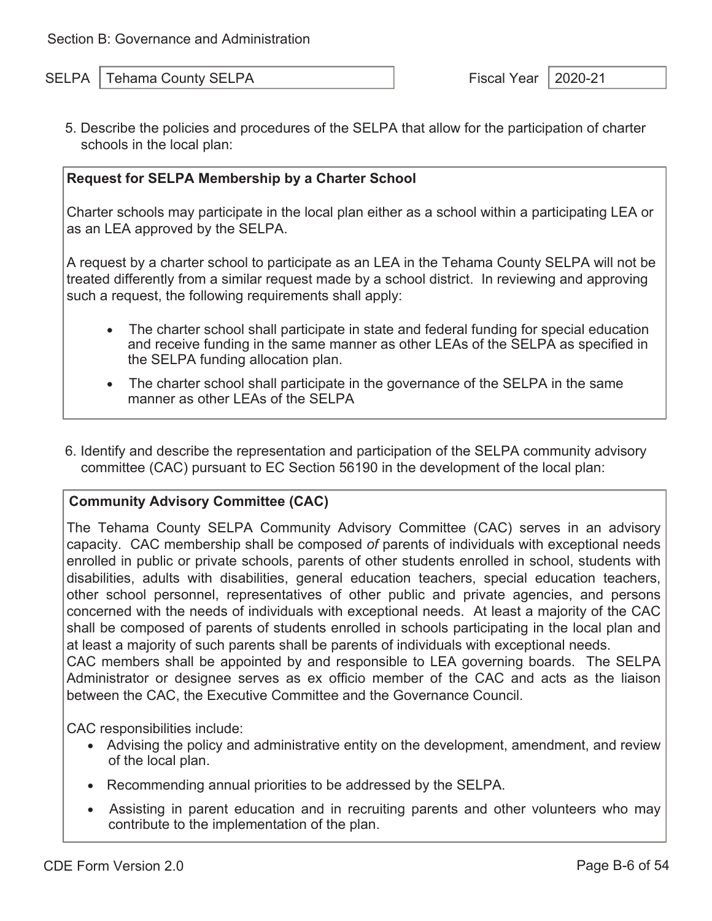Section B: Governance and Administration

SELPA: Tehama County SELPA | Fiscal Year: 2020-21

5. Describe the policies and procedures of the SELPA that allow for the participation of charter schools in the local plan:

**Request for SELPA Membership by a Charter School**

Charter schools may participate in the local plan either as a school within a participating LEA or as an LEA approved by the SELPA.

A request by a charter school to participate as an LEA in the Tehama County SELPA will not be treated differently from a similar request made by a school district. In reviewing and approving such a request, the following requirements shall apply:

- The charter school shall participate in state and federal funding for special education and receive funding in the same manner as other LEAs of the SELPA as specified in the SELPA funding allocation plan.
- The charter school shall participate in the governance of the SELPA in the same manner as other LEAs of the SELPA

6. Identify and describe the representation and participation of the SELPA community advisory committee (CAC) pursuant to EC Section 56190 in the development of the local plan:

**Community Advisory Committee (CAC)**

The Tehama County SELPA Community Advisory Committee (CAC) serves in an advisory capacity. CAC membership shall be composed *of* parents of individuals with exceptional needs enrolled in public or private schools, parents of other students enrolled in school, students with disabilities, adults with disabilities, general education teachers, special education teachers, other school personnel, representatives of other public and private agencies, and persons concerned with the needs of individuals with exceptional needs. At least a majority of the CAC shall be composed of parents of students enrolled in schools participating in the local plan and at least a majority of such parents shall be parents of individuals with exceptional needs.
CAC members shall be appointed by and responsible to LEA governing boards. The SELPA Administrator or designee serves as ex officio member of the CAC and acts as the liaison between the CAC, the Executive Committee and the Governance Council.

CAC responsibilities include:

- Advising the policy and administrative entity on the development, amendment, and review of the local plan.
- Recommending annual priorities to be addressed by the SELPA.
- Assisting in parent education and in recruiting parents and other volunteers who may contribute to the implementation of the plan.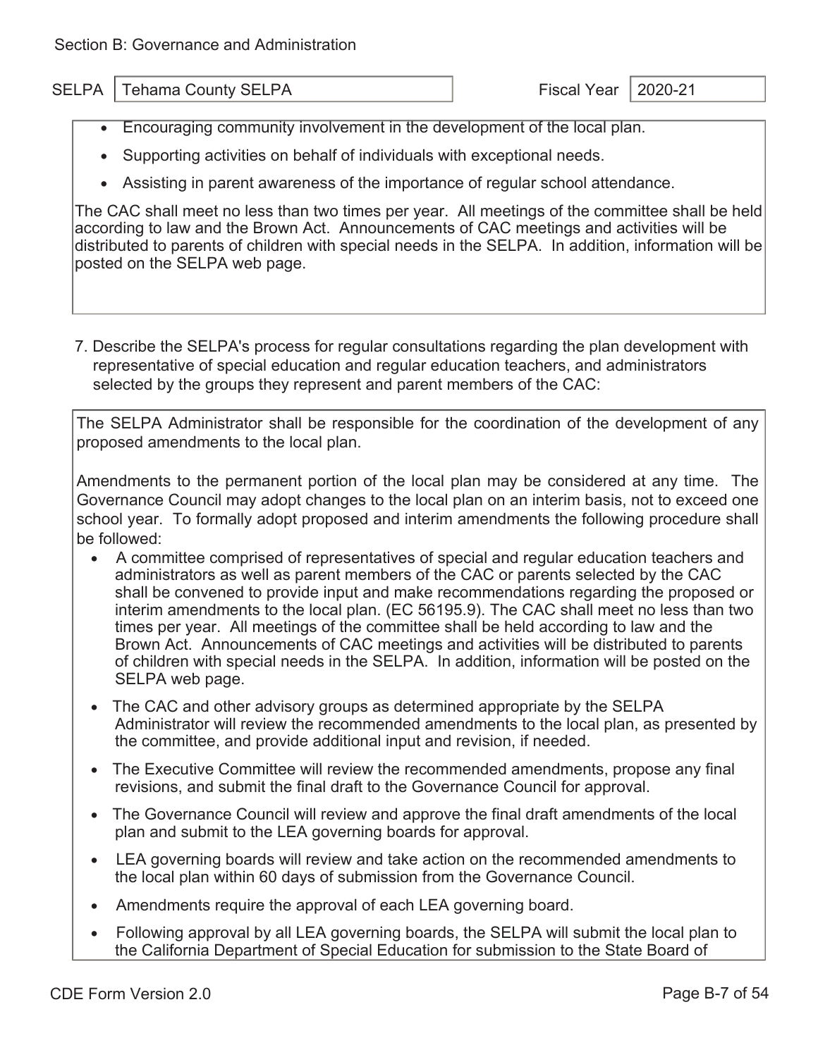Section B: Governance and Administration

SELPA: Tehama County SELPA | Fiscal Year: 2020-21

- Encouraging community involvement in the development of the local plan.
- Supporting activities on behalf of individuals with exceptional needs.
- Assisting in parent awareness of the importance of regular school attendance.

The CAC shall meet no less than two times per year. All meetings of the committee shall be held according to law and the Brown Act. Announcements of CAC meetings and activities will be distributed to parents of children with special needs in the SELPA. In addition, information will be posted on the SELPA web page.

7. Describe the SELPA's process for regular consultations regarding the plan development with representative of special education and regular education teachers, and administrators selected by the groups they represent and parent members of the CAC:

The SELPA Administrator shall be responsible for the coordination of the development of any proposed amendments to the local plan.

Amendments to the permanent portion of the local plan may be considered at any time. The Governance Council may adopt changes to the local plan on an interim basis, not to exceed one school year. To formally adopt proposed and interim amendments the following procedure shall be followed:

- A committee comprised of representatives of special and regular education teachers and administrators as well as parent members of the CAC or parents selected by the CAC shall be convened to provide input and make recommendations regarding the proposed or interim amendments to the local plan. (EC 56195.9). The CAC shall meet no less than two times per year. All meetings of the committee shall be held according to law and the Brown Act. Announcements of CAC meetings and activities will be distributed to parents of children with special needs in the SELPA. In addition, information will be posted on the SELPA web page.
- The CAC and other advisory groups as determined appropriate by the SELPA Administrator will review the recommended amendments to the local plan, as presented by the committee, and provide additional input and revision, if needed.
- The Executive Committee will review the recommended amendments, propose any final revisions, and submit the final draft to the Governance Council for approval.
- The Governance Council will review and approve the final draft amendments of the local plan and submit to the LEA governing boards for approval.
- LEA governing boards will review and take action on the recommended amendments to the local plan within 60 days of submission from the Governance Council.
- Amendments require the approval of each LEA governing board.
- Following approval by all LEA governing boards, the SELPA will submit the local plan to the California Department of Special Education for submission to the State Board of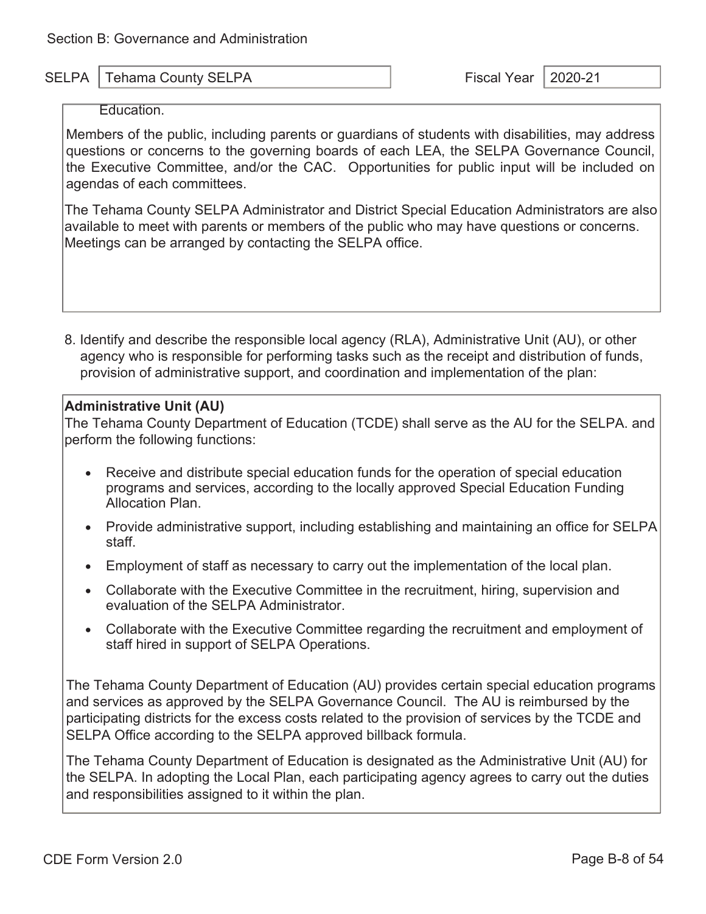Section B: Governance and Administration

SELPA: Tehama County SELPA

Fiscal Year: 2020-21

Education.

Members of the public, including parents or guardians of students with disabilities, may address questions or concerns to the governing boards of each LEA, the SELPA Governance Council, the Executive Committee, and/or the CAC. Opportunities for public input will be included on agendas of each committees.

The Tehama County SELPA Administrator and District Special Education Administrators are also available to meet with parents or members of the public who may have questions or concerns. Meetings can be arranged by contacting the SELPA office.

8. Identify and describe the responsible local agency (RLA), Administrative Unit (AU), or other agency who is responsible for performing tasks such as the receipt and distribution of funds, provision of administrative support, and coordination and implementation of the plan:

**Administrative Unit (AU)**

The Tehama County Department of Education (TCDE) shall serve as the AU for the SELPA. and perform the following functions:

- Receive and distribute special education funds for the operation of special education programs and services, according to the locally approved Special Education Funding Allocation Plan.
- Provide administrative support, including establishing and maintaining an office for SELPA staff.
- Employment of staff as necessary to carry out the implementation of the local plan.
- Collaborate with the Executive Committee in the recruitment, hiring, supervision and evaluation of the SELPA Administrator.
- Collaborate with the Executive Committee regarding the recruitment and employment of staff hired in support of SELPA Operations.

The Tehama County Department of Education (AU) provides certain special education programs and services as approved by the SELPA Governance Council. The AU is reimbursed by the participating districts for the excess costs related to the provision of services by the TCDE and SELPA Office according to the SELPA approved billback formula.

The Tehama County Department of Education is designated as the Administrative Unit (AU) for the SELPA. In adopting the Local Plan, each participating agency agrees to carry out the duties and responsibilities assigned to it within the plan.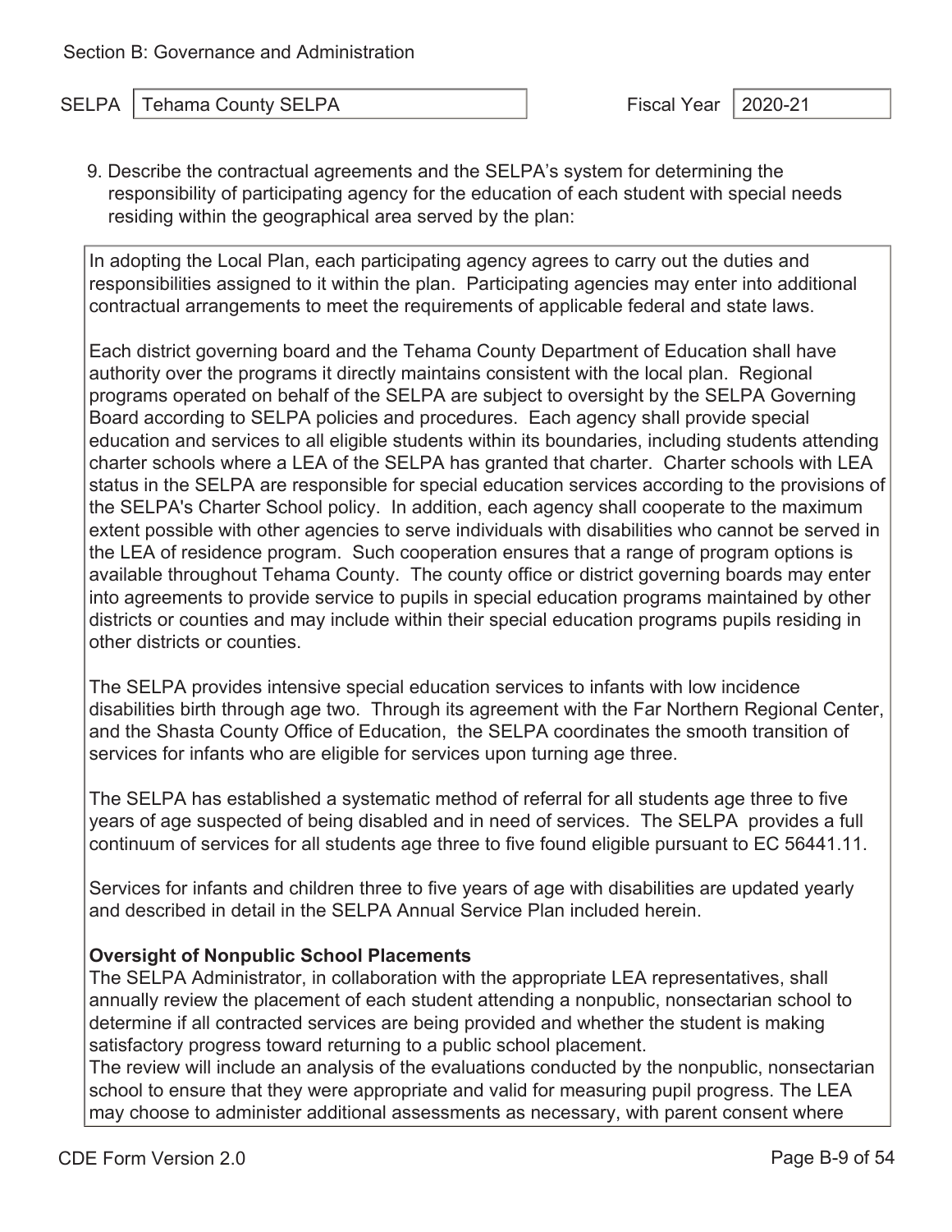Section B: Governance and Administration

SELPA: Tehama County SELPA | Fiscal Year: 2020-21

9. Describe the contractual agreements and the SELPA's system for determining the responsibility of participating agency for the education of each student with special needs residing within the geographical area served by the plan:

In adopting the Local Plan, each participating agency agrees to carry out the duties and responsibilities assigned to it within the plan. Participating agencies may enter into additional contractual arrangements to meet the requirements of applicable federal and state laws.

Each district governing board and the Tehama County Department of Education shall have authority over the programs it directly maintains consistent with the local plan. Regional programs operated on behalf of the SELPA are subject to oversight by the SELPA Governing Board according to SELPA policies and procedures. Each agency shall provide special education and services to all eligible students within its boundaries, including students attending charter schools where a LEA of the SELPA has granted that charter. Charter schools with LEA status in the SELPA are responsible for special education services according to the provisions of the SELPA's Charter School policy. In addition, each agency shall cooperate to the maximum extent possible with other agencies to serve individuals with disabilities who cannot be served in the LEA of residence program. Such cooperation ensures that a range of program options is available throughout Tehama County. The county office or district governing boards may enter into agreements to provide service to pupils in special education programs maintained by other districts or counties and may include within their special education programs pupils residing in other districts or counties.

The SELPA provides intensive special education services to infants with low incidence disabilities birth through age two. Through its agreement with the Far Northern Regional Center, and the Shasta County Office of Education, the SELPA coordinates the smooth transition of services for infants who are eligible for services upon turning age three.

The SELPA has established a systematic method of referral for all students age three to five years of age suspected of being disabled and in need of services. The SELPA provides a full continuum of services for all students age three to five found eligible pursuant to EC 56441.11.

Services for infants and children three to five years of age with disabilities are updated yearly and described in detail in the SELPA Annual Service Plan included herein.

**Oversight of Nonpublic School Placements**

The SELPA Administrator, in collaboration with the appropriate LEA representatives, shall annually review the placement of each student attending a nonpublic, nonsectarian school to determine if all contracted services are being provided and whether the student is making satisfactory progress toward returning to a public school placement.

The review will include an analysis of the evaluations conducted by the nonpublic, nonsectarian school to ensure that they were appropriate and valid for measuring pupil progress. The LEA may choose to administer additional assessments as necessary, with parent consent where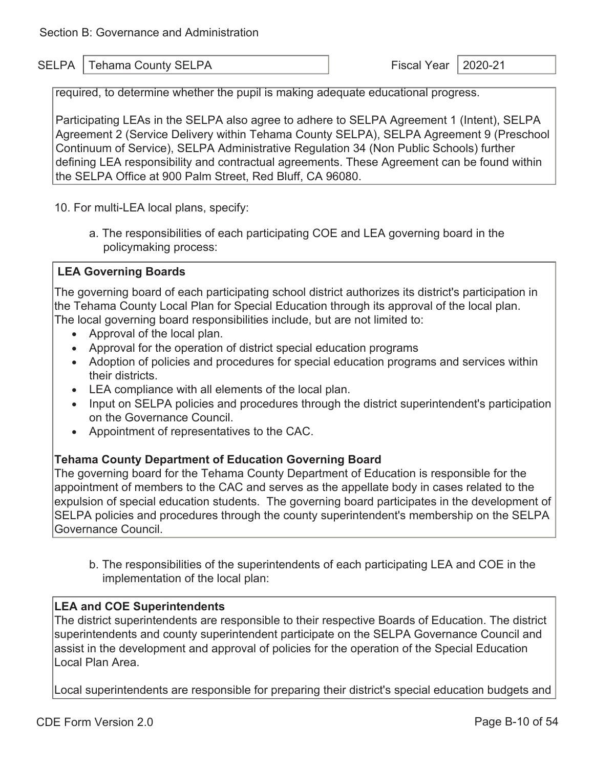Section B: Governance and Administration

SELPA: Tehama County SELPA | Fiscal Year: 2020-21

required, to determine whether the pupil is making adequate educational progress.

Participating LEAs in the SELPA also agree to adhere to SELPA Agreement 1 (Intent), SELPA Agreement 2 (Service Delivery within Tehama County SELPA), SELPA Agreement 9 (Preschool Continuum of Service), SELPA Administrative Regulation 34 (Non Public Schools) further defining LEA responsibility and contractual agreements. These Agreement can be found within the SELPA Office at 900 Palm Street, Red Bluff, CA 96080.

10. For multi-LEA local plans, specify:

a. The responsibilities of each participating COE and LEA governing board in the policymaking process:

**LEA Governing Boards**

The governing board of each participating school district authorizes its district's participation in the Tehama County Local Plan for Special Education through its approval of the local plan. The local governing board responsibilities include, but are not limited to:

- Approval of the local plan.
- Approval for the operation of district special education programs
- Adoption of policies and procedures for special education programs and services within their districts.
- LEA compliance with all elements of the local plan.
- Input on SELPA policies and procedures through the district superintendent's participation on the Governance Council.
- Appointment of representatives to the CAC.

**Tehama County Department of Education Governing Board**

The governing board for the Tehama County Department of Education is responsible for the appointment of members to the CAC and serves as the appellate body in cases related to the expulsion of special education students. The governing board participates in the development of SELPA policies and procedures through the county superintendent's membership on the SELPA Governance Council.

b. The responsibilities of the superintendents of each participating LEA and COE in the implementation of the local plan:

**LEA and COE Superintendents**

The district superintendents are responsible to their respective Boards of Education. The district superintendents and county superintendent participate on the SELPA Governance Council and assist in the development and approval of policies for the operation of the Special Education Local Plan Area.

Local superintendents are responsible for preparing their district's special education budgets and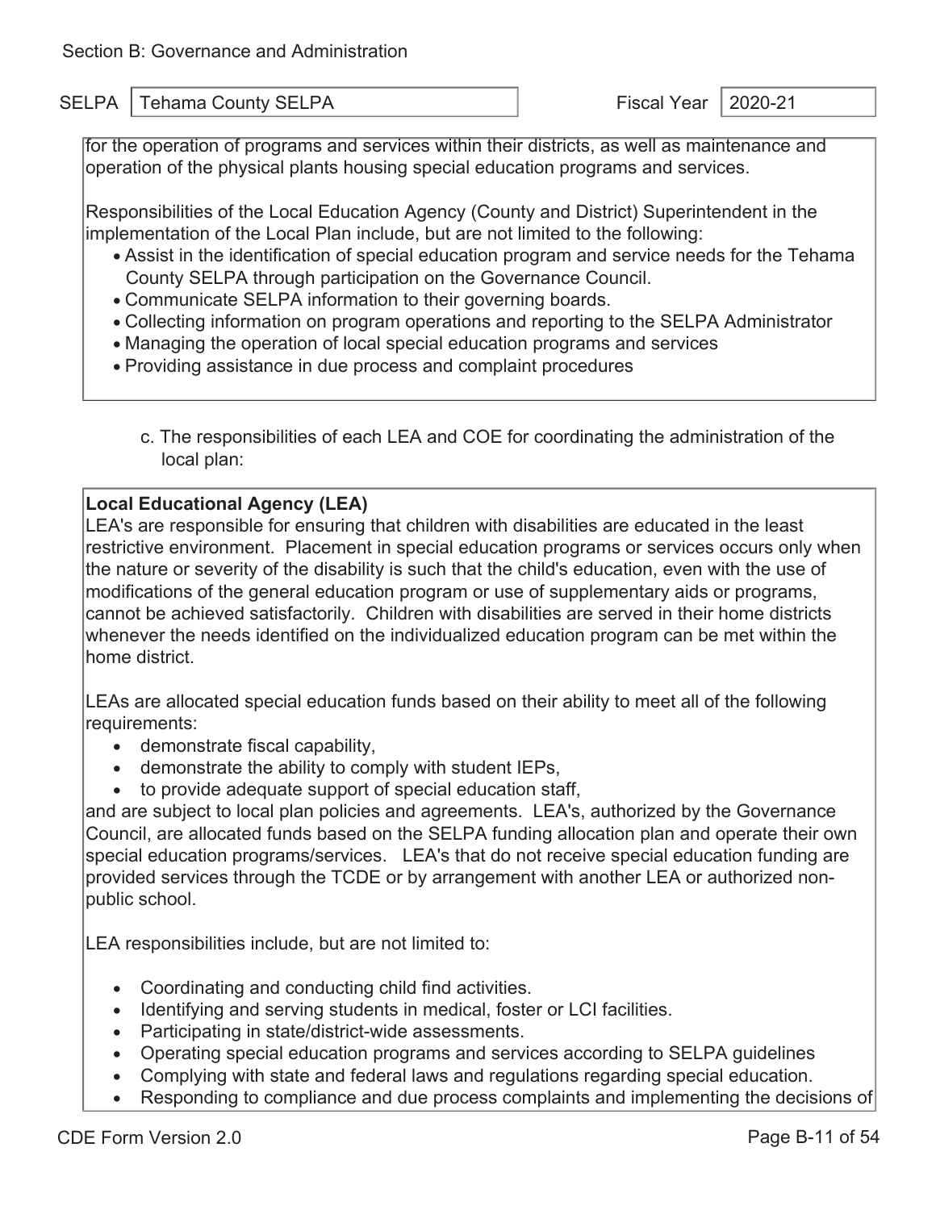Section B: Governance and Administration

SELPA: Tehama County SELPA | Fiscal Year: 2020-21

for the operation of programs and services within their districts, as well as maintenance and operation of the physical plants housing special education programs and services.

Responsibilities of the Local Education Agency (County and District) Superintendent in the implementation of the Local Plan include, but are not limited to the following:

- Assist in the identification of special education program and service needs for the Tehama County SELPA through participation on the Governance Council.
- Communicate SELPA information to their governing boards.
- Collecting information on program operations and reporting to the SELPA Administrator
- Managing the operation of local special education programs and services
- Providing assistance in due process and complaint procedures

c. The responsibilities of each LEA and COE for coordinating the administration of the local plan:

**Local Educational Agency (LEA)**

LEA's are responsible for ensuring that children with disabilities are educated in the least restrictive environment. Placement in special education programs or services occurs only when the nature or severity of the disability is such that the child's education, even with the use of modifications of the general education program or use of supplementary aids or programs, cannot be achieved satisfactorily. Children with disabilities are served in their home districts whenever the needs identified on the individualized education program can be met within the home district.

LEAs are allocated special education funds based on their ability to meet all of the following requirements:

- demonstrate fiscal capability,
- demonstrate the ability to comply with student IEPs,
- to provide adequate support of special education staff,

and are subject to local plan policies and agreements. LEA's, authorized by the Governance Council, are allocated funds based on the SELPA funding allocation plan and operate their own special education programs/services. LEA's that do not receive special education funding are provided services through the TCDE or by arrangement with another LEA or authorized non-public school.

LEA responsibilities include, but are not limited to:

- Coordinating and conducting child find activities.
- Identifying and serving students in medical, foster or LCI facilities.
- Participating in state/district-wide assessments.
- Operating special education programs and services according to SELPA guidelines
- Complying with state and federal laws and regulations regarding special education.
- Responding to compliance and due process complaints and implementing the decisions of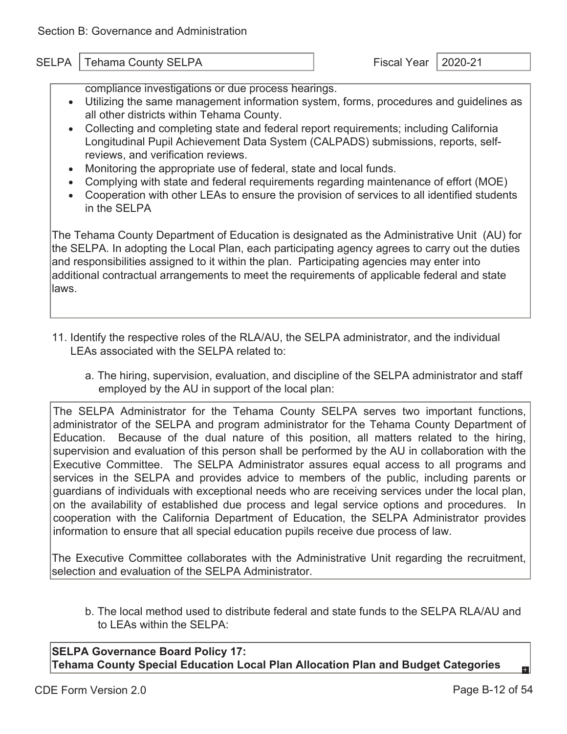Section B: Governance and Administration

SELPA: Tehama County SELPA | Fiscal Year: 2020-21

compliance investigations or due process hearings.

- Utilizing the same management information system, forms, procedures and guidelines as all other districts within Tehama County.
- Collecting and completing state and federal report requirements; including California Longitudinal Pupil Achievement Data System (CALPADS) submissions, reports, self-reviews, and verification reviews.
- Monitoring the appropriate use of federal, state and local funds.
- Complying with state and federal requirements regarding maintenance of effort (MOE)
- Cooperation with other LEAs to ensure the provision of services to all identified students in the SELPA

The Tehama County Department of Education is designated as the Administrative Unit (AU) for the SELPA. In adopting the Local Plan, each participating agency agrees to carry out the duties and responsibilities assigned to it within the plan. Participating agencies may enter into additional contractual arrangements to meet the requirements of applicable federal and state laws.

11. Identify the respective roles of the RLA/AU, the SELPA administrator, and the individual LEAs associated with the SELPA related to:

    a. The hiring, supervision, evaluation, and discipline of the SELPA administrator and staff employed by the AU in support of the local plan:

The SELPA Administrator for the Tehama County SELPA serves two important functions, administrator of the SELPA and program administrator for the Tehama County Department of Education. Because of the dual nature of this position, all matters related to the hiring, supervision and evaluation of this person shall be performed by the AU in collaboration with the Executive Committee. The SELPA Administrator assures equal access to all programs and services in the SELPA and provides advice to members of the public, including parents or guardians of individuals with exceptional needs who are receiving services under the local plan, on the availability of established due process and legal service options and procedures. In cooperation with the California Department of Education, the SELPA Administrator provides information to ensure that all special education pupils receive due process of law.

The Executive Committee collaborates with the Administrative Unit regarding the recruitment, selection and evaluation of the SELPA Administrator.

    b. The local method used to distribute federal and state funds to the SELPA RLA/AU and to LEAs within the SELPA:

**SELPA Governance Board Policy 17:**
**Tehama County Special Education Local Plan Allocation Plan and Budget Categories**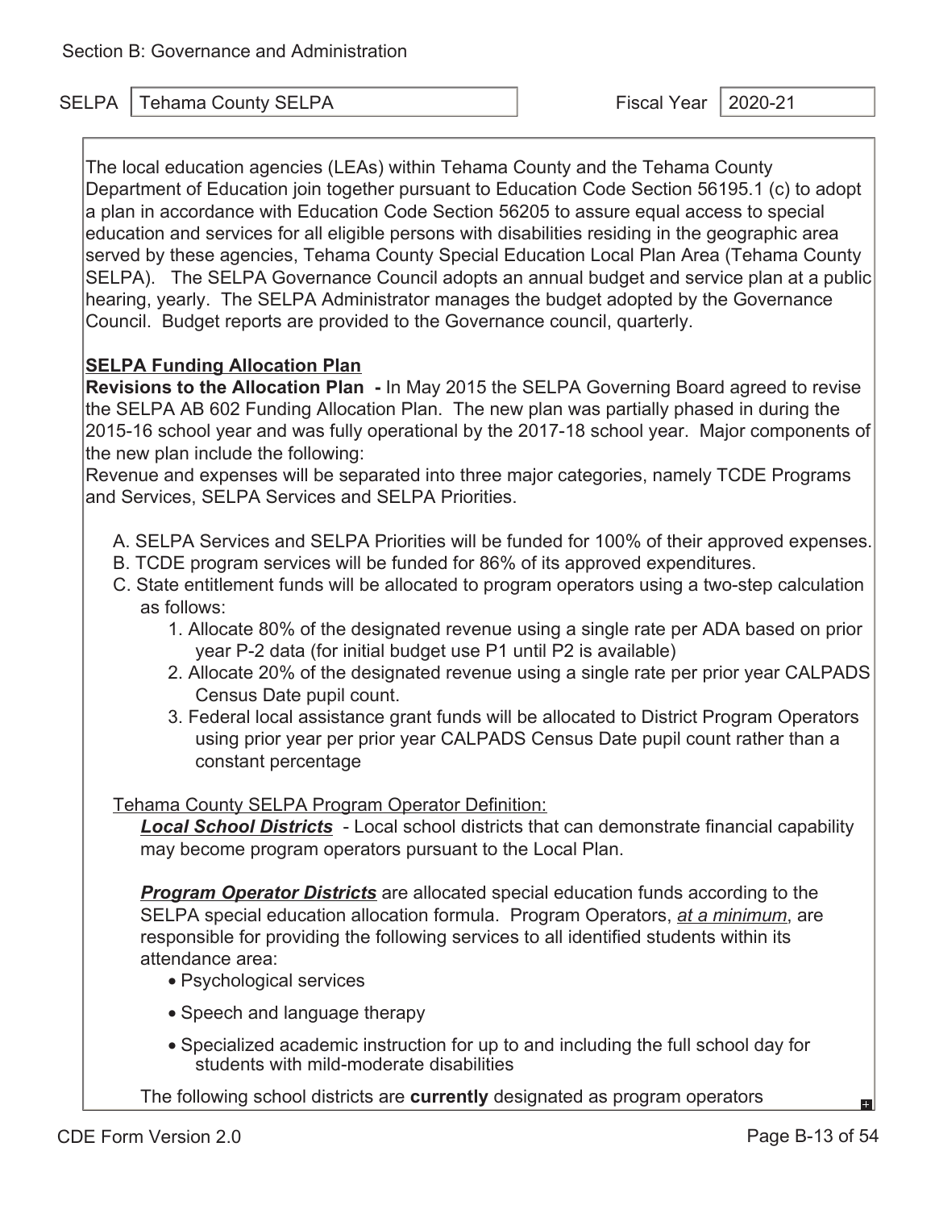Section B: Governance and Administration

SELPA: Tehama County SELPA | Fiscal Year: 2020-21

The local education agencies (LEAs) within Tehama County and the Tehama County Department of Education join together pursuant to Education Code Section 56195.1 (c) to adopt a plan in accordance with Education Code Section 56205 to assure equal access to special education and services for all eligible persons with disabilities residing in the geographic area served by these agencies, Tehama County Special Education Local Plan Area (Tehama County SELPA). The SELPA Governance Council adopts an annual budget and service plan at a public hearing, yearly. The SELPA Administrator manages the budget adopted by the Governance Council. Budget reports are provided to the Governance council, quarterly.

**SELPA Funding Allocation Plan**

**Revisions to the Allocation Plan -** In May 2015 the SELPA Governing Board agreed to revise the SELPA AB 602 Funding Allocation Plan. The new plan was partially phased in during the 2015-16 school year and was fully operational by the 2017-18 school year. Major components of the new plan include the following:

Revenue and expenses will be separated into three major categories, namely TCDE Programs and Services, SELPA Services and SELPA Priorities.

A. SELPA Services and SELPA Priorities will be funded for 100% of their approved expenses.
B. TCDE program services will be funded for 86% of its approved expenditures.
C. State entitlement funds will be allocated to program operators using a two-step calculation as follows:
   1. Allocate 80% of the designated revenue using a single rate per ADA based on prior year P-2 data (for initial budget use P1 until P2 is available)
   2. Allocate 20% of the designated revenue using a single rate per prior year CALPADS Census Date pupil count.
   3. Federal local assistance grant funds will be allocated to District Program Operators using prior year per prior year CALPADS Census Date pupil count rather than a constant percentage

Tehama County SELPA Program Operator Definition:

***Local School Districts*** - Local school districts that can demonstrate financial capability may become program operators pursuant to the Local Plan.

***Program Operator Districts*** are allocated special education funds according to the SELPA special education allocation formula. Program Operators, *at a minimum*, are responsible for providing the following services to all identified students within its attendance area:

- Psychological services
- Speech and language therapy
- Specialized academic instruction for up to and including the full school day for students with mild-moderate disabilities

The following school districts are **currently** designated as program operators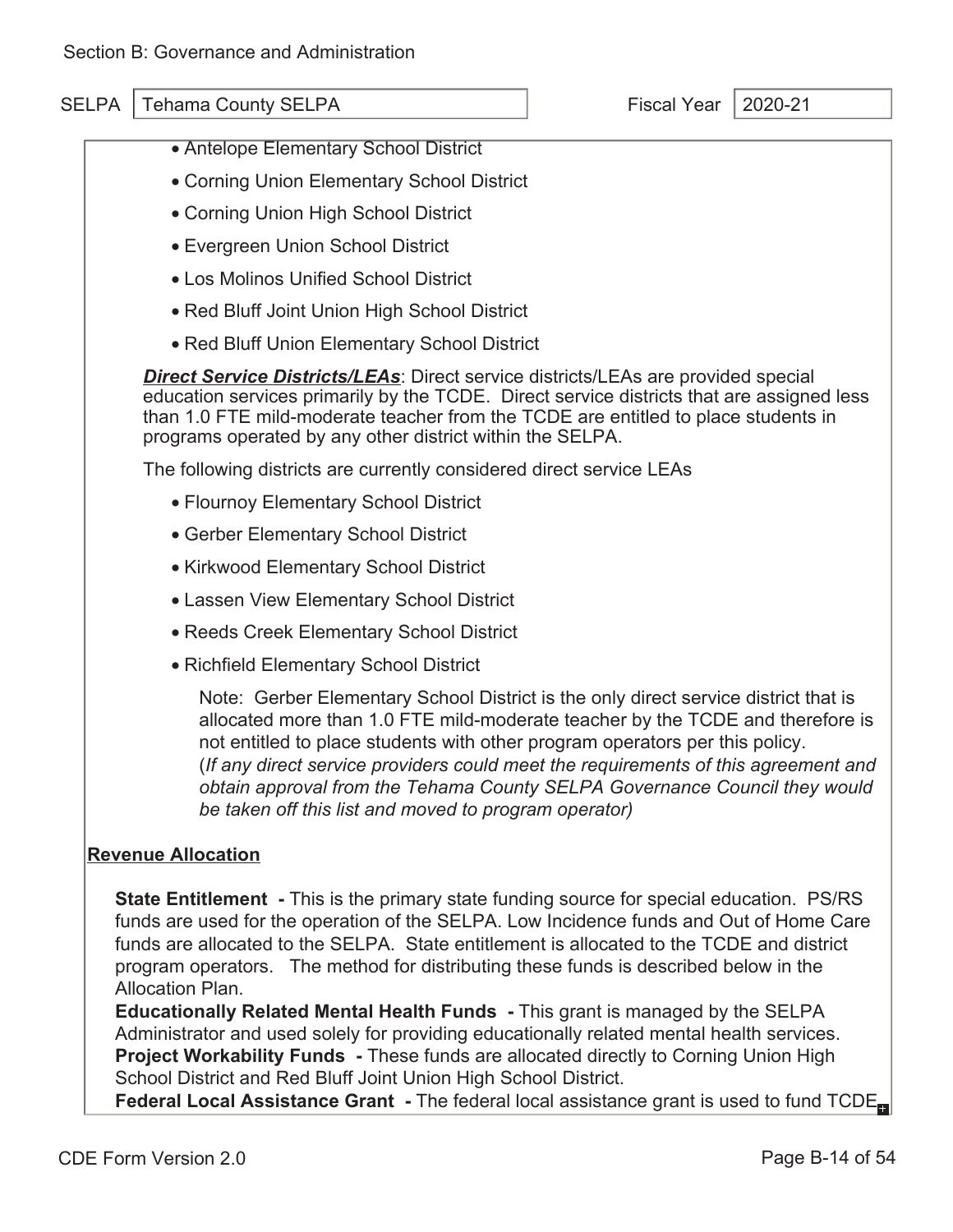Section B: Governance and Administration

SELPA: Tehama County SELPA — Fiscal Year: 2020-21

- Antelope Elementary School District
- Corning Union Elementary School District
- Corning Union High School District
- Evergreen Union School District
- Los Molinos Unified School District
- Red Bluff Joint Union High School District
- Red Bluff Union Elementary School District

***Direct Service Districts/LEAs***: Direct service districts/LEAs are provided special education services primarily by the TCDE. Direct service districts that are assigned less than 1.0 FTE mild-moderate teacher from the TCDE are entitled to place students in programs operated by any other district within the SELPA.

The following districts are currently considered direct service LEAs

- Flournoy Elementary School District
- Gerber Elementary School District
- Kirkwood Elementary School District
- Lassen View Elementary School District
- Reeds Creek Elementary School District
- Richfield Elementary School District

Note: Gerber Elementary School District is the only direct service district that is allocated more than 1.0 FTE mild-moderate teacher by the TCDE and therefore is not entitled to place students with other program operators per this policy. (*If any direct service providers could meet the requirements of this agreement and obtain approval from the Tehama County SELPA Governance Council they would be taken off this list and moved to program operator)*

**Revenue Allocation**

**State Entitlement -** This is the primary state funding source for special education. PS/RS funds are used for the operation of the SELPA. Low Incidence funds and Out of Home Care funds are allocated to the SELPA. State entitlement is allocated to the TCDE and district program operators. The method for distributing these funds is described below in the Allocation Plan.

**Educationally Related Mental Health Funds -** This grant is managed by the SELPA Administrator and used solely for providing educationally related mental health services.

**Project Workability Funds -** These funds are allocated directly to Corning Union High School District and Red Bluff Joint Union High School District.

**Federal Local Assistance Grant -** The federal local assistance grant is used to fund TCDE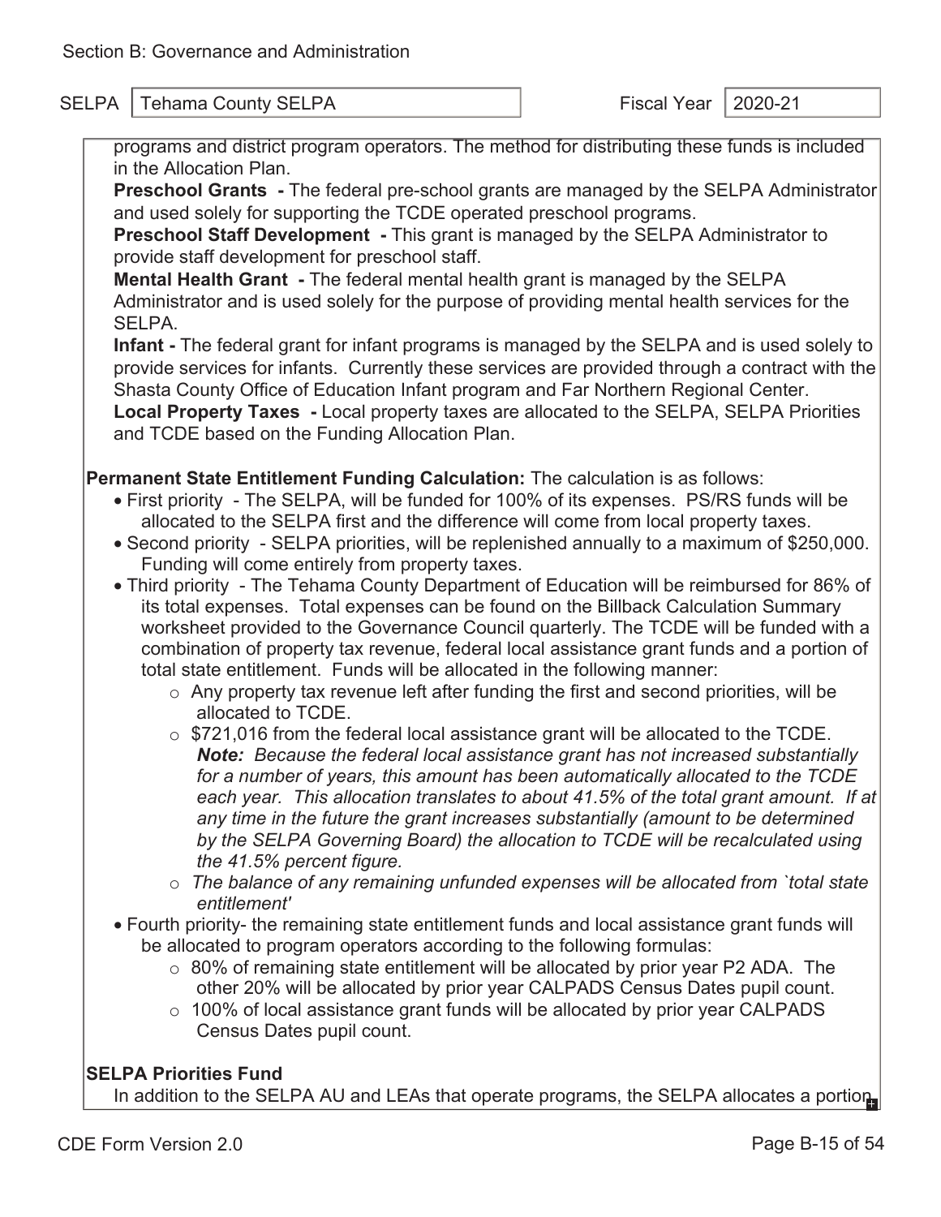Section B: Governance and Administration

SELPA: Tehama County SELPA | Fiscal Year: 2020-21

programs and district program operators. The method for distributing these funds is included in the Allocation Plan.

**Preschool Grants -** The federal pre-school grants are managed by the SELPA Administrator and used solely for supporting the TCDE operated preschool programs.

**Preschool Staff Development -** This grant is managed by the SELPA Administrator to provide staff development for preschool staff.

**Mental Health Grant -** The federal mental health grant is managed by the SELPA Administrator and is used solely for the purpose of providing mental health services for the SELPA.

**Infant -** The federal grant for infant programs is managed by the SELPA and is used solely to provide services for infants. Currently these services are provided through a contract with the Shasta County Office of Education Infant program and Far Northern Regional Center.

**Local Property Taxes -** Local property taxes are allocated to the SELPA, SELPA Priorities and TCDE based on the Funding Allocation Plan.

**Permanent State Entitlement Funding Calculation:** The calculation is as follows:

- First priority - The SELPA, will be funded for 100% of its expenses. PS/RS funds will be allocated to the SELPA first and the difference will come from local property taxes.
- Second priority - SELPA priorities, will be replenished annually to a maximum of $250,000. Funding will come entirely from property taxes.
- Third priority - The Tehama County Department of Education will be reimbursed for 86% of its total expenses. Total expenses can be found on the Billback Calculation Summary worksheet provided to the Governance Council quarterly. The TCDE will be funded with a combination of property tax revenue, federal local assistance grant funds and a portion of total state entitlement. Funds will be allocated in the following manner:
    - Any property tax revenue left after funding the first and second priorities, will be allocated to TCDE.
    - $721,016 from the federal local assistance grant will be allocated to the TCDE. ***Note:*** *Because the federal local assistance grant has not increased substantially for a number of years, this amount has been automatically allocated to the TCDE each year. This allocation translates to about 41.5% of the total grant amount. If at any time in the future the grant increases substantially (amount to be determined by the SELPA Governing Board) the allocation to TCDE will be recalculated using the 41.5% percent figure.*
    - *The balance of any remaining unfunded expenses will be allocated from `total state entitlement'*
- Fourth priority- the remaining state entitlement funds and local assistance grant funds will be allocated to program operators according to the following formulas:
    - 80% of remaining state entitlement will be allocated by prior year P2 ADA. The other 20% will be allocated by prior year CALPADS Census Dates pupil count.
    - 100% of local assistance grant funds will be allocated by prior year CALPADS Census Dates pupil count.

**SELPA Priorities Fund**

In addition to the SELPA AU and LEAs that operate programs, the SELPA allocates a portion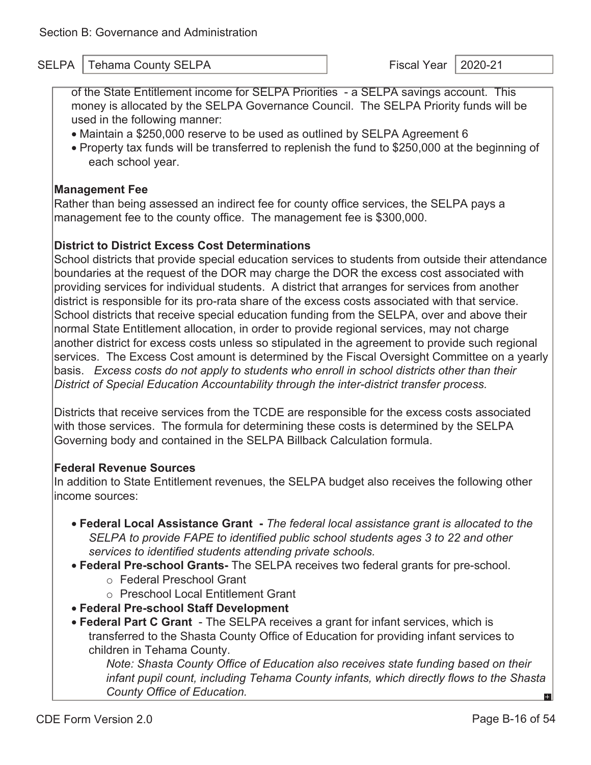Section B: Governance and Administration

SELPA: Tehama County SELPA | Fiscal Year: 2020-21

of the State Entitlement income for SELPA Priorities - a SELPA savings account. This money is allocated by the SELPA Governance Council. The SELPA Priority funds will be used in the following manner:

- Maintain a $250,000 reserve to be used as outlined by SELPA Agreement 6
- Property tax funds will be transferred to replenish the fund to $250,000 at the beginning of each school year.

**Management Fee**

Rather than being assessed an indirect fee for county office services, the SELPA pays a management fee to the county office. The management fee is $300,000.

**District to District Excess Cost Determinations**

School districts that provide special education services to students from outside their attendance boundaries at the request of the DOR may charge the DOR the excess cost associated with providing services for individual students. A district that arranges for services from another district is responsible for its pro-rata share of the excess costs associated with that service. School districts that receive special education funding from the SELPA, over and above their normal State Entitlement allocation, in order to provide regional services, may not charge another district for excess costs unless so stipulated in the agreement to provide such regional services. The Excess Cost amount is determined by the Fiscal Oversight Committee on a yearly basis. *Excess costs do not apply to students who enroll in school districts other than their District of Special Education Accountability through the inter-district transfer process.*

Districts that receive services from the TCDE are responsible for the excess costs associated with those services. The formula for determining these costs is determined by the SELPA Governing body and contained in the SELPA Billback Calculation formula.

**Federal Revenue Sources**

In addition to State Entitlement revenues, the SELPA budget also receives the following other income sources:

- **Federal Local Assistance Grant -** *The federal local assistance grant is allocated to the SELPA to provide FAPE to identified public school students ages 3 to 22 and other services to identified students attending private schools.*
- **Federal Pre-school Grants-** The SELPA receives two federal grants for pre-school.
  - Federal Preschool Grant
  - Preschool Local Entitlement Grant
- **Federal Pre-school Staff Development**
- **Federal Part C Grant** - The SELPA receives a grant for infant services, which is transferred to the Shasta County Office of Education for providing infant services to children in Tehama County.

  *Note: Shasta County Office of Education also receives state funding based on their infant pupil count, including Tehama County infants, which directly flows to the Shasta County Office of Education.*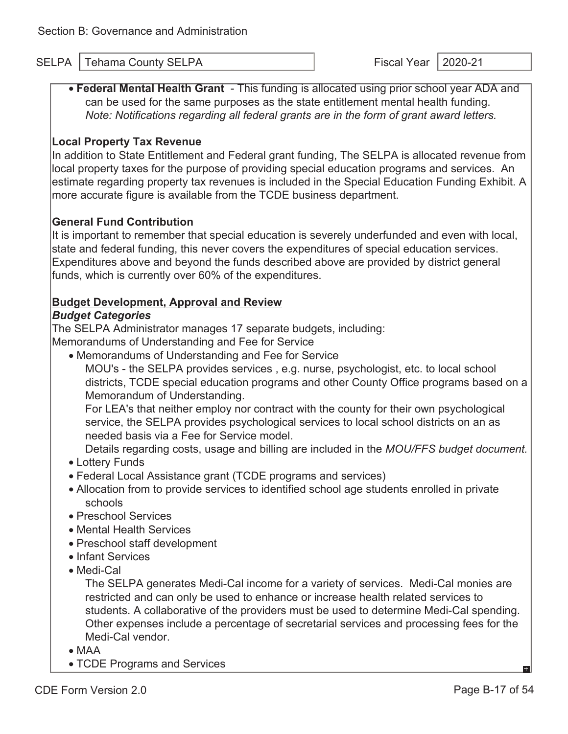Section B: Governance and Administration

SELPA: Tehama County SELPA | Fiscal Year: 2020-21

- **Federal Mental Health Grant** - This funding is allocated using prior school year ADA and can be used for the same purposes as the state entitlement mental health funding. *Note: Notifications regarding all federal grants are in the form of grant award letters.*

**Local Property Tax Revenue**

In addition to State Entitlement and Federal grant funding, The SELPA is allocated revenue from local property taxes for the purpose of providing special education programs and services. An estimate regarding property tax revenues is included in the Special Education Funding Exhibit. A more accurate figure is available from the TCDE business department.

**General Fund Contribution**

It is important to remember that special education is severely underfunded and even with local, state and federal funding, this never covers the expenditures of special education services. Expenditures above and beyond the funds described above are provided by district general funds, which is currently over 60% of the expenditures.

**Budget Development, Approval and Review**

***Budget Categories***

The SELPA Administrator manages 17 separate budgets, including:

Memorandums of Understanding and Fee for Service

- Memorandums of Understanding and Fee for Service

  MOU's - the SELPA provides services , e.g. nurse, psychologist, etc. to local school districts, TCDE special education programs and other County Office programs based on a Memorandum of Understanding.

  For LEA's that neither employ nor contract with the county for their own psychological service, the SELPA provides psychological services to local school districts on an as needed basis via a Fee for Service model.

  Details regarding costs, usage and billing are included in the *MOU/FFS budget document.*
- Lottery Funds
- Federal Local Assistance grant (TCDE programs and services)
- Allocation from to provide services to identified school age students enrolled in private schools
- Preschool Services
- Mental Health Services
- Preschool staff development
- Infant Services
- Medi-Cal

  The SELPA generates Medi-Cal income for a variety of services. Medi-Cal monies are restricted and can only be used to enhance or increase health related services to students. A collaborative of the providers must be used to determine Medi-Cal spending. Other expenses include a percentage of secretarial services and processing fees for the Medi-Cal vendor.
- MAA
- TCDE Programs and Services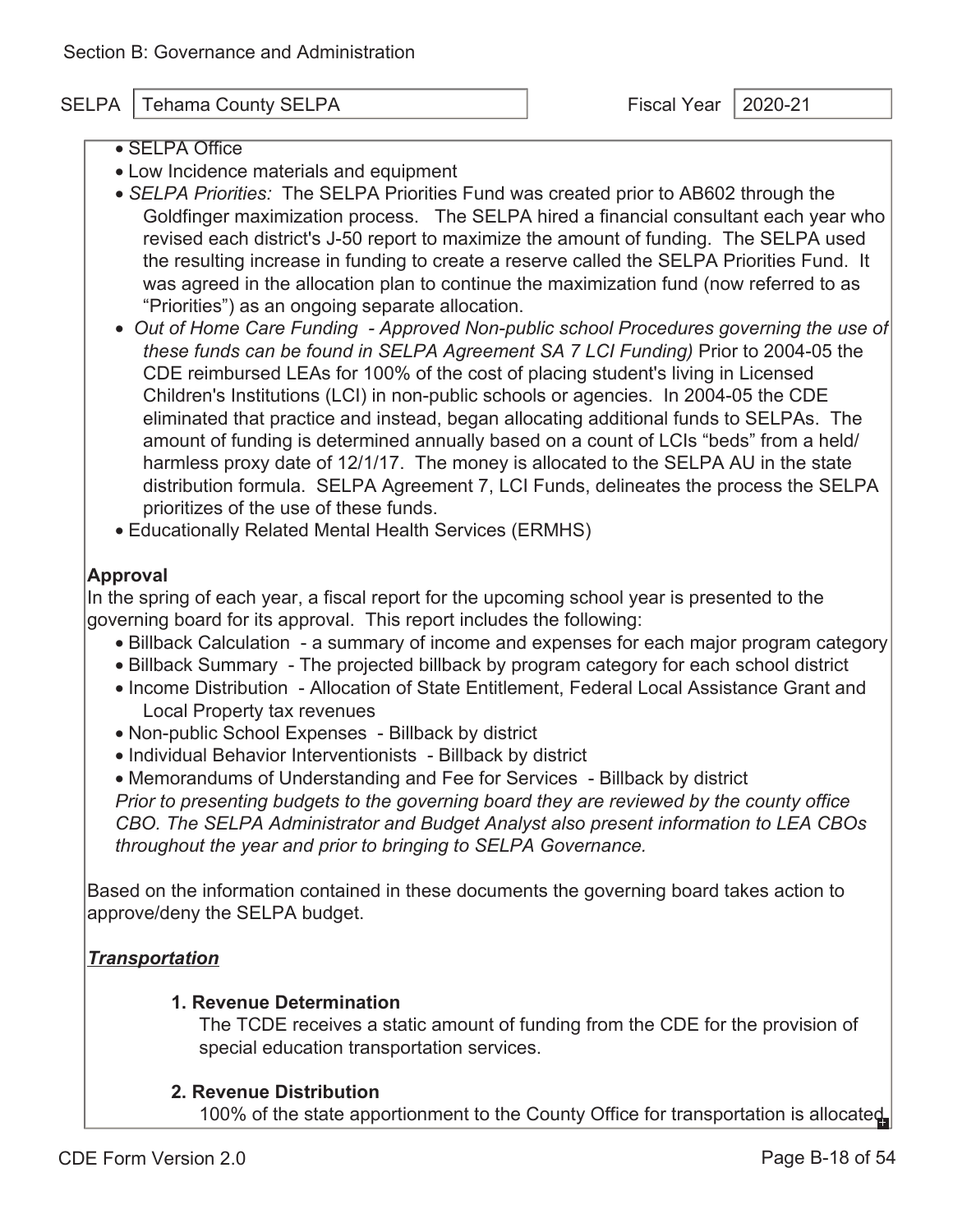Section B: Governance and Administration

SELPA: Tehama County SELPA | Fiscal Year: 2020-21

- SELPA Office
- Low Incidence materials and equipment
- *SELPA Priorities:* The SELPA Priorities Fund was created prior to AB602 through the Goldfinger maximization process. The SELPA hired a financial consultant each year who revised each district's J-50 report to maximize the amount of funding. The SELPA used the resulting increase in funding to create a reserve called the SELPA Priorities Fund. It was agreed in the allocation plan to continue the maximization fund (now referred to as "Priorities") as an ongoing separate allocation.
- *Out of Home Care Funding - Approved Non-public school Procedures governing the use of these funds can be found in SELPA Agreement SA 7 LCI Funding)* Prior to 2004-05 the CDE reimbursed LEAs for 100% of the cost of placing student's living in Licensed Children's Institutions (LCI) in non-public schools or agencies. In 2004-05 the CDE eliminated that practice and instead, began allocating additional funds to SELPAs. The amount of funding is determined annually based on a count of LCIs "beds" from a held/ harmless proxy date of 12/1/17. The money is allocated to the SELPA AU in the state distribution formula. SELPA Agreement 7, LCI Funds, delineates the process the SELPA prioritizes of the use of these funds.
- Educationally Related Mental Health Services (ERMHS)

**Approval**

In the spring of each year, a fiscal report for the upcoming school year is presented to the governing board for its approval. This report includes the following:

- Billback Calculation - a summary of income and expenses for each major program category
- Billback Summary - The projected billback by program category for each school district
- Income Distribution - Allocation of State Entitlement, Federal Local Assistance Grant and Local Property tax revenues
- Non-public School Expenses - Billback by district
- Individual Behavior Interventionists - Billback by district
- Memorandums of Understanding and Fee for Services - Billback by district

*Prior to presenting budgets to the governing board they are reviewed by the county office CBO. The SELPA Administrator and Budget Analyst also present information to LEA CBOs throughout the year and prior to bringing to SELPA Governance.*

Based on the information contained in these documents the governing board takes action to approve/deny the SELPA budget.

***Transportation***

**1. Revenue Determination**

The TCDE receives a static amount of funding from the CDE for the provision of special education transportation services.

**2. Revenue Distribution**

100% of the state apportionment to the County Office for transportation is allocated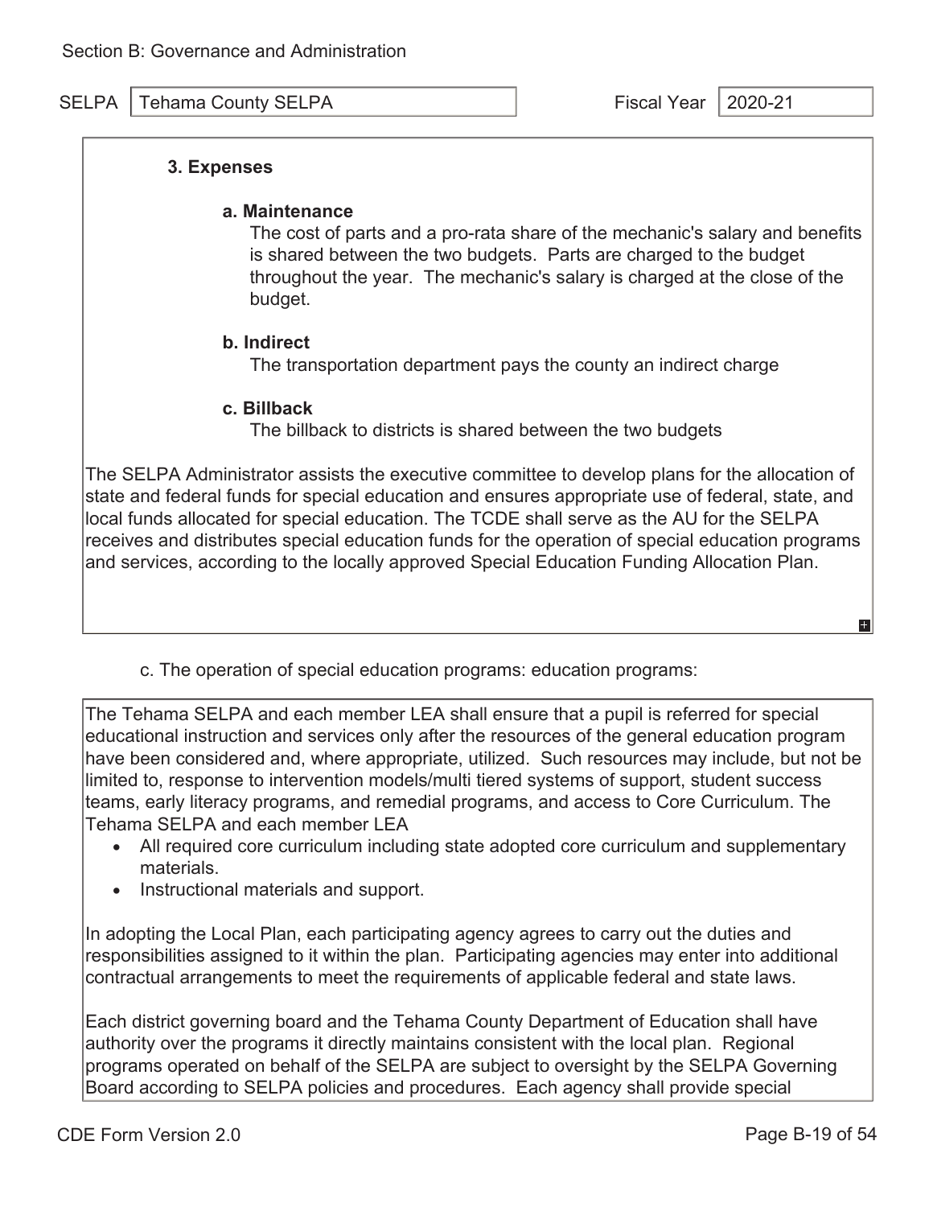Section B: Governance and Administration

SELPA: Tehama County SELPA

Fiscal Year: 2020-21

**3. Expenses**

**a. Maintenance**

The cost of parts and a pro-rata share of the mechanic's salary and benefits is shared between the two budgets. Parts are charged to the budget throughout the year. The mechanic's salary is charged at the close of the budget.

**b. Indirect**

The transportation department pays the county an indirect charge

**c. Billback**

The billback to districts is shared between the two budgets

The SELPA Administrator assists the executive committee to develop plans for the allocation of state and federal funds for special education and ensures appropriate use of federal, state, and local funds allocated for special education. The TCDE shall serve as the AU for the SELPA receives and distributes special education funds for the operation of special education programs and services, according to the locally approved Special Education Funding Allocation Plan.

c. The operation of special education programs: education programs:

The Tehama SELPA and each member LEA shall ensure that a pupil is referred for special educational instruction and services only after the resources of the general education program have been considered and, where appropriate, utilized. Such resources may include, but not be limited to, response to intervention models/multi tiered systems of support, student success teams, early literacy programs, and remedial programs, and access to Core Curriculum. The Tehama SELPA and each member LEA

- All required core curriculum including state adopted core curriculum and supplementary materials.
- Instructional materials and support.

In adopting the Local Plan, each participating agency agrees to carry out the duties and responsibilities assigned to it within the plan. Participating agencies may enter into additional contractual arrangements to meet the requirements of applicable federal and state laws.

Each district governing board and the Tehama County Department of Education shall have authority over the programs it directly maintains consistent with the local plan. Regional programs operated on behalf of the SELPA are subject to oversight by the SELPA Governing Board according to SELPA policies and procedures. Each agency shall provide special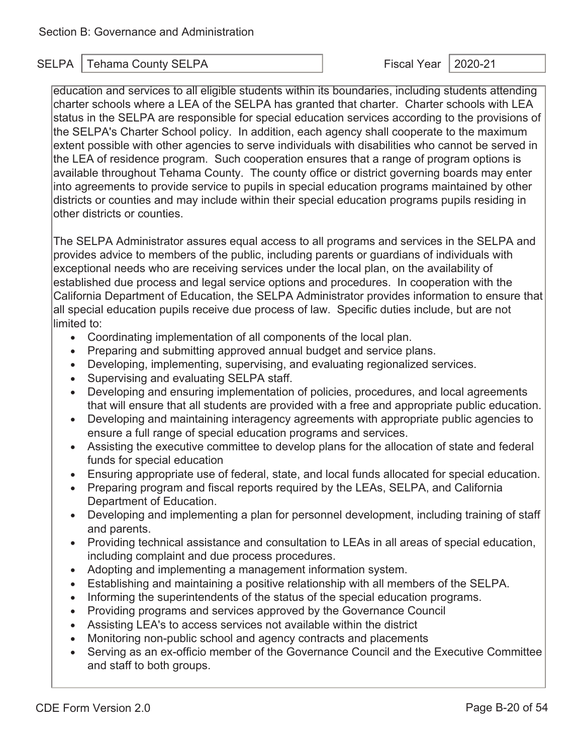Section B: Governance and Administration

SELPA: Tehama County SELPA | Fiscal Year: 2020-21

education and services to all eligible students within its boundaries, including students attending charter schools where a LEA of the SELPA has granted that charter. Charter schools with LEA status in the SELPA are responsible for special education services according to the provisions of the SELPA's Charter School policy. In addition, each agency shall cooperate to the maximum extent possible with other agencies to serve individuals with disabilities who cannot be served in the LEA of residence program. Such cooperation ensures that a range of program options is available throughout Tehama County. The county office or district governing boards may enter into agreements to provide service to pupils in special education programs maintained by other districts or counties and may include within their special education programs pupils residing in other districts or counties.

The SELPA Administrator assures equal access to all programs and services in the SELPA and provides advice to members of the public, including parents or guardians of individuals with exceptional needs who are receiving services under the local plan, on the availability of established due process and legal service options and procedures. In cooperation with the California Department of Education, the SELPA Administrator provides information to ensure that all special education pupils receive due process of law. Specific duties include, but are not limited to:

- Coordinating implementation of all components of the local plan.
- Preparing and submitting approved annual budget and service plans.
- Developing, implementing, supervising, and evaluating regionalized services.
- Supervising and evaluating SELPA staff.
- Developing and ensuring implementation of policies, procedures, and local agreements that will ensure that all students are provided with a free and appropriate public education.
- Developing and maintaining interagency agreements with appropriate public agencies to ensure a full range of special education programs and services.
- Assisting the executive committee to develop plans for the allocation of state and federal funds for special education
- Ensuring appropriate use of federal, state, and local funds allocated for special education.
- Preparing program and fiscal reports required by the LEAs, SELPA, and California Department of Education.
- Developing and implementing a plan for personnel development, including training of staff and parents.
- Providing technical assistance and consultation to LEAs in all areas of special education, including complaint and due process procedures.
- Adopting and implementing a management information system.
- Establishing and maintaining a positive relationship with all members of the SELPA.
- Informing the superintendents of the status of the special education programs.
- Providing programs and services approved by the Governance Council
- Assisting LEA's to access services not available within the district
- Monitoring non-public school and agency contracts and placements
- Serving as an ex-officio member of the Governance Council and the Executive Committee and staff to both groups.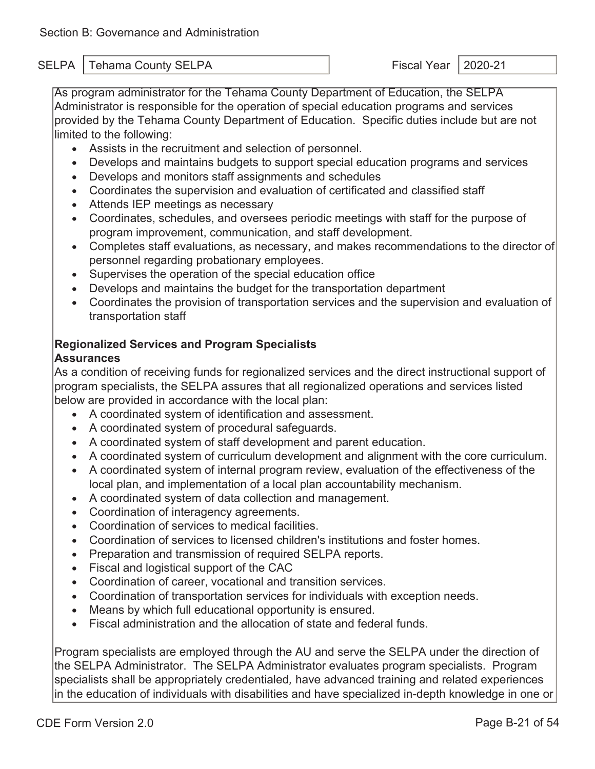Section B: Governance and Administration

SELPA: Tehama County SELPA | Fiscal Year: 2020-21

As program administrator for the Tehama County Department of Education, the SELPA Administrator is responsible for the operation of special education programs and services provided by the Tehama County Department of Education. Specific duties include but are not limited to the following:

- Assists in the recruitment and selection of personnel.
- Develops and maintains budgets to support special education programs and services
- Develops and monitors staff assignments and schedules
- Coordinates the supervision and evaluation of certificated and classified staff
- Attends IEP meetings as necessary
- Coordinates, schedules, and oversees periodic meetings with staff for the purpose of program improvement, communication, and staff development.
- Completes staff evaluations, as necessary, and makes recommendations to the director of personnel regarding probationary employees.
- Supervises the operation of the special education office
- Develops and maintains the budget for the transportation department
- Coordinates the provision of transportation services and the supervision and evaluation of transportation staff

**Regionalized Services and Program Specialists**

**Assurances**

As a condition of receiving funds for regionalized services and the direct instructional support of program specialists, the SELPA assures that all regionalized operations and services listed below are provided in accordance with the local plan:

- A coordinated system of identification and assessment.
- A coordinated system of procedural safeguards.
- A coordinated system of staff development and parent education.
- A coordinated system of curriculum development and alignment with the core curriculum.
- A coordinated system of internal program review, evaluation of the effectiveness of the local plan, and implementation of a local plan accountability mechanism.
- A coordinated system of data collection and management.
- Coordination of interagency agreements.
- Coordination of services to medical facilities.
- Coordination of services to licensed children's institutions and foster homes.
- Preparation and transmission of required SELPA reports.
- Fiscal and logistical support of the CAC
- Coordination of career, vocational and transition services.
- Coordination of transportation services for individuals with exception needs.
- Means by which full educational opportunity is ensured.
- Fiscal administration and the allocation of state and federal funds.

Program specialists are employed through the AU and serve the SELPA under the direction of the SELPA Administrator. The SELPA Administrator evaluates program specialists. Program specialists shall be appropriately credentialed, have advanced training and related experiences in the education of individuals with disabilities and have specialized in-depth knowledge in one or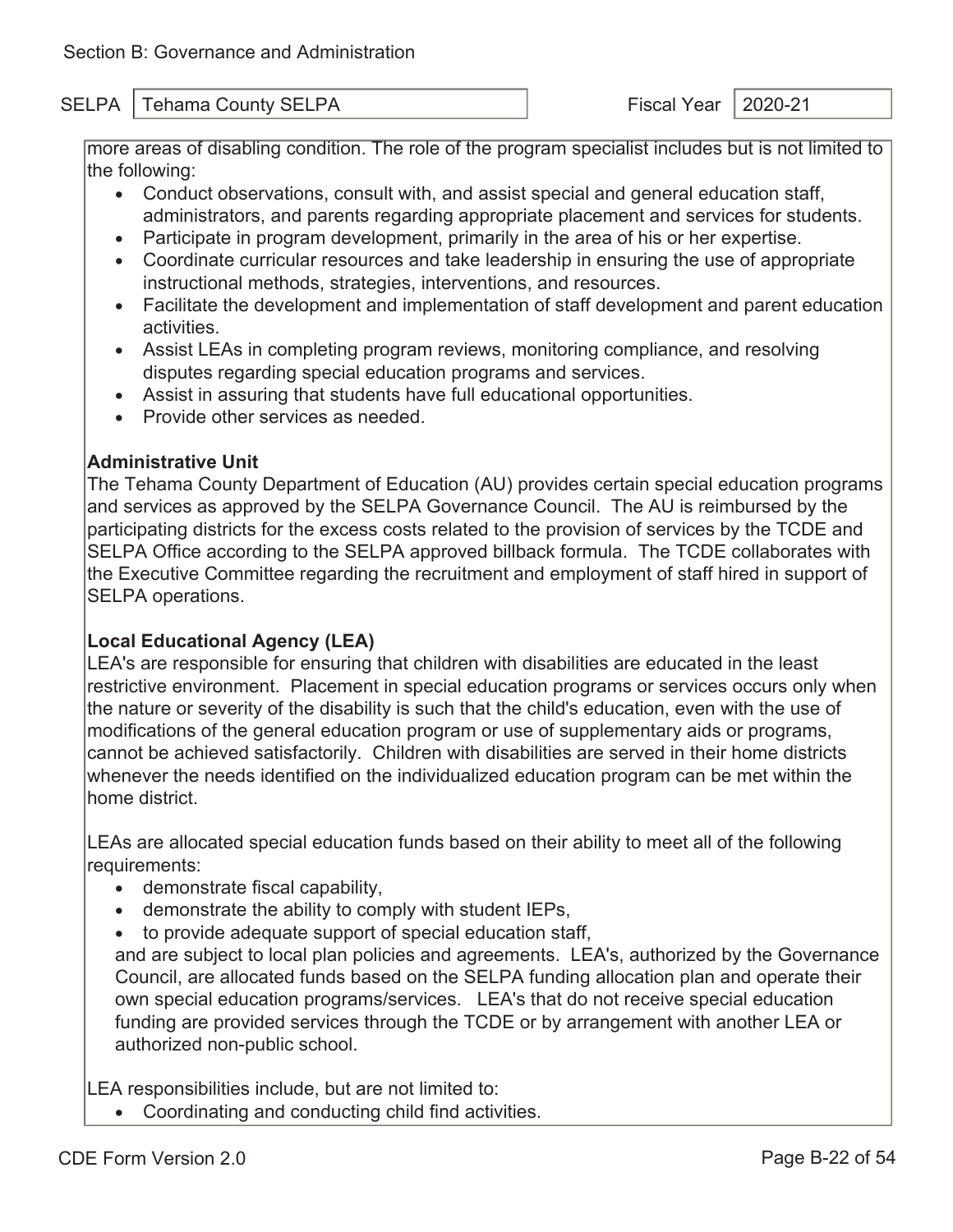Section B: Governance and Administration

SELPA: Tehama County SELPA | Fiscal Year: 2020-21

more areas of disabling condition. The role of the program specialist includes but is not limited to the following:

- Conduct observations, consult with, and assist special and general education staff, administrators, and parents regarding appropriate placement and services for students.
- Participate in program development, primarily in the area of his or her expertise.
- Coordinate curricular resources and take leadership in ensuring the use of appropriate instructional methods, strategies, interventions, and resources.
- Facilitate the development and implementation of staff development and parent education activities.
- Assist LEAs in completing program reviews, monitoring compliance, and resolving disputes regarding special education programs and services.
- Assist in assuring that students have full educational opportunities.
- Provide other services as needed.

**Administrative Unit**
The Tehama County Department of Education (AU) provides certain special education programs and services as approved by the SELPA Governance Council. The AU is reimbursed by the participating districts for the excess costs related to the provision of services by the TCDE and SELPA Office according to the SELPA approved billback formula. The TCDE collaborates with the Executive Committee regarding the recruitment and employment of staff hired in support of SELPA operations.

**Local Educational Agency (LEA)**
LEA's are responsible for ensuring that children with disabilities are educated in the least restrictive environment. Placement in special education programs or services occurs only when the nature or severity of the disability is such that the child's education, even with the use of modifications of the general education program or use of supplementary aids or programs, cannot be achieved satisfactorily. Children with disabilities are served in their home districts whenever the needs identified on the individualized education program can be met within the home district.

LEAs are allocated special education funds based on their ability to meet all of the following requirements:

- demonstrate fiscal capability,
- demonstrate the ability to comply with student IEPs,
- to provide adequate support of special education staff,

and are subject to local plan policies and agreements. LEA's, authorized by the Governance Council, are allocated funds based on the SELPA funding allocation plan and operate their own special education programs/services. LEA's that do not receive special education funding are provided services through the TCDE or by arrangement with another LEA or authorized non-public school.

LEA responsibilities include, but are not limited to:

- Coordinating and conducting child find activities.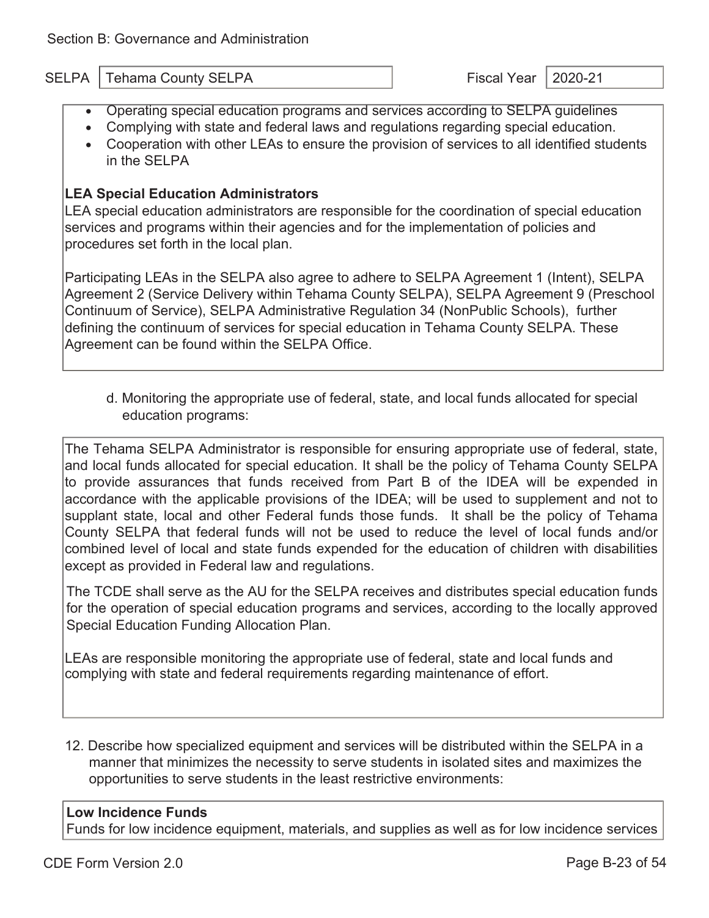Section B: Governance and Administration

SELPA: Tehama County SELPA | Fiscal Year: 2020-21

- Operating special education programs and services according to SELPA guidelines
- Complying with state and federal laws and regulations regarding special education.
- Cooperation with other LEAs to ensure the provision of services to all identified students in the SELPA

**LEA Special Education Administrators**
LEA special education administrators are responsible for the coordination of special education services and programs within their agencies and for the implementation of policies and procedures set forth in the local plan.

Participating LEAs in the SELPA also agree to adhere to SELPA Agreement 1 (Intent), SELPA Agreement 2 (Service Delivery within Tehama County SELPA), SELPA Agreement 9 (Preschool Continuum of Service), SELPA Administrative Regulation 34 (NonPublic Schools), further defining the continuum of services for special education in Tehama County SELPA. These Agreement can be found within the SELPA Office.

d. Monitoring the appropriate use of federal, state, and local funds allocated for special education programs:

The Tehama SELPA Administrator is responsible for ensuring appropriate use of federal, state, and local funds allocated for special education. It shall be the policy of Tehama County SELPA to provide assurances that funds received from Part B of the IDEA will be expended in accordance with the applicable provisions of the IDEA; will be used to supplement and not to supplant state, local and other Federal funds those funds. It shall be the policy of Tehama County SELPA that federal funds will not be used to reduce the level of local funds and/or combined level of local and state funds expended for the education of children with disabilities except as provided in Federal law and regulations.

The TCDE shall serve as the AU for the SELPA receives and distributes special education funds for the operation of special education programs and services, according to the locally approved Special Education Funding Allocation Plan.

LEAs are responsible monitoring the appropriate use of federal, state and local funds and complying with state and federal requirements regarding maintenance of effort.

12. Describe how specialized equipment and services will be distributed within the SELPA in a manner that minimizes the necessity to serve students in isolated sites and maximizes the opportunities to serve students in the least restrictive environments:

**Low Incidence Funds**
Funds for low incidence equipment, materials, and supplies as well as for low incidence services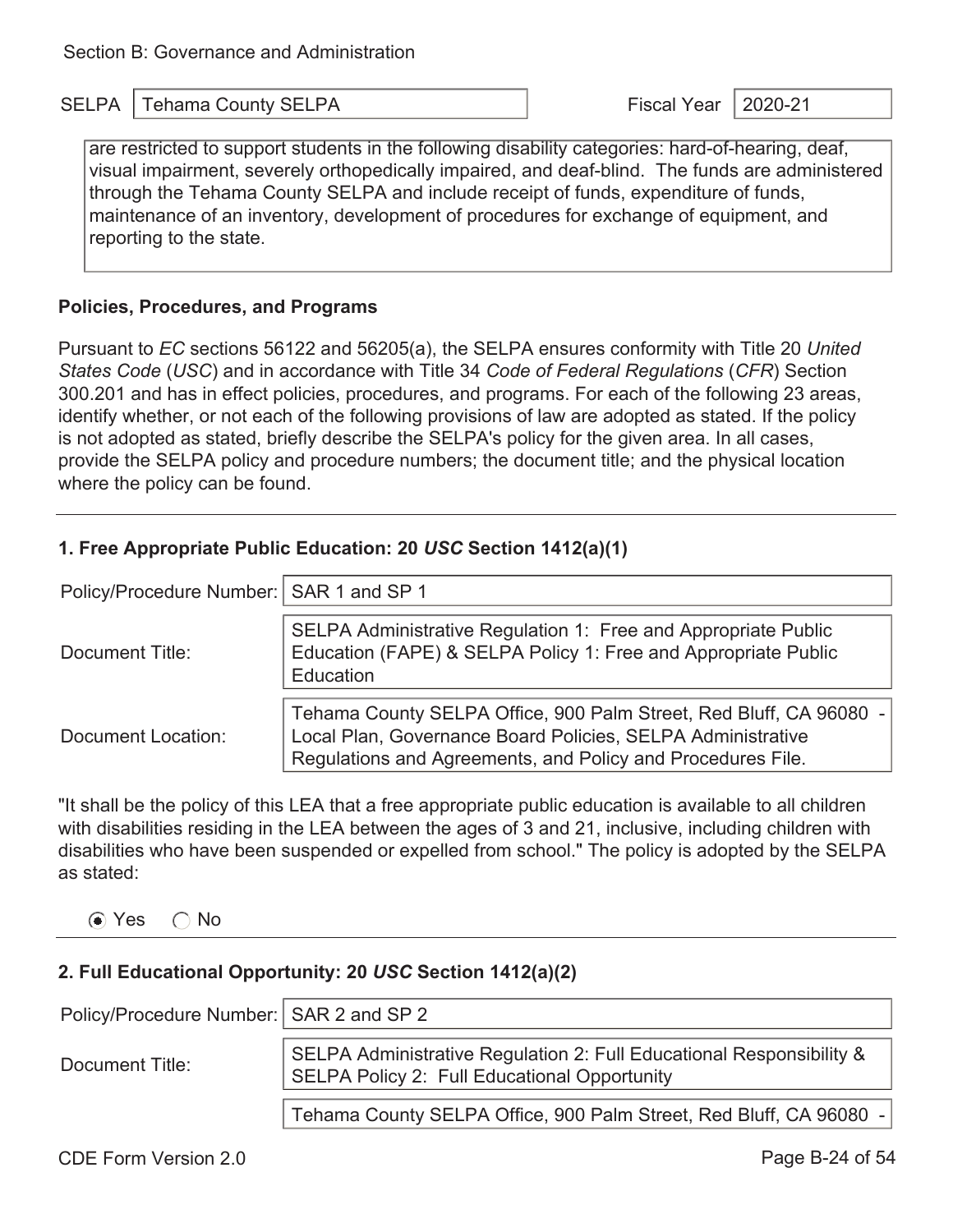Section B: Governance and Administration

SELPA: Tehama County SELPA | Fiscal Year: 2020-21

are restricted to support students in the following disability categories: hard-of-hearing, deaf, visual impairment, severely orthopedically impaired, and deaf-blind. The funds are administered through the Tehama County SELPA and include receipt of funds, expenditure of funds, maintenance of an inventory, development of procedures for exchange of equipment, and reporting to the state.

### Policies, Procedures, and Programs

Pursuant to *EC* sections 56122 and 56205(a), the SELPA ensures conformity with Title 20 *United States Code* (*USC*) and in accordance with Title 34 *Code of Federal Regulations* (*CFR*) Section 300.201 and has in effect policies, procedures, and programs. For each of the following 23 areas, identify whether, or not each of the following provisions of law are adopted as stated. If the policy is not adopted as stated, briefly describe the SELPA's policy for the given area. In all cases, provide the SELPA policy and procedure numbers; the document title; and the physical location where the policy can be found.

### 1. Free Appropriate Public Education: 20 *USC* Section 1412(a)(1)

| | |
|---|---|
| Policy/Procedure Number: | SAR 1 and SP 1 |
| Document Title: | SELPA Administrative Regulation 1: Free and Appropriate Public Education (FAPE) & SELPA Policy 1: Free and Appropriate Public Education |
| Document Location: | Tehama County SELPA Office, 900 Palm Street, Red Bluff, CA 96080 - Local Plan, Governance Board Policies, SELPA Administrative Regulations and Agreements, and Policy and Procedures File. |

"It shall be the policy of this LEA that a free appropriate public education is available to all children with disabilities residing in the LEA between the ages of 3 and 21, inclusive, including children with disabilities who have been suspended or expelled from school." The policy is adopted by the SELPA as stated:

(●) Yes ( ) No

### 2. Full Educational Opportunity: 20 *USC* Section 1412(a)(2)

| | |
|---|---|
| Policy/Procedure Number: | SAR 2 and SP 2 |
| Document Title: | SELPA Administrative Regulation 2: Full Educational Responsibility & SELPA Policy 2: Full Educational Opportunity |
| | Tehama County SELPA Office, 900 Palm Street, Red Bluff, CA 96080 - |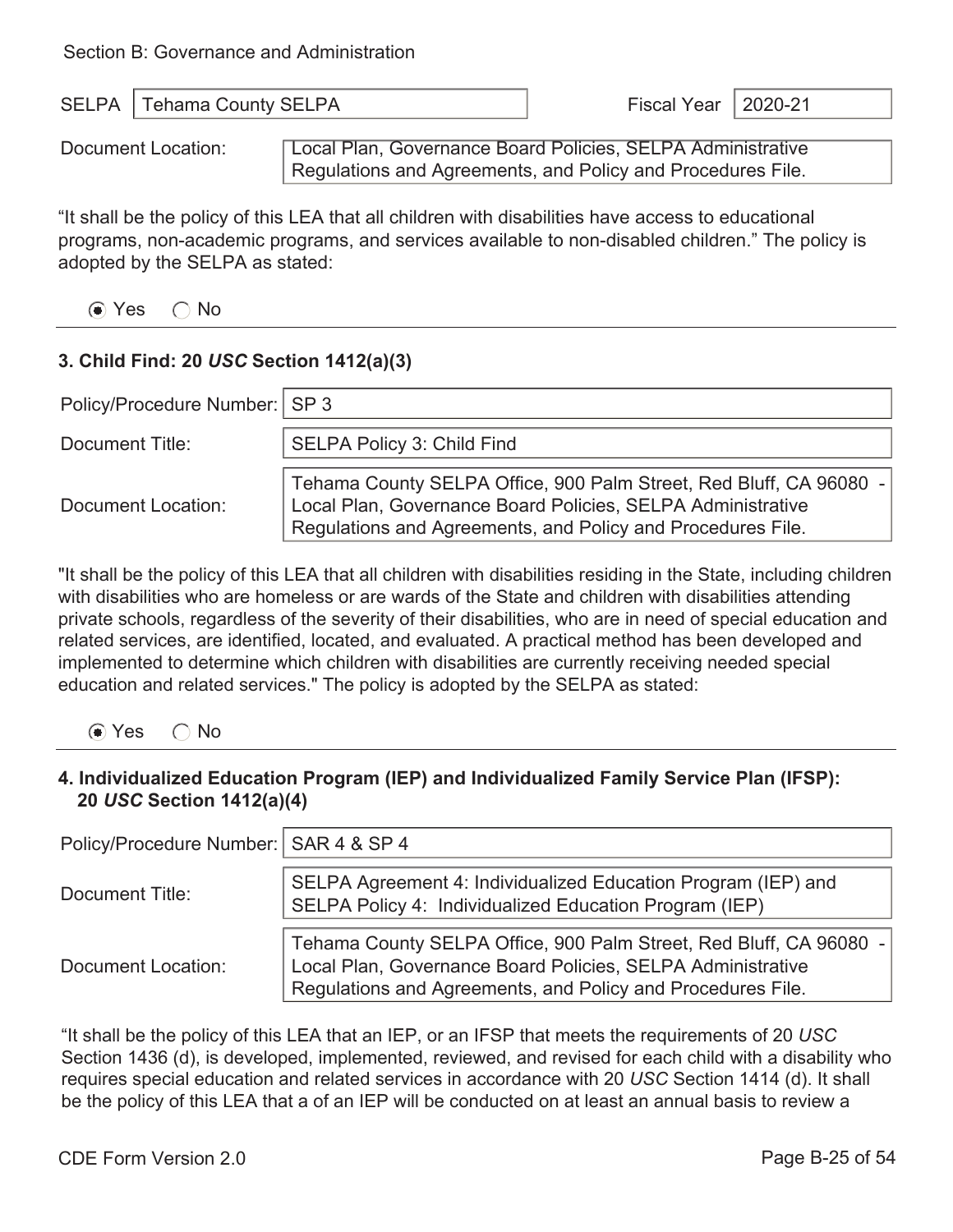Section B: Governance and Administration

| SELPA | Tehama County SELPA | Fiscal Year | 2020-21 |
|---|---|---|---|

Document Location: Local Plan, Governance Board Policies, SELPA Administrative Regulations and Agreements, and Policy and Procedures File.

“It shall be the policy of this LEA that all children with disabilities have access to educational programs, non-academic programs, and services available to non-disabled children.” The policy is adopted by the SELPA as stated:

◉ Yes ◯ No

### 3. Child Find: 20 *USC* Section 1412(a)(3)

| | |
|---|---|
| Policy/Procedure Number: | SP 3 |
| Document Title: | SELPA Policy 3: Child Find |
| Document Location: | Tehama County SELPA Office, 900 Palm Street, Red Bluff, CA 96080 - Local Plan, Governance Board Policies, SELPA Administrative Regulations and Agreements, and Policy and Procedures File. |

"It shall be the policy of this LEA that all children with disabilities residing in the State, including children with disabilities who are homeless or are wards of the State and children with disabilities attending private schools, regardless of the severity of their disabilities, who are in need of special education and related services, are identified, located, and evaluated. A practical method has been developed and implemented to determine which children with disabilities are currently receiving needed special education and related services." The policy is adopted by the SELPA as stated:

◉ Yes ◯ No

### 4. Individualized Education Program (IEP) and Individualized Family Service Plan (IFSP): 20 *USC* Section 1412(a)(4)

| | |
|---|---|
| Policy/Procedure Number: | SAR 4 & SP 4 |
| Document Title: | SELPA Agreement 4: Individualized Education Program (IEP) and SELPA Policy 4: Individualized Education Program (IEP) |
| Document Location: | Tehama County SELPA Office, 900 Palm Street, Red Bluff, CA 96080 - Local Plan, Governance Board Policies, SELPA Administrative Regulations and Agreements, and Policy and Procedures File. |

“It shall be the policy of this LEA that an IEP, or an IFSP that meets the requirements of 20 *USC* Section 1436 (d), is developed, implemented, reviewed, and revised for each child with a disability who requires special education and related services in accordance with 20 *USC* Section 1414 (d). It shall be the policy of this LEA that a of an IEP will be conducted on at least an annual basis to review a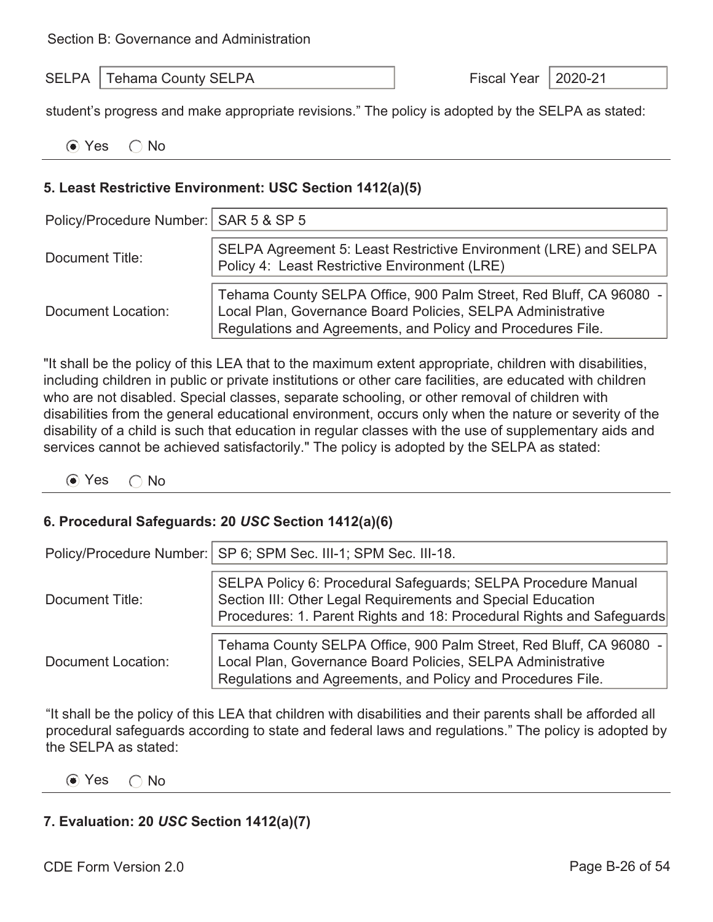Section B: Governance and Administration

SELPA: Tehama County SELPA  Fiscal Year: 2020-21

student's progress and make appropriate revisions." The policy is adopted by the SELPA as stated:

◉ Yes ○ No

### 5. Least Restrictive Environment: USC Section 1412(a)(5)

| | |
|---|---|
| Policy/Procedure Number: | SAR 5 & SP 5 |
| Document Title: | SELPA Agreement 5: Least Restrictive Environment (LRE) and SELPA Policy 4: Least Restrictive Environment (LRE) |
| Document Location: | Tehama County SELPA Office, 900 Palm Street, Red Bluff, CA 96080 - Local Plan, Governance Board Policies, SELPA Administrative Regulations and Agreements, and Policy and Procedures File. |

"It shall be the policy of this LEA that to the maximum extent appropriate, children with disabilities, including children in public or private institutions or other care facilities, are educated with children who are not disabled. Special classes, separate schooling, or other removal of children with disabilities from the general educational environment, occurs only when the nature or severity of the disability of a child is such that education in regular classes with the use of supplementary aids and services cannot be achieved satisfactorily." The policy is adopted by the SELPA as stated:

◉ Yes ○ No

### 6. Procedural Safeguards: 20 *USC* Section 1412(a)(6)

| | |
|---|---|
| Policy/Procedure Number: | SP 6; SPM Sec. III-1; SPM Sec. III-18. |
| Document Title: | SELPA Policy 6: Procedural Safeguards; SELPA Procedure Manual Section III: Other Legal Requirements and Special Education Procedures: 1. Parent Rights and 18: Procedural Rights and Safeguards |
| Document Location: | Tehama County SELPA Office, 900 Palm Street, Red Bluff, CA 96080 - Local Plan, Governance Board Policies, SELPA Administrative Regulations and Agreements, and Policy and Procedures File. |

"It shall be the policy of this LEA that children with disabilities and their parents shall be afforded all procedural safeguards according to state and federal laws and regulations." The policy is adopted by the SELPA as stated:

◉ Yes ○ No

### 7. Evaluation: 20 *USC* Section 1412(a)(7)

CDE Form Version 2.0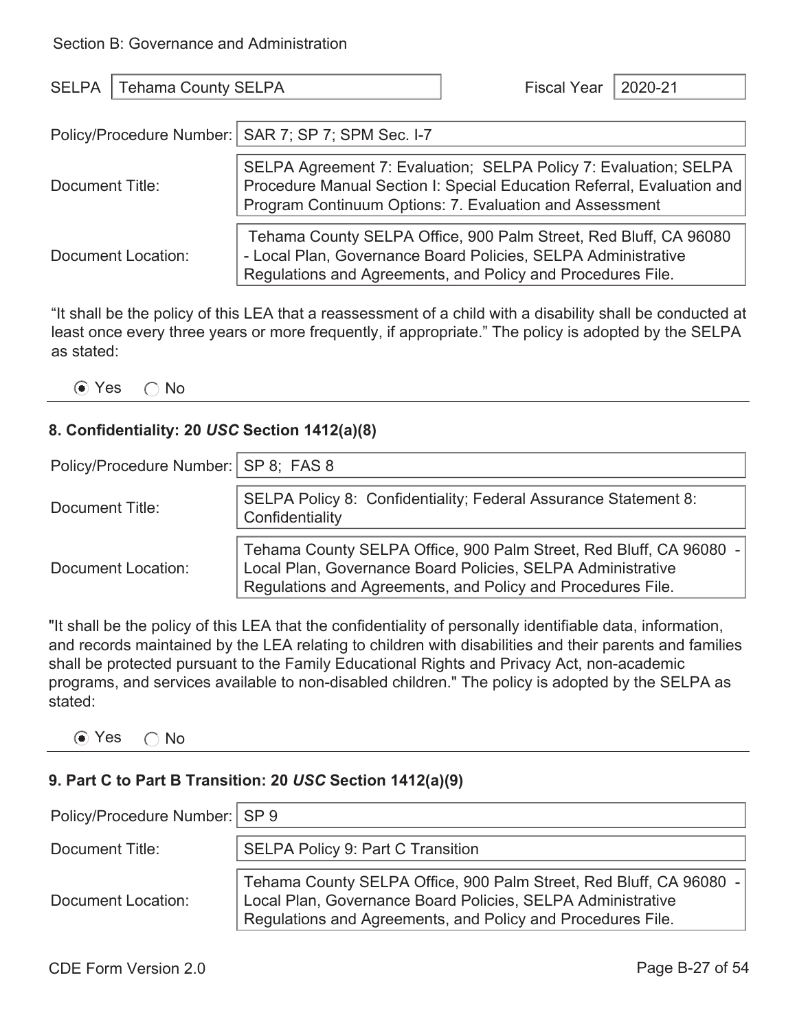Section B: Governance and Administration

| SELPA | Tehama County SELPA | Fiscal Year | 2020-21 |
|---|---|---|---|

| | |
|---|---|
| Policy/Procedure Number: | SAR 7; SP 7; SPM Sec. I-7 |
| Document Title: | SELPA Agreement 7: Evaluation; SELPA Policy 7: Evaluation; SELPA Procedure Manual Section I: Special Education Referral, Evaluation and Program Continuum Options: 7. Evaluation and Assessment |
| Document Location: | Tehama County SELPA Office, 900 Palm Street, Red Bluff, CA 96080 - Local Plan, Governance Board Policies, SELPA Administrative Regulations and Agreements, and Policy and Procedures File. |

“It shall be the policy of this LEA that a reassessment of a child with a disability shall be conducted at least once every three years or more frequently, if appropriate.” The policy is adopted by the SELPA as stated:

◉ Yes ◯ No

### 8. Confidentiality: 20 *USC* Section 1412(a)(8)

| | |
|---|---|
| Policy/Procedure Number: | SP 8; FAS 8 |
| Document Title: | SELPA Policy 8: Confidentiality; Federal Assurance Statement 8: Confidentiality |
| Document Location: | Tehama County SELPA Office, 900 Palm Street, Red Bluff, CA 96080 - Local Plan, Governance Board Policies, SELPA Administrative Regulations and Agreements, and Policy and Procedures File. |

"It shall be the policy of this LEA that the confidentiality of personally identifiable data, information, and records maintained by the LEA relating to children with disabilities and their parents and families shall be protected pursuant to the Family Educational Rights and Privacy Act, non-academic programs, and services available to non-disabled children." The policy is adopted by the SELPA as stated:

◉ Yes ◯ No

### 9. Part C to Part B Transition: 20 *USC* Section 1412(a)(9)

| | |
|---|---|
| Policy/Procedure Number: | SP 9 |
| Document Title: | SELPA Policy 9: Part C Transition |
| Document Location: | Tehama County SELPA Office, 900 Palm Street, Red Bluff, CA 96080 - Local Plan, Governance Board Policies, SELPA Administrative Regulations and Agreements, and Policy and Procedures File. |

CDE Form Version 2.0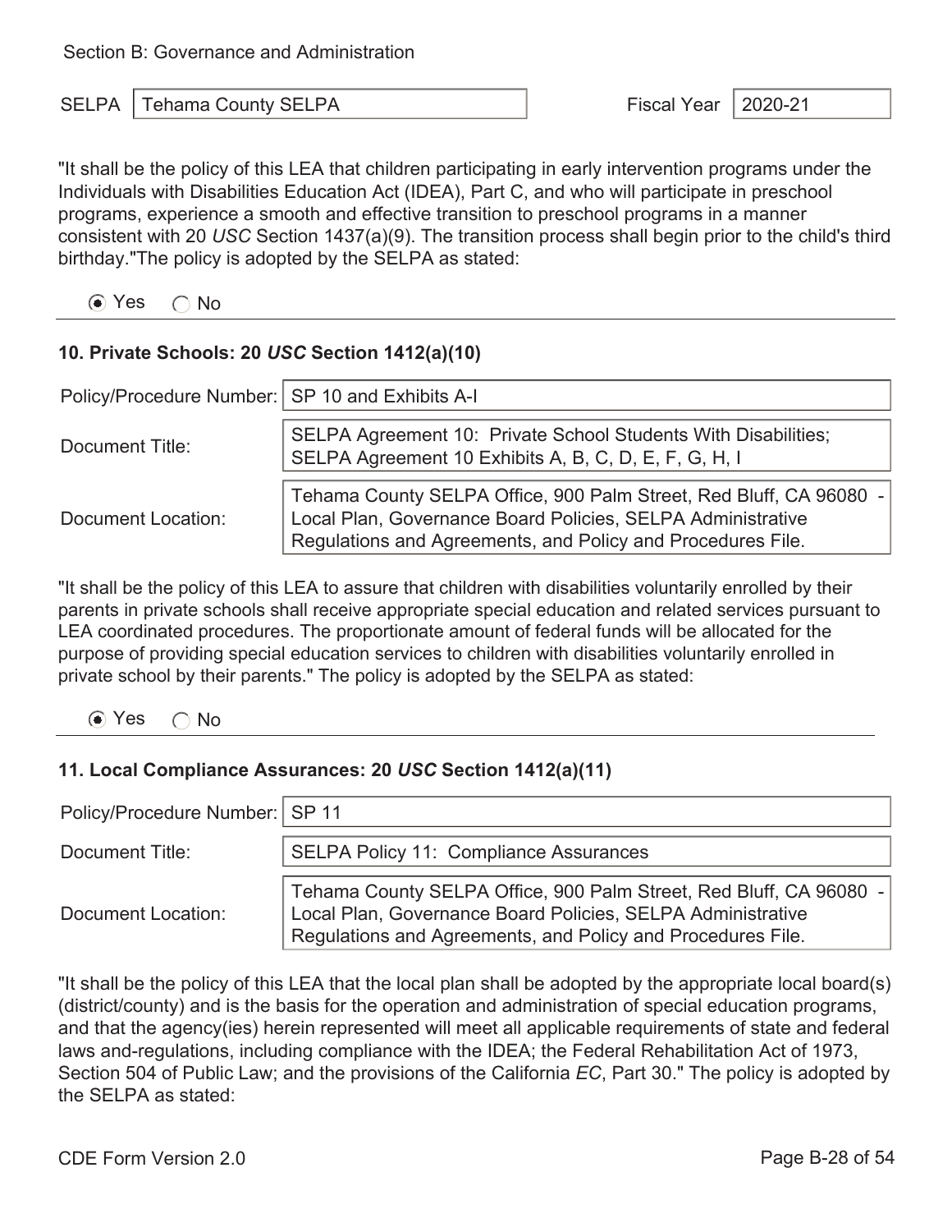Section B: Governance and Administration

| SELPA | Tehama County SELPA | Fiscal Year | 2020-21 |
|---|---|---|---|

"It shall be the policy of this LEA that children participating in early intervention programs under the Individuals with Disabilities Education Act (IDEA), Part C, and who will participate in preschool programs, experience a smooth and effective transition to preschool programs in a manner consistent with 20 *USC* Section 1437(a)(9). The transition process shall begin prior to the child's third birthday."The policy is adopted by the SELPA as stated:

◉ Yes ◯ No

### 10. Private Schools: 20 *USC* Section 1412(a)(10)

| | |
|---|---|
| Policy/Procedure Number: | SP 10 and Exhibits A-I |
| Document Title: | SELPA Agreement 10: Private School Students With Disabilities; SELPA Agreement 10 Exhibits A, B, C, D, E, F, G, H, I |
| Document Location: | Tehama County SELPA Office, 900 Palm Street, Red Bluff, CA 96080 - Local Plan, Governance Board Policies, SELPA Administrative Regulations and Agreements, and Policy and Procedures File. |

"It shall be the policy of this LEA to assure that children with disabilities voluntarily enrolled by their parents in private schools shall receive appropriate special education and related services pursuant to LEA coordinated procedures. The proportionate amount of federal funds will be allocated for the purpose of providing special education services to children with disabilities voluntarily enrolled in private school by their parents." The policy is adopted by the SELPA as stated:

◉ Yes ◯ No

### 11. Local Compliance Assurances: 20 *USC* Section 1412(a)(11)

| | |
|---|---|
| Policy/Procedure Number: | SP 11 |
| Document Title: | SELPA Policy 11: Compliance Assurances |
| Document Location: | Tehama County SELPA Office, 900 Palm Street, Red Bluff, CA 96080 - Local Plan, Governance Board Policies, SELPA Administrative Regulations and Agreements, and Policy and Procedures File. |

"It shall be the policy of this LEA that the local plan shall be adopted by the appropriate local board(s) (district/county) and is the basis for the operation and administration of special education programs, and that the agency(ies) herein represented will meet all applicable requirements of state and federal laws and-regulations, including compliance with the IDEA; the Federal Rehabilitation Act of 1973, Section 504 of Public Law; and the provisions of the California *EC*, Part 30." The policy is adopted by the SELPA as stated:

CDE Form Version 2.0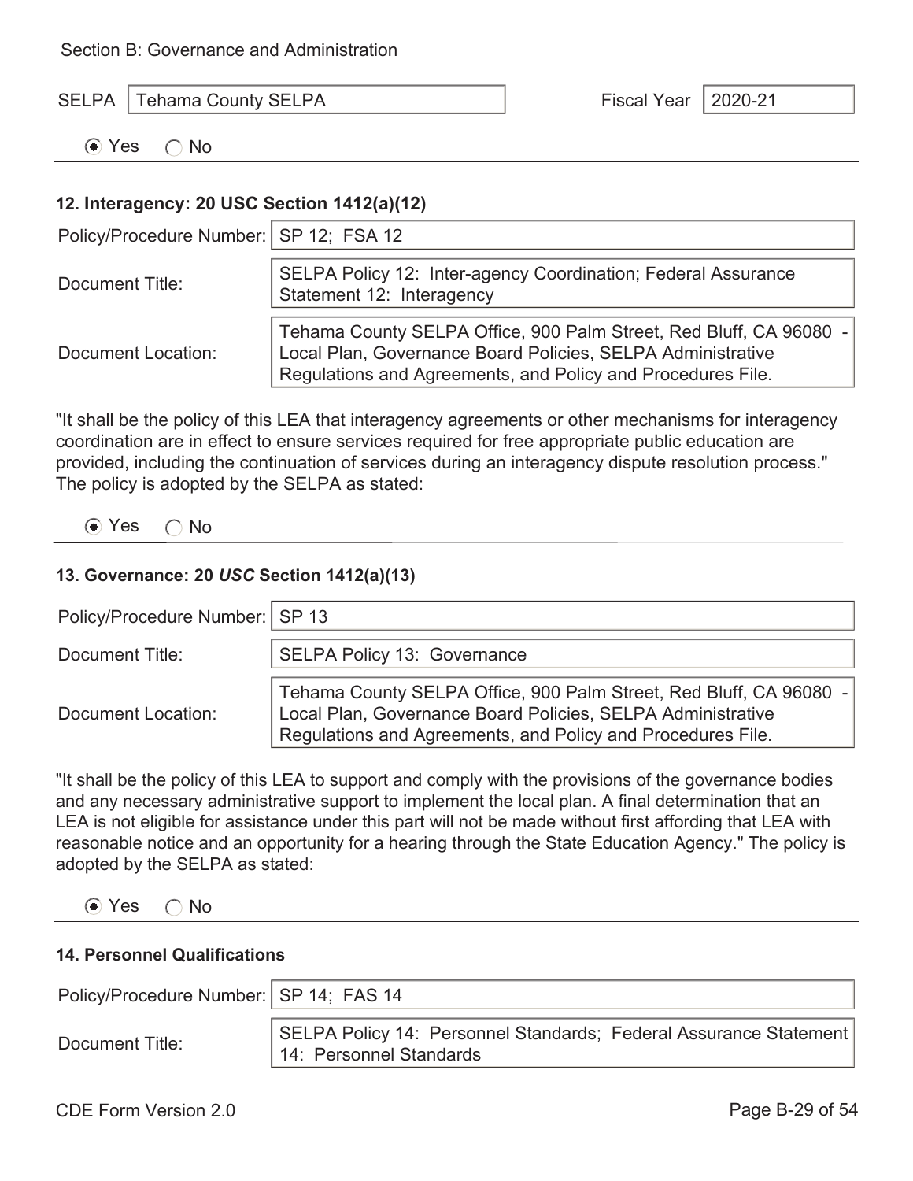Section B: Governance and Administration

| SELPA | Tehama County SELPA | Fiscal Year | 2020-21 |
|---|---|---|---|

◉ Yes ◯ No

### 12. Interagency: 20 USC Section 1412(a)(12)

| | |
|---|---|
| Policy/Procedure Number: | SP 12; FSA 12 |
| Document Title: | SELPA Policy 12: Inter-agency Coordination; Federal Assurance Statement 12: Interagency |
| Document Location: | Tehama County SELPA Office, 900 Palm Street, Red Bluff, CA 96080 - Local Plan, Governance Board Policies, SELPA Administrative Regulations and Agreements, and Policy and Procedures File. |

"It shall be the policy of this LEA that interagency agreements or other mechanisms for interagency coordination are in effect to ensure services required for free appropriate public education are provided, including the continuation of services during an interagency dispute resolution process." The policy is adopted by the SELPA as stated:

◉ Yes ◯ No

### 13. Governance: 20 *USC* Section 1412(a)(13)

| | |
|---|---|
| Policy/Procedure Number: | SP 13 |
| Document Title: | SELPA Policy 13: Governance |
| Document Location: | Tehama County SELPA Office, 900 Palm Street, Red Bluff, CA 96080 - Local Plan, Governance Board Policies, SELPA Administrative Regulations and Agreements, and Policy and Procedures File. |

"It shall be the policy of this LEA to support and comply with the provisions of the governance bodies and any necessary administrative support to implement the local plan. A final determination that an LEA is not eligible for assistance under this part will not be made without first affording that LEA with reasonable notice and an opportunity for a hearing through the State Education Agency." The policy is adopted by the SELPA as stated:

◉ Yes ◯ No

### 14. Personnel Qualifications

| | |
|---|---|
| Policy/Procedure Number: | SP 14; FAS 14 |
| Document Title: | SELPA Policy 14: Personnel Standards; Federal Assurance Statement 14: Personnel Standards |

CDE Form Version 2.0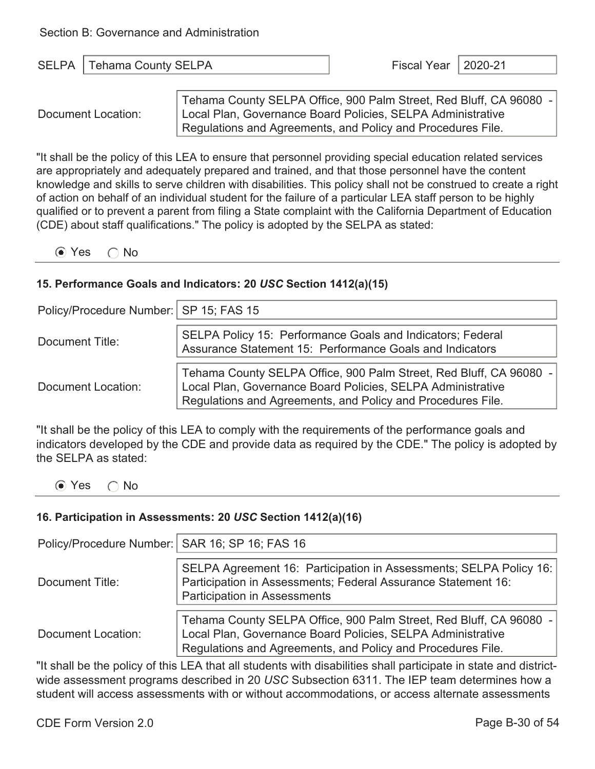Section B: Governance and Administration

| SELPA | Tehama County SELPA | Fiscal Year | 2020-21 |
|---|---|---|---|

| | |
|---|---|
| Document Location: | Tehama County SELPA Office, 900 Palm Street, Red Bluff, CA 96080 - Local Plan, Governance Board Policies, SELPA Administrative Regulations and Agreements, and Policy and Procedures File. |

"It shall be the policy of this LEA to ensure that personnel providing special education related services are appropriately and adequately prepared and trained, and that those personnel have the content knowledge and skills to serve children with disabilities. This policy shall not be construed to create a right of action on behalf of an individual student for the failure of a particular LEA staff person to be highly qualified or to prevent a parent from filing a State complaint with the California Department of Education (CDE) about staff qualifications." The policy is adopted by the SELPA as stated:

◉ Yes ◯ No

### 15. Performance Goals and Indicators: 20 *USC* Section 1412(a)(15)

| | |
|---|---|
| Policy/Procedure Number: | SP 15; FAS 15 |
| Document Title: | SELPA Policy 15: Performance Goals and Indicators; Federal Assurance Statement 15: Performance Goals and Indicators |
| Document Location: | Tehama County SELPA Office, 900 Palm Street, Red Bluff, CA 96080 - Local Plan, Governance Board Policies, SELPA Administrative Regulations and Agreements, and Policy and Procedures File. |

"It shall be the policy of this LEA to comply with the requirements of the performance goals and indicators developed by the CDE and provide data as required by the CDE." The policy is adopted by the SELPA as stated:

◉ Yes ◯ No

### 16. Participation in Assessments: 20 *USC* Section 1412(a)(16)

| | |
|---|---|
| Policy/Procedure Number: | SAR 16; SP 16; FAS 16 |
| Document Title: | SELPA Agreement 16: Participation in Assessments; SELPA Policy 16: Participation in Assessments; Federal Assurance Statement 16: Participation in Assessments |
| Document Location: | Tehama County SELPA Office, 900 Palm Street, Red Bluff, CA 96080 - Local Plan, Governance Board Policies, SELPA Administrative Regulations and Agreements, and Policy and Procedures File. |

"It shall be the policy of this LEA that all students with disabilities shall participate in state and district-wide assessment programs described in 20 *USC* Subsection 6311. The IEP team determines how a student will access assessments with or without accommodations, or access alternate assessments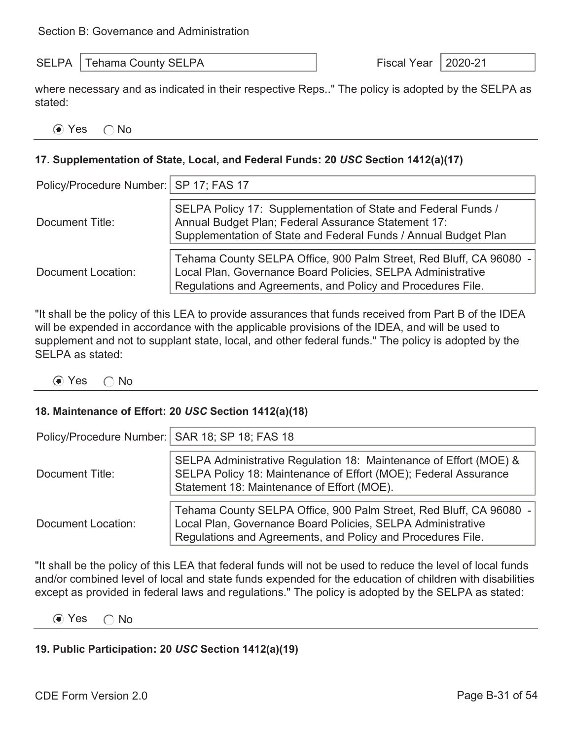Section B: Governance and Administration

| SELPA | Tehama County SELPA | Fiscal Year | 2020-21 |
|---|---|---|---|

where necessary and as indicated in their respective Reps.." The policy is adopted by the SELPA as stated:

◉ Yes ◯ No

### 17. Supplementation of State, Local, and Federal Funds: 20 *USC* Section 1412(a)(17)

| | |
|---|---|
| Policy/Procedure Number: | SP 17; FAS 17 |
| Document Title: | SELPA Policy 17: Supplementation of State and Federal Funds / Annual Budget Plan; Federal Assurance Statement 17: Supplementation of State and Federal Funds / Annual Budget Plan |
| Document Location: | Tehama County SELPA Office, 900 Palm Street, Red Bluff, CA 96080 - Local Plan, Governance Board Policies, SELPA Administrative Regulations and Agreements, and Policy and Procedures File. |

"It shall be the policy of this LEA to provide assurances that funds received from Part B of the IDEA will be expended in accordance with the applicable provisions of the IDEA, and will be used to supplement and not to supplant state, local, and other federal funds." The policy is adopted by the SELPA as stated:

◉ Yes ◯ No

### 18. Maintenance of Effort: 20 *USC* Section 1412(a)(18)

| | |
|---|---|
| Policy/Procedure Number: | SAR 18; SP 18; FAS 18 |
| Document Title: | SELPA Administrative Regulation 18: Maintenance of Effort (MOE) & SELPA Policy 18: Maintenance of Effort (MOE); Federal Assurance Statement 18: Maintenance of Effort (MOE). |
| Document Location: | Tehama County SELPA Office, 900 Palm Street, Red Bluff, CA 96080 - Local Plan, Governance Board Policies, SELPA Administrative Regulations and Agreements, and Policy and Procedures File. |

"It shall be the policy of this LEA that federal funds will not be used to reduce the level of local funds and/or combined level of local and state funds expended for the education of children with disabilities except as provided in federal laws and regulations." The policy is adopted by the SELPA as stated:

◉ Yes ◯ No

### 19. Public Participation: 20 *USC* Section 1412(a)(19)

CDE Form Version 2.0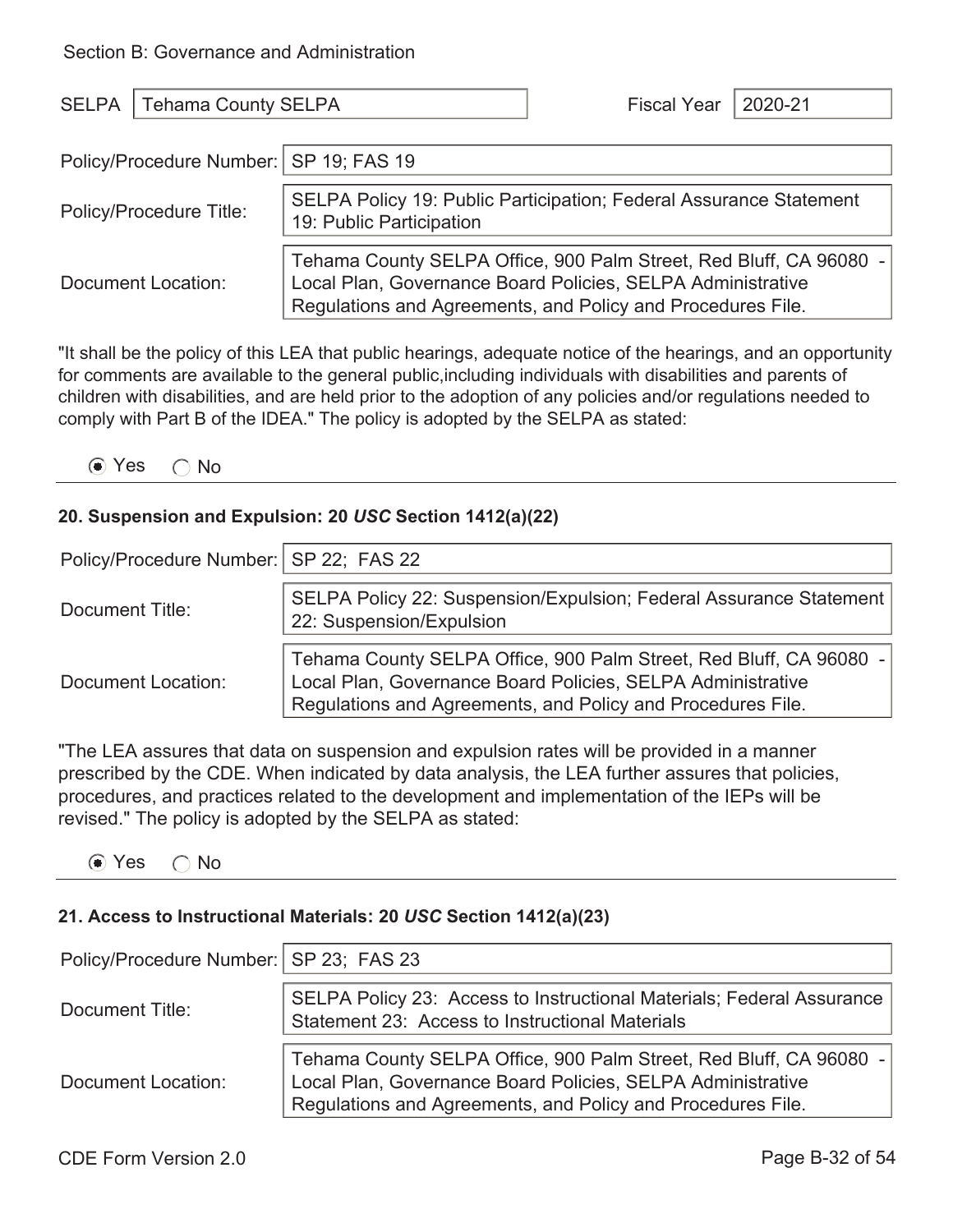Section B: Governance and Administration

| SELPA | Tehama County SELPA | Fiscal Year | 2020-21 |
|---|---|---|---|

| | |
|---|---|
| Policy/Procedure Number: | SP 19; FAS 19 |
| Policy/Procedure Title: | SELPA Policy 19: Public Participation; Federal Assurance Statement 19: Public Participation |
| Document Location: | Tehama County SELPA Office, 900 Palm Street, Red Bluff, CA 96080 - Local Plan, Governance Board Policies, SELPA Administrative Regulations and Agreements, and Policy and Procedures File. |

"It shall be the policy of this LEA that public hearings, adequate notice of the hearings, and an opportunity for comments are available to the general public,including individuals with disabilities and parents of children with disabilities, and are held prior to the adoption of any policies and/or regulations needed to comply with Part B of the IDEA." The policy is adopted by the SELPA as stated:

◉ Yes ○ No

### 20. Suspension and Expulsion: 20 *USC* Section 1412(a)(22)

| | |
|---|---|
| Policy/Procedure Number: | SP 22; FAS 22 |
| Document Title: | SELPA Policy 22: Suspension/Expulsion; Federal Assurance Statement 22: Suspension/Expulsion |
| Document Location: | Tehama County SELPA Office, 900 Palm Street, Red Bluff, CA 96080 - Local Plan, Governance Board Policies, SELPA Administrative Regulations and Agreements, and Policy and Procedures File. |

"The LEA assures that data on suspension and expulsion rates will be provided in a manner prescribed by the CDE. When indicated by data analysis, the LEA further assures that policies, procedures, and practices related to the development and implementation of the IEPs will be revised." The policy is adopted by the SELPA as stated:

◉ Yes ○ No

### 21. Access to Instructional Materials: 20 *USC* Section 1412(a)(23)

| | |
|---|---|
| Policy/Procedure Number: | SP 23; FAS 23 |
| Document Title: | SELPA Policy 23: Access to Instructional Materials; Federal Assurance Statement 23: Access to Instructional Materials |
| Document Location: | Tehama County SELPA Office, 900 Palm Street, Red Bluff, CA 96080 - Local Plan, Governance Board Policies, SELPA Administrative Regulations and Agreements, and Policy and Procedures File. |

CDE Form Version 2.0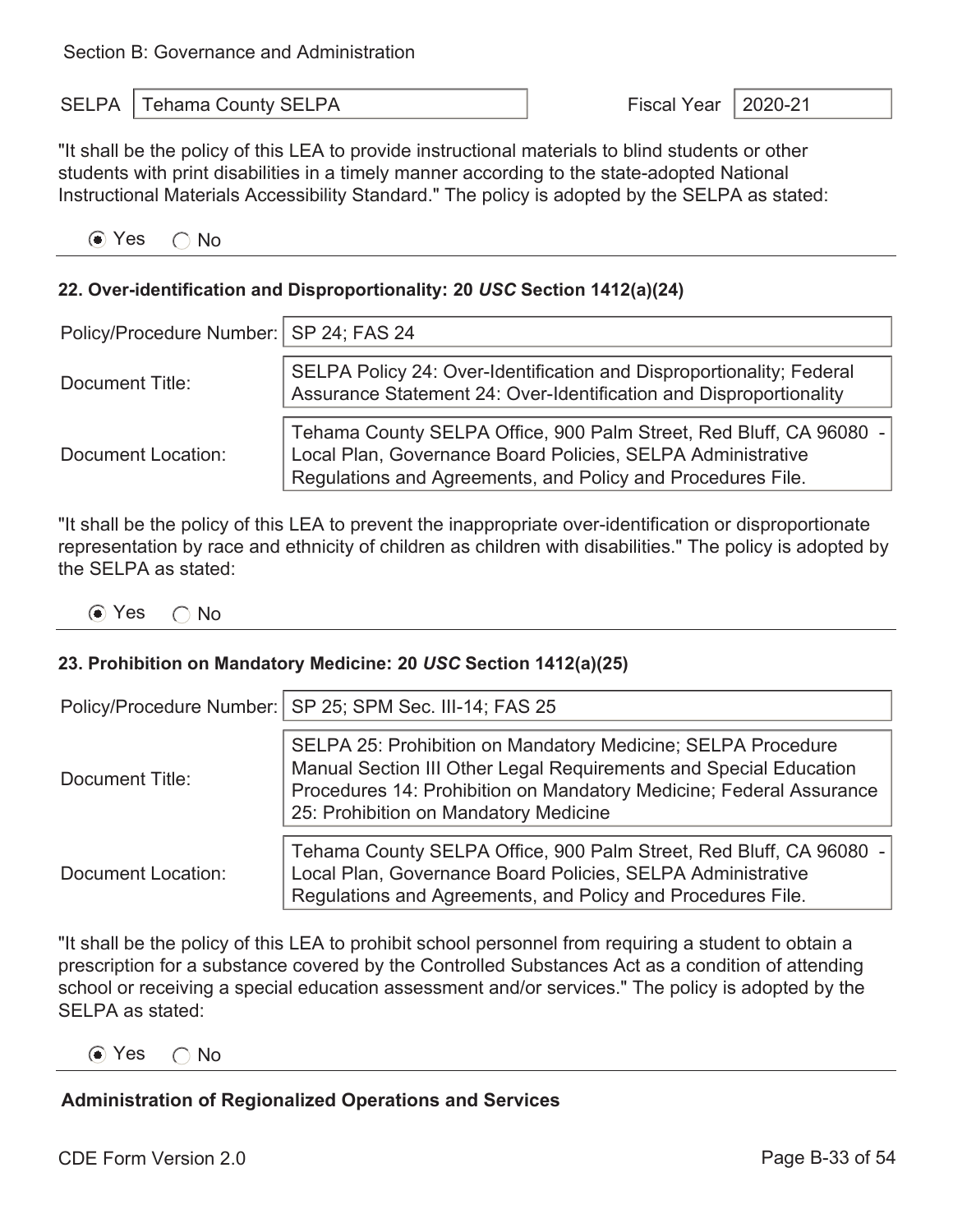Section B: Governance and Administration

| SELPA | Tehama County SELPA | Fiscal Year | 2020-21 |
|---|---|---|---|

"It shall be the policy of this LEA to provide instructional materials to blind students or other students with print disabilities in a timely manner according to the state-adopted National Instructional Materials Accessibility Standard." The policy is adopted by the SELPA as stated:

(•) Yes ( ) No

---

**22. Over-identification and Disproportionality: 20 *USC* Section 1412(a)(24)**

| | |
|---|---|
| Policy/Procedure Number: | SP 24; FAS 24 |
| Document Title: | SELPA Policy 24: Over-Identification and Disproportionality; Federal Assurance Statement 24: Over-Identification and Disproportionality |
| Document Location: | Tehama County SELPA Office, 900 Palm Street, Red Bluff, CA 96080 - Local Plan, Governance Board Policies, SELPA Administrative Regulations and Agreements, and Policy and Procedures File. |

"It shall be the policy of this LEA to prevent the inappropriate over-identification or disproportionate representation by race and ethnicity of children as children with disabilities." The policy is adopted by the SELPA as stated:

(•) Yes ( ) No

---

**23. Prohibition on Mandatory Medicine: 20 *USC* Section 1412(a)(25)**

| | |
|---|---|
| Policy/Procedure Number: | SP 25; SPM Sec. III-14; FAS 25 |
| Document Title: | SELPA 25: Prohibition on Mandatory Medicine; SELPA Procedure Manual Section III Other Legal Requirements and Special Education Procedures 14: Prohibition on Mandatory Medicine; Federal Assurance 25: Prohibition on Mandatory Medicine |
| Document Location: | Tehama County SELPA Office, 900 Palm Street, Red Bluff, CA 96080 - Local Plan, Governance Board Policies, SELPA Administrative Regulations and Agreements, and Policy and Procedures File. |

"It shall be the policy of this LEA to prohibit school personnel from requiring a student to obtain a prescription for a substance covered by the Controlled Substances Act as a condition of attending school or receiving a special education assessment and/or services." The policy is adopted by the SELPA as stated:

(•) Yes ( ) No

---

**Administration of Regionalized Operations and Services**

CDE Form Version 2.0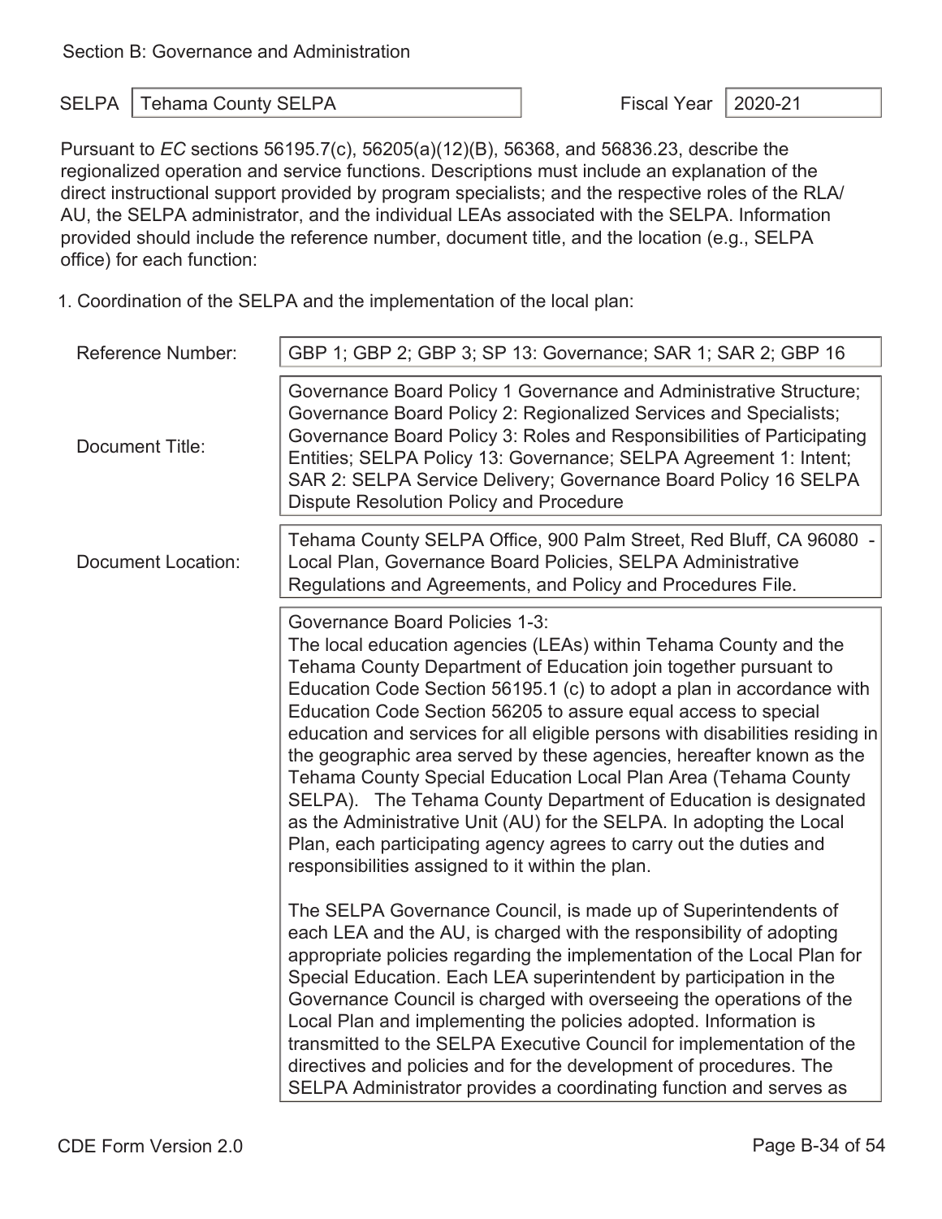Section B: Governance and Administration

SELPA: Tehama County SELPA

Fiscal Year: 2020-21

Pursuant to *EC* sections 56195.7(c), 56205(a)(12)(B), 56368, and 56836.23, describe the regionalized operation and service functions. Descriptions must include an explanation of the direct instructional support provided by program specialists; and the respective roles of the RLA/AU, the SELPA administrator, and the individual LEAs associated with the SELPA. Information provided should include the reference number, document title, and the location (e.g., SELPA office) for each function:

1. Coordination of the SELPA and the implementation of the local plan:

| | |
|---|---|
| Reference Number: | GBP 1; GBP 2; GBP 3; SP 13: Governance; SAR 1; SAR 2; GBP 16 |
| Document Title: | Governance Board Policy 1 Governance and Administrative Structure; Governance Board Policy 2: Regionalized Services and Specialists; Governance Board Policy 3: Roles and Responsibilities of Participating Entities; SELPA Policy 13: Governance; SELPA Agreement 1: Intent; SAR 2: SELPA Service Delivery; Governance Board Policy 16 SELPA Dispute Resolution Policy and Procedure |
| Document Location: | Tehama County SELPA Office, 900 Palm Street, Red Bluff, CA 96080 - Local Plan, Governance Board Policies, SELPA Administrative Regulations and Agreements, and Policy and Procedures File. |

Governance Board Policies 1-3:
The local education agencies (LEAs) within Tehama County and the Tehama County Department of Education join together pursuant to Education Code Section 56195.1 (c) to adopt a plan in accordance with Education Code Section 56205 to assure equal access to special education and services for all eligible persons with disabilities residing in the geographic area served by these agencies, hereafter known as the Tehama County Special Education Local Plan Area (Tehama County SELPA). The Tehama County Department of Education is designated as the Administrative Unit (AU) for the SELPA. In adopting the Local Plan, each participating agency agrees to carry out the duties and responsibilities assigned to it within the plan.

The SELPA Governance Council, is made up of Superintendents of each LEA and the AU, is charged with the responsibility of adopting appropriate policies regarding the implementation of the Local Plan for Special Education. Each LEA superintendent by participation in the Governance Council is charged with overseeing the operations of the Local Plan and implementing the policies adopted. Information is transmitted to the SELPA Executive Council for implementation of the directives and policies and for the development of procedures. The SELPA Administrator provides a coordinating function and serves as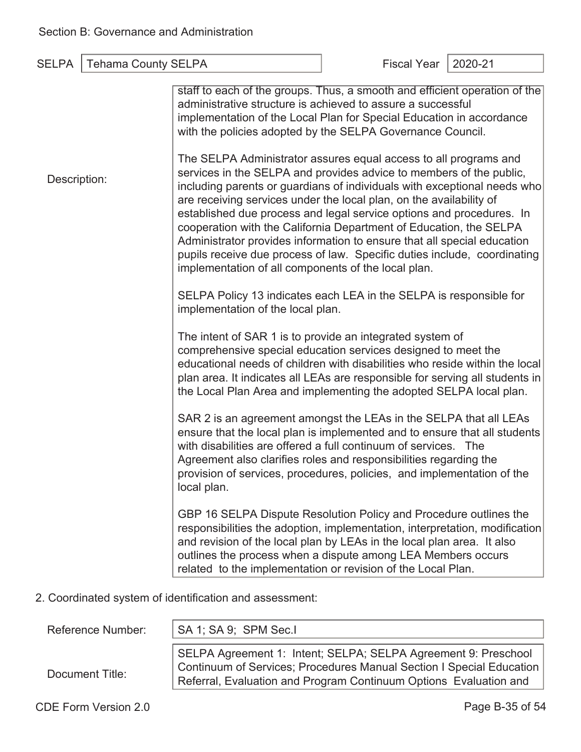Section B: Governance and Administration

| SELPA | Tehama County SELPA | Fiscal Year | 2020-21 |
|---|---|---|---|

**Description:**

staff to each of the groups. Thus, a smooth and efficient operation of the administrative structure is achieved to assure a successful implementation of the Local Plan for Special Education in accordance with the policies adopted by the SELPA Governance Council.

The SELPA Administrator assures equal access to all programs and services in the SELPA and provides advice to members of the public, including parents or guardians of individuals with exceptional needs who are receiving services under the local plan, on the availability of established due process and legal service options and procedures. In cooperation with the California Department of Education, the SELPA Administrator provides information to ensure that all special education pupils receive due process of law. Specific duties include, coordinating implementation of all components of the local plan.

SELPA Policy 13 indicates each LEA in the SELPA is responsible for implementation of the local plan.

The intent of SAR 1 is to provide an integrated system of comprehensive special education services designed to meet the educational needs of children with disabilities who reside within the local plan area. It indicates all LEAs are responsible for serving all students in the Local Plan Area and implementing the adopted SELPA local plan.

SAR 2 is an agreement amongst the LEAs in the SELPA that all LEAs ensure that the local plan is implemented and to ensure that all students with disabilities are offered a full continuum of services. The Agreement also clarifies roles and responsibilities regarding the provision of services, procedures, policies, and implementation of the local plan.

GBP 16 SELPA Dispute Resolution Policy and Procedure outlines the responsibilities the adoption, implementation, interpretation, modification and revision of the local plan by LEAs in the local plan area. It also outlines the process when a dispute among LEA Members occurs related to the implementation or revision of the Local Plan.

2. Coordinated system of identification and assessment:

**Reference Number:** SA 1; SA 9; SPM Sec.I

**Document Title:** SELPA Agreement 1: Intent; SELPA; SELPA Agreement 9: Preschool Continuum of Services; Procedures Manual Section I Special Education Referral, Evaluation and Program Continuum Options Evaluation and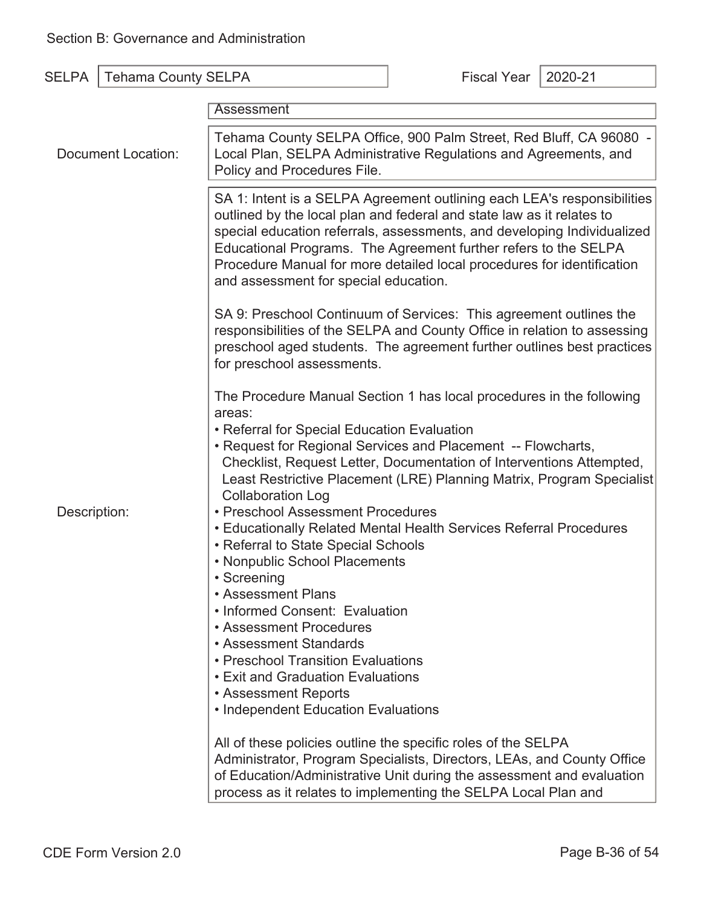Section B: Governance and Administration

| SELPA | Tehama County SELPA | Fiscal Year | 2020-21 |
|---|---|---|---|

Assessment

**Document Location:** Tehama County SELPA Office, 900 Palm Street, Red Bluff, CA 96080 - Local Plan, SELPA Administrative Regulations and Agreements, and Policy and Procedures File.

**Description:**

SA 1: Intent is a SELPA Agreement outlining each LEA's responsibilities outlined by the local plan and federal and state law as it relates to special education referrals, assessments, and developing Individualized Educational Programs. The Agreement further refers to the SELPA Procedure Manual for more detailed local procedures for identification and assessment for special education.

SA 9: Preschool Continuum of Services: This agreement outlines the responsibilities of the SELPA and County Office in relation to assessing preschool aged students. The agreement further outlines best practices for preschool assessments.

The Procedure Manual Section 1 has local procedures in the following areas:

- Referral for Special Education Evaluation
- Request for Regional Services and Placement -- Flowcharts, Checklist, Request Letter, Documentation of Interventions Attempted, Least Restrictive Placement (LRE) Planning Matrix, Program Specialist Collaboration Log
- Preschool Assessment Procedures
- Educationally Related Mental Health Services Referral Procedures
- Referral to State Special Schools
- Nonpublic School Placements
- Screening
- Assessment Plans
- Informed Consent: Evaluation
- Assessment Procedures
- Assessment Standards
- Preschool Transition Evaluations
- Exit and Graduation Evaluations
- Assessment Reports
- Independent Education Evaluations

All of these policies outline the specific roles of the SELPA Administrator, Program Specialists, Directors, LEAs, and County Office of Education/Administrative Unit during the assessment and evaluation process as it relates to implementing the SELPA Local Plan and

CDE Form Version 2.0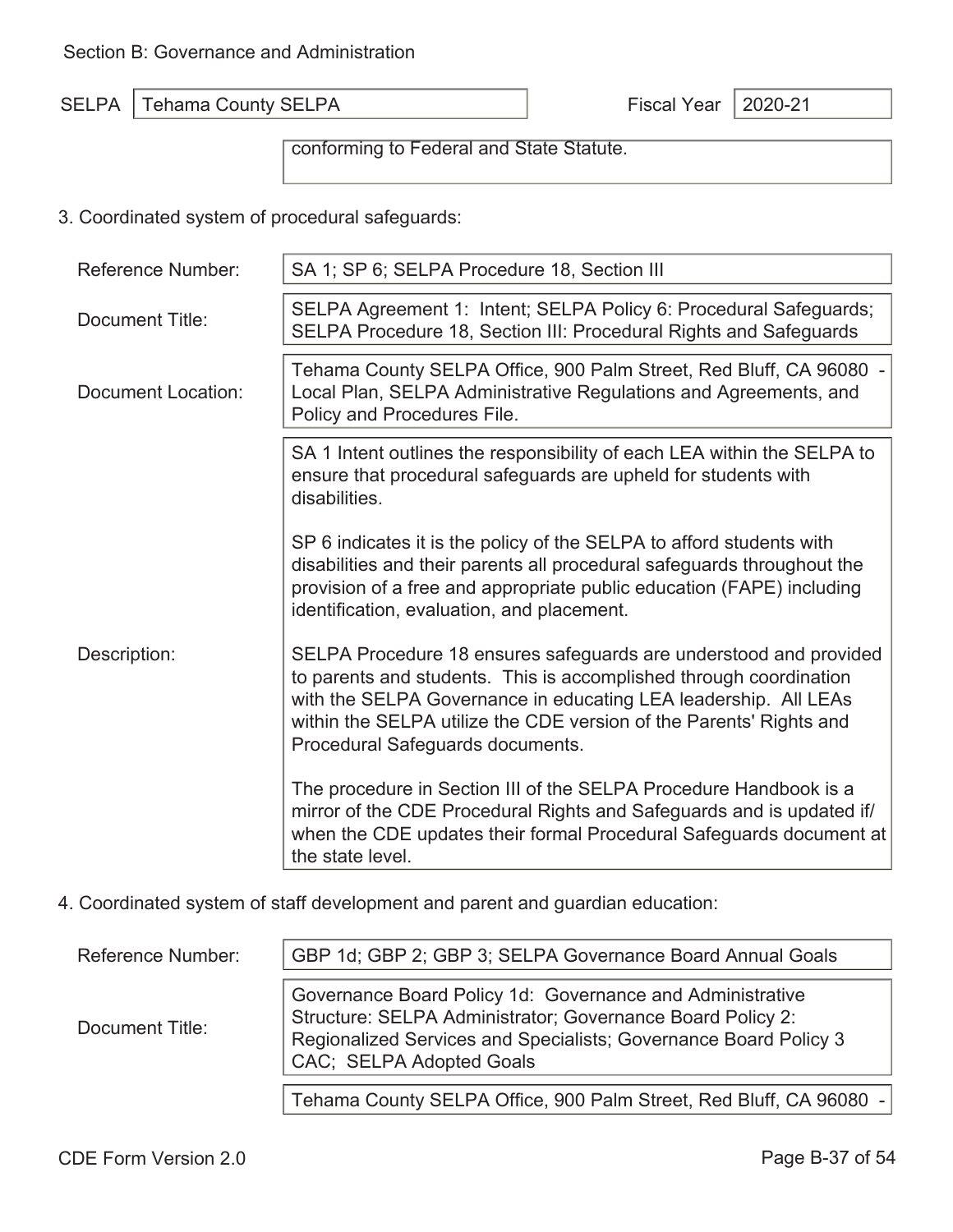Section B: Governance and Administration

SELPA: Tehama County SELPA | Fiscal Year: 2020-21

conforming to Federal and State Statute.

3. Coordinated system of procedural safeguards:

| | |
|---|---|
| Reference Number: | SA 1; SP 6; SELPA Procedure 18, Section III |
| Document Title: | SELPA Agreement 1: Intent; SELPA Policy 6: Procedural Safeguards; SELPA Procedure 18, Section III: Procedural Rights and Safeguards |
| Document Location: | Tehama County SELPA Office, 900 Palm Street, Red Bluff, CA 96080 - Local Plan, SELPA Administrative Regulations and Agreements, and Policy and Procedures File. |
| Description: | SA 1 Intent outlines the responsibility of each LEA within the SELPA to ensure that procedural safeguards are upheld for students with disabilities.<br><br>SP 6 indicates it is the policy of the SELPA to afford students with disabilities and their parents all procedural safeguards throughout the provision of a free and appropriate public education (FAPE) including identification, evaluation, and placement.<br><br>SELPA Procedure 18 ensures safeguards are understood and provided to parents and students. This is accomplished through coordination with the SELPA Governance in educating LEA leadership. All LEAs within the SELPA utilize the CDE version of the Parents' Rights and Procedural Safeguards documents.<br><br>The procedure in Section III of the SELPA Procedure Handbook is a mirror of the CDE Procedural Rights and Safeguards and is updated if/when the CDE updates their formal Procedural Safeguards document at the state level. |

4. Coordinated system of staff development and parent and guardian education:

| | |
|---|---|
| Reference Number: | GBP 1d; GBP 2; GBP 3; SELPA Governance Board Annual Goals |
| Document Title: | Governance Board Policy 1d: Governance and Administrative Structure: SELPA Administrator; Governance Board Policy 2: Regionalized Services and Specialists; Governance Board Policy 3 CAC; SELPA Adopted Goals |
| | Tehama County SELPA Office, 900 Palm Street, Red Bluff, CA 96080 - |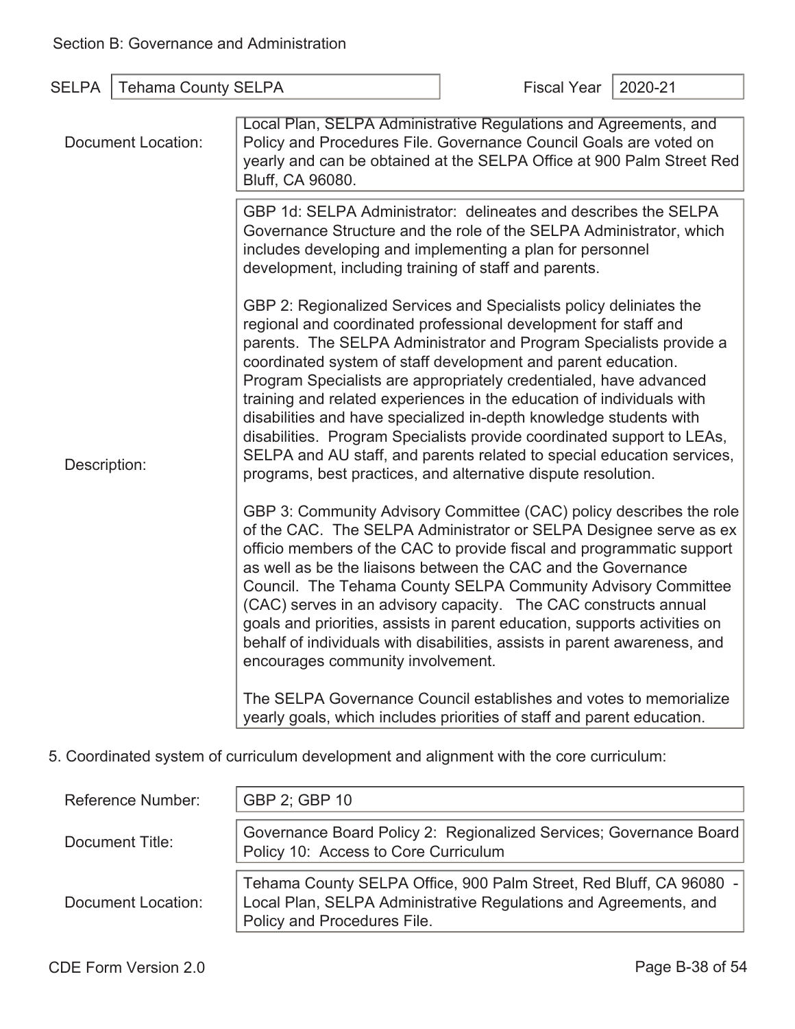Section B: Governance and Administration

| SELPA | Tehama County SELPA | Fiscal Year | 2020-21 |
|---|---|---|---|

| | |
|---|---|
| Document Location: | Local Plan, SELPA Administrative Regulations and Agreements, and Policy and Procedures File. Governance Council Goals are voted on yearly and can be obtained at the SELPA Office at 900 Palm Street Red Bluff, CA 96080. |
| Description: | GBP 1d: SELPA Administrator: delineates and describes the SELPA Governance Structure and the role of the SELPA Administrator, which includes developing and implementing a plan for personnel development, including training of staff and parents.<br><br>GBP 2: Regionalized Services and Specialists policy deliniates the regional and coordinated professional development for staff and parents. The SELPA Administrator and Program Specialists provide a coordinated system of staff development and parent education. Program Specialists are appropriately credentialed, have advanced training and related experiences in the education of individuals with disabilities and have specialized in-depth knowledge students with disabilities. Program Specialists provide coordinated support to LEAs, SELPA and AU staff, and parents related to special education services, programs, best practices, and alternative dispute resolution.<br><br>GBP 3: Community Advisory Committee (CAC) policy describes the role of the CAC. The SELPA Administrator or SELPA Designee serve as ex officio members of the CAC to provide fiscal and programmatic support as well as be the liaisons between the CAC and the Governance Council. The Tehama County SELPA Community Advisory Committee (CAC) serves in an advisory capacity. The CAC constructs annual goals and priorities, assists in parent education, supports activities on behalf of individuals with disabilities, assists in parent awareness, and encourages community involvement.<br><br>The SELPA Governance Council establishes and votes to memorialize yearly goals, which includes priorities of staff and parent education. |

5. Coordinated system of curriculum development and alignment with the core curriculum:

| | |
|---|---|
| Reference Number: | GBP 2; GBP 10 |
| Document Title: | Governance Board Policy 2: Regionalized Services; Governance Board Policy 10: Access to Core Curriculum |
| Document Location: | Tehama County SELPA Office, 900 Palm Street, Red Bluff, CA 96080 - Local Plan, SELPA Administrative Regulations and Agreements, and Policy and Procedures File. |

CDE Form Version 2.0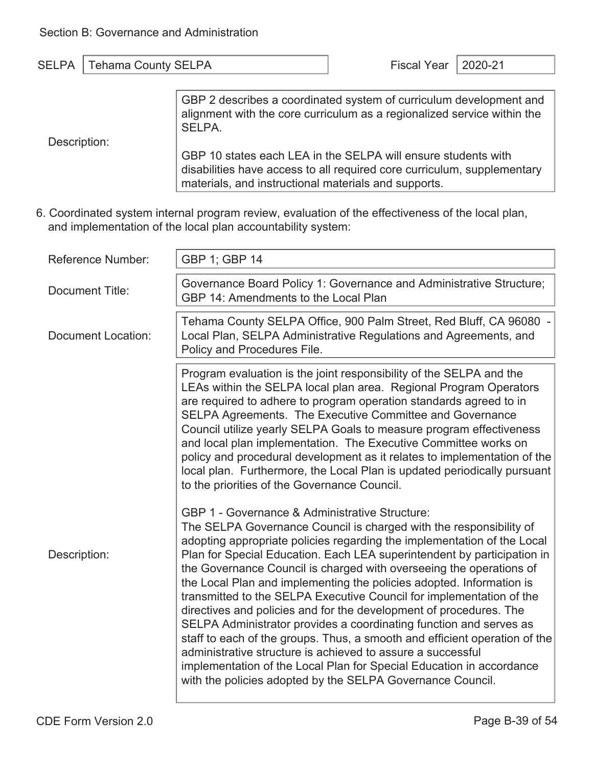Section B: Governance and Administration

| SELPA | Tehama County SELPA | Fiscal Year | 2020-21 |
|---|---|---|---|

| | |
|---|---|
| Description: | GBP 2 describes a coordinated system of curriculum development and alignment with the core curriculum as a regionalized service within the SELPA.<br><br>GBP 10 states each LEA in the SELPA will ensure students with disabilities have access to all required core curriculum, supplementary materials, and instructional materials and supports. |

6. Coordinated system internal program review, evaluation of the effectiveness of the local plan, and implementation of the local plan accountability system:

| | |
|---|---|
| Reference Number: | GBP 1; GBP 14 |
| Document Title: | Governance Board Policy 1: Governance and Administrative Structure; GBP 14: Amendments to the Local Plan |
| Document Location: | Tehama County SELPA Office, 900 Palm Street, Red Bluff, CA 96080 - Local Plan, SELPA Administrative Regulations and Agreements, and Policy and Procedures File. |
| Description: | Program evaluation is the joint responsibility of the SELPA and the LEAs within the SELPA local plan area. Regional Program Operators are required to adhere to program operation standards agreed to in SELPA Agreements. The Executive Committee and Governance Council utilize yearly SELPA Goals to measure program effectiveness and local plan implementation. The Executive Committee works on policy and procedural development as it relates to implementation of the local plan. Furthermore, the Local Plan is updated periodically pursuant to the priorities of the Governance Council.<br><br>GBP 1 - Governance & Administrative Structure:<br>The SELPA Governance Council is charged with the responsibility of adopting appropriate policies regarding the implementation of the Local Plan for Special Education. Each LEA superintendent by participation in the Governance Council is charged with overseeing the operations of the Local Plan and implementing the policies adopted. Information is transmitted to the SELPA Executive Council for implementation of the directives and policies and for the development of procedures. The SELPA Administrator provides a coordinating function and serves as staff to each of the groups. Thus, a smooth and efficient operation of the administrative structure is achieved to assure a successful implementation of the Local Plan for Special Education in accordance with the policies adopted by the SELPA Governance Council. |

CDE Form Version 2.0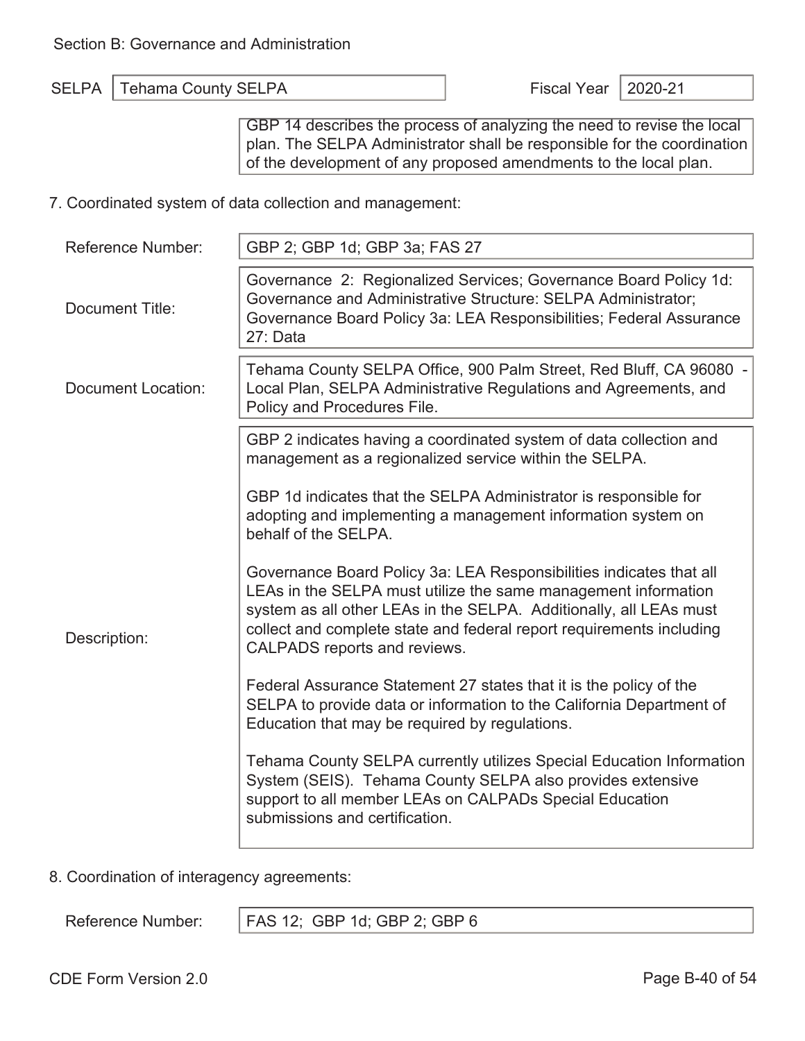Section B: Governance and Administration

| SELPA | Tehama County SELPA | Fiscal Year | 2020-21 |
|---|---|---|---|

GBP 14 describes the process of analyzing the need to revise the local plan. The SELPA Administrator shall be responsible for the coordination of the development of any proposed amendments to the local plan.

7. Coordinated system of data collection and management:

| | |
|---|---|
| Reference Number: | GBP 2; GBP 1d; GBP 3a; FAS 27 |
| Document Title: | Governance 2: Regionalized Services; Governance Board Policy 1d: Governance and Administrative Structure: SELPA Administrator; Governance Board Policy 3a: LEA Responsibilities; Federal Assurance 27: Data |
| Document Location: | Tehama County SELPA Office, 900 Palm Street, Red Bluff, CA 96080 - Local Plan, SELPA Administrative Regulations and Agreements, and Policy and Procedures File. |
| Description: | GBP 2 indicates having a coordinated system of data collection and management as a regionalized service within the SELPA.<br><br>GBP 1d indicates that the SELPA Administrator is responsible for adopting and implementing a management information system on behalf of the SELPA.<br><br>Governance Board Policy 3a: LEA Responsibilities indicates that all LEAs in the SELPA must utilize the same management information system as all other LEAs in the SELPA. Additionally, all LEAs must collect and complete state and federal report requirements including CALPADS reports and reviews.<br><br>Federal Assurance Statement 27 states that it is the policy of the SELPA to provide data or information to the California Department of Education that may be required by regulations.<br><br>Tehama County SELPA currently utilizes Special Education Information System (SEIS). Tehama County SELPA also provides extensive support to all member LEAs on CALPADs Special Education submissions and certification. |

8. Coordination of interagency agreements:

| | |
|---|---|
| Reference Number: | FAS 12; GBP 1d; GBP 2; GBP 6 |

CDE Form Version 2.0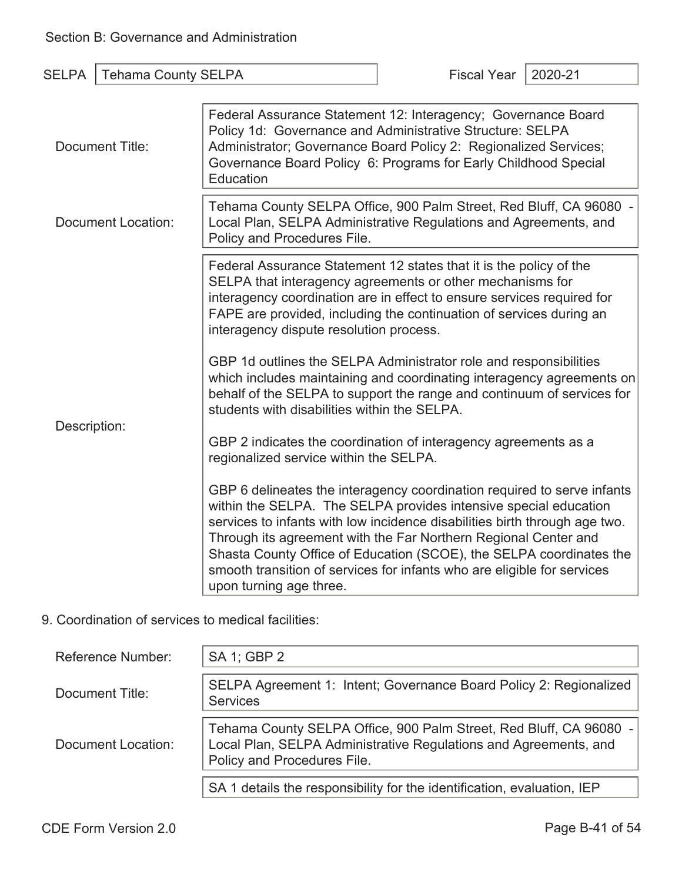Section B: Governance and Administration

| SELPA | Tehama County SELPA | Fiscal Year | 2020-21 |
|---|---|---|---|

| | |
|---|---|
| Document Title: | Federal Assurance Statement 12: Interagency; Governance Board Policy 1d: Governance and Administrative Structure: SELPA Administrator; Governance Board Policy 2: Regionalized Services; Governance Board Policy 6: Programs for Early Childhood Special Education |
| Document Location: | Tehama County SELPA Office, 900 Palm Street, Red Bluff, CA 96080 - Local Plan, SELPA Administrative Regulations and Agreements, and Policy and Procedures File. |
| Description: | Federal Assurance Statement 12 states that it is the policy of the SELPA that interagency agreements or other mechanisms for interagency coordination are in effect to ensure services required for FAPE are provided, including the continuation of services during an interagency dispute resolution process.<br><br>GBP 1d outlines the SELPA Administrator role and responsibilities which includes maintaining and coordinating interagency agreements on behalf of the SELPA to support the range and continuum of services for students with disabilities within the SELPA.<br><br>GBP 2 indicates the coordination of interagency agreements as a regionalized service within the SELPA.<br><br>GBP 6 delineates the interagency coordination required to serve infants within the SELPA. The SELPA provides intensive special education services to infants with low incidence disabilities birth through age two. Through its agreement with the Far Northern Regional Center and Shasta County Office of Education (SCOE), the SELPA coordinates the smooth transition of services for infants who are eligible for services upon turning age three. |

9. Coordination of services to medical facilities:

| | |
|---|---|
| Reference Number: | SA 1; GBP 2 |
| Document Title: | SELPA Agreement 1: Intent; Governance Board Policy 2: Regionalized Services |
| Document Location: | Tehama County SELPA Office, 900 Palm Street, Red Bluff, CA 96080 - Local Plan, SELPA Administrative Regulations and Agreements, and Policy and Procedures File. |
| | SA 1 details the responsibility for the identification, evaluation, IEP |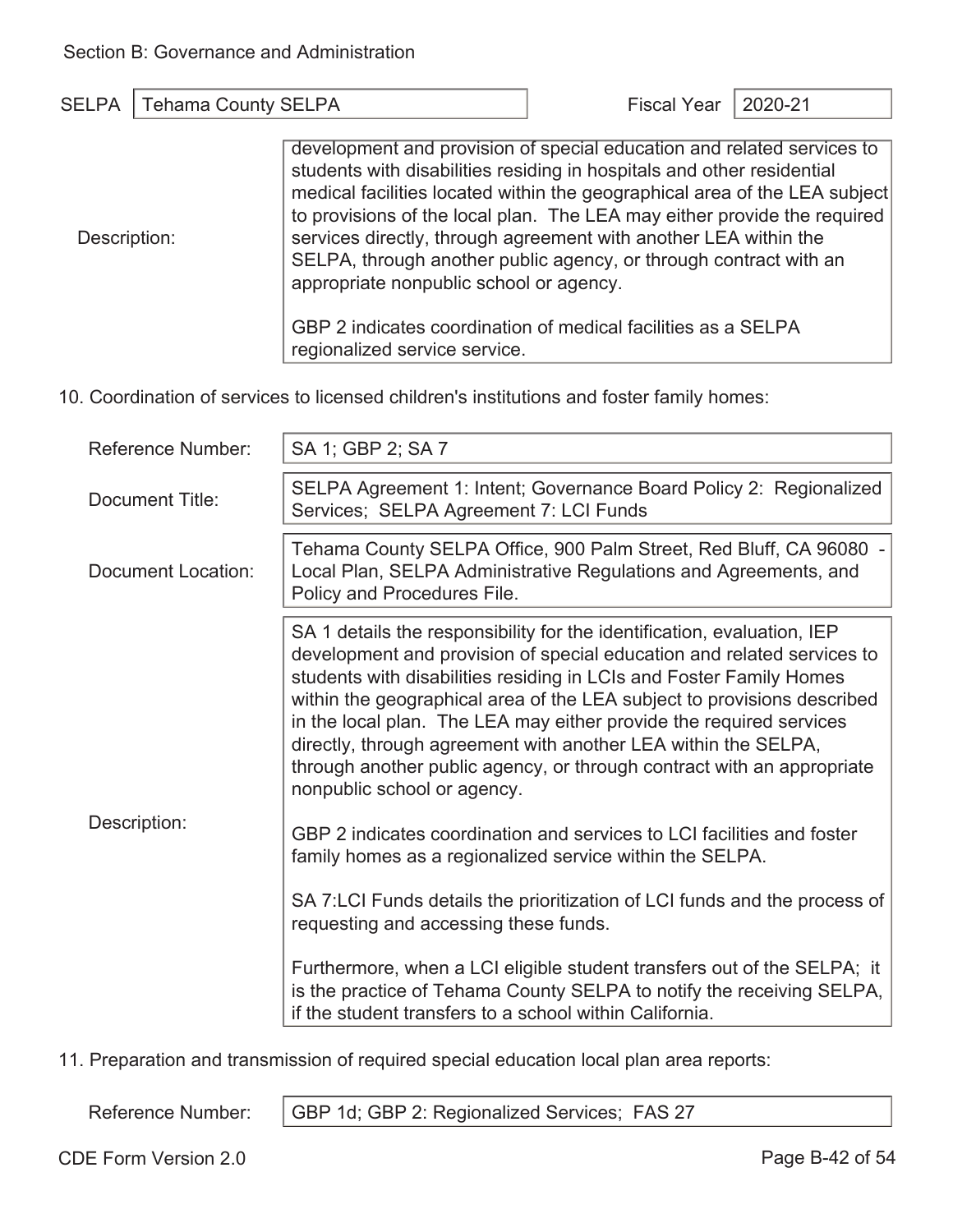Section B: Governance and Administration

SELPA: Tehama County SELPA

Fiscal Year: 2020-21

| | |
|---|---|
| Description: | development and provision of special education and related services to students with disabilities residing in hospitals and other residential medical facilities located within the geographical area of the LEA subject to provisions of the local plan. The LEA may either provide the required services directly, through agreement with another LEA within the SELPA, through another public agency, or through contract with an appropriate nonpublic school or agency.<br><br>GBP 2 indicates coordination of medical facilities as a SELPA regionalized service service. |

10. Coordination of services to licensed children's institutions and foster family homes:

| | |
|---|---|
| Reference Number: | SA 1; GBP 2; SA 7 |
| Document Title: | SELPA Agreement 1: Intent; Governance Board Policy 2: Regionalized Services; SELPA Agreement 7: LCI Funds |
| Document Location: | Tehama County SELPA Office, 900 Palm Street, Red Bluff, CA 96080 - Local Plan, SELPA Administrative Regulations and Agreements, and Policy and Procedures File. |
| Description: | SA 1 details the responsibility for the identification, evaluation, IEP development and provision of special education and related services to students with disabilities residing in LCIs and Foster Family Homes within the geographical area of the LEA subject to provisions described in the local plan. The LEA may either provide the required services directly, through agreement with another LEA within the SELPA, through another public agency, or through contract with an appropriate nonpublic school or agency.<br><br>GBP 2 indicates coordination and services to LCI facilities and foster family homes as a regionalized service within the SELPA.<br><br>SA 7:LCI Funds details the prioritization of LCI funds and the process of requesting and accessing these funds.<br><br>Furthermore, when a LCI eligible student transfers out of the SELPA; it is the practice of Tehama County SELPA to notify the receiving SELPA, if the student transfers to a school within California. |

11. Preparation and transmission of required special education local plan area reports:

| | |
|---|---|
| Reference Number: | GBP 1d; GBP 2: Regionalized Services; FAS 27 |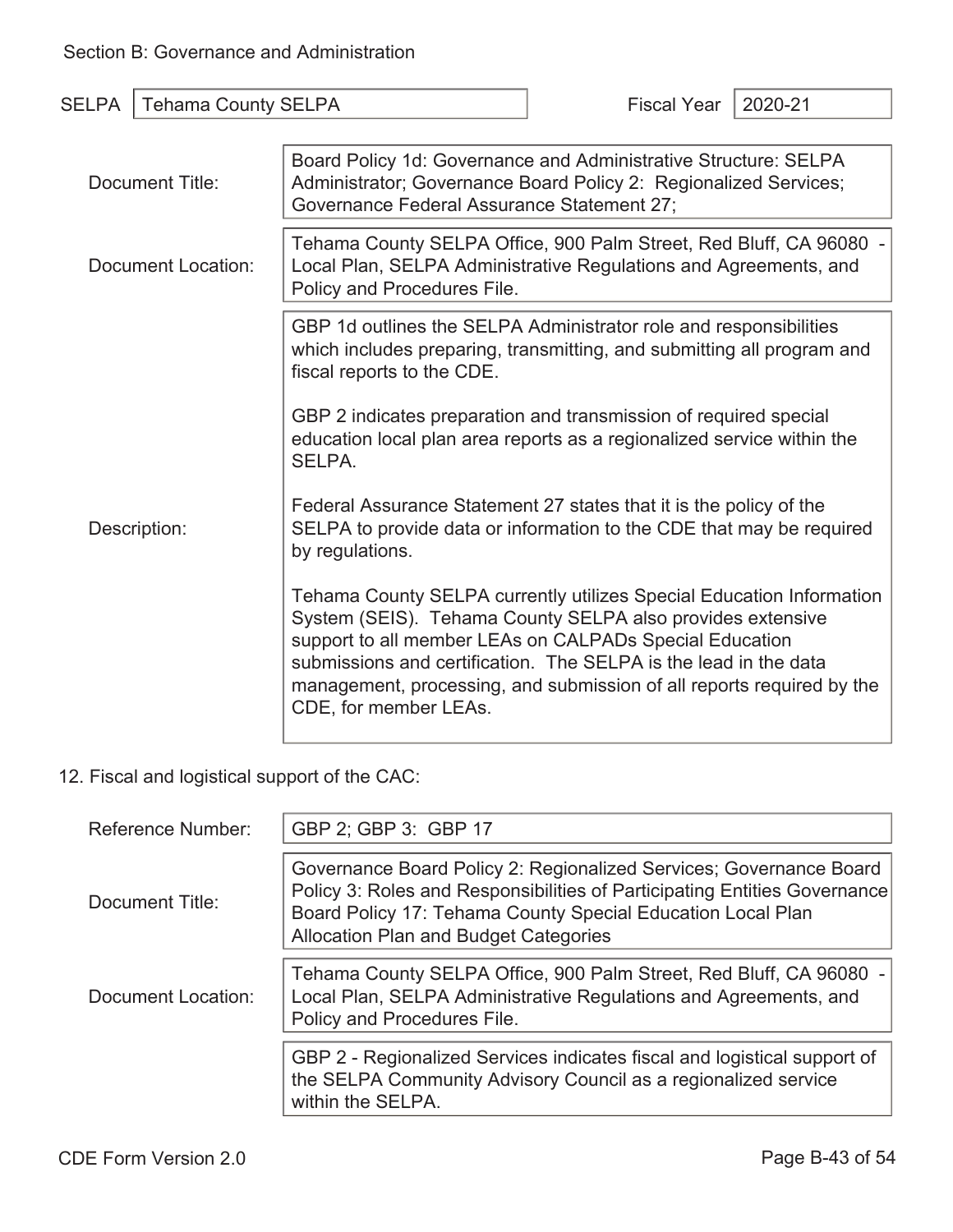Section B: Governance and Administration

| SELPA | Tehama County SELPA | Fiscal Year | 2020-21 |
|---|---|---|---|

| | |
|---|---|
| Document Title: | Board Policy 1d: Governance and Administrative Structure: SELPA Administrator; Governance Board Policy 2: Regionalized Services; Governance Federal Assurance Statement 27; |
| Document Location: | Tehama County SELPA Office, 900 Palm Street, Red Bluff, CA 96080 - Local Plan, SELPA Administrative Regulations and Agreements, and Policy and Procedures File. |
| Description: | GBP 1d outlines the SELPA Administrator role and responsibilities which includes preparing, transmitting, and submitting all program and fiscal reports to the CDE.<br><br>GBP 2 indicates preparation and transmission of required special education local plan area reports as a regionalized service within the SELPA.<br><br>Federal Assurance Statement 27 states that it is the policy of the SELPA to provide data or information to the CDE that may be required by regulations.<br><br>Tehama County SELPA currently utilizes Special Education Information System (SEIS). Tehama County SELPA also provides extensive support to all member LEAs on CALPADs Special Education submissions and certification. The SELPA is the lead in the data management, processing, and submission of all reports required by the CDE, for member LEAs. |

12. Fiscal and logistical support of the CAC:

| | |
|---|---|
| Reference Number: | GBP 2; GBP 3: GBP 17 |
| Document Title: | Governance Board Policy 2: Regionalized Services; Governance Board Policy 3: Roles and Responsibilities of Participating Entities Governance Board Policy 17: Tehama County Special Education Local Plan Allocation Plan and Budget Categories |
| Document Location: | Tehama County SELPA Office, 900 Palm Street, Red Bluff, CA 96080 - Local Plan, SELPA Administrative Regulations and Agreements, and Policy and Procedures File. |
| | GBP 2 - Regionalized Services indicates fiscal and logistical support of the SELPA Community Advisory Council as a regionalized service within the SELPA. |

CDE Form Version 2.0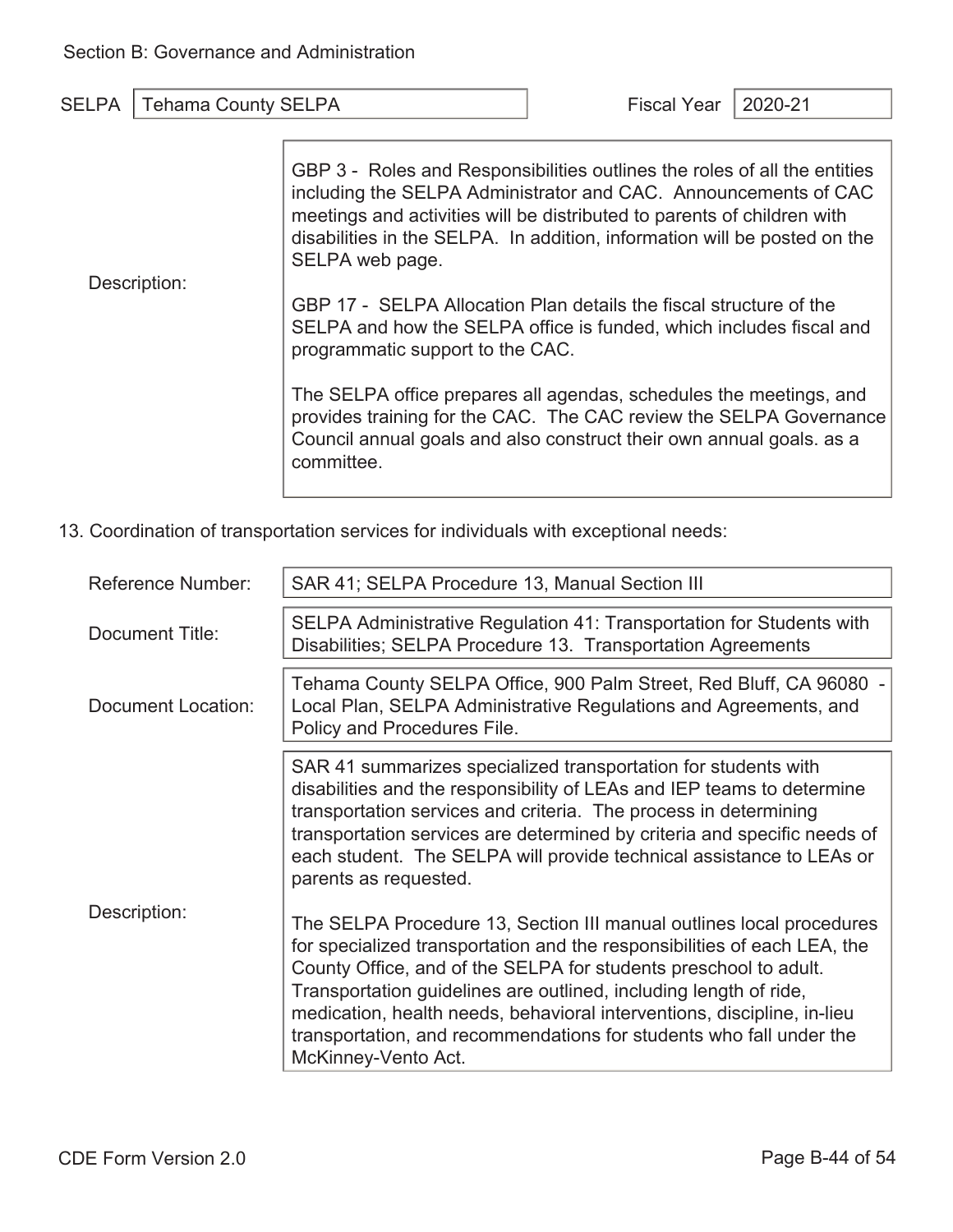Section B: Governance and Administration

| SELPA | Tehama County SELPA | Fiscal Year | 2020-21 |
|---|---|---|---|

| | |
|---|---|
| Description: | GBP 3 - Roles and Responsibilities outlines the roles of all the entities including the SELPA Administrator and CAC. Announcements of CAC meetings and activities will be distributed to parents of children with disabilities in the SELPA. In addition, information will be posted on the SELPA web page.<br><br>GBP 17 - SELPA Allocation Plan details the fiscal structure of the SELPA and how the SELPA office is funded, which includes fiscal and programmatic support to the CAC.<br><br>The SELPA office prepares all agendas, schedules the meetings, and provides training for the CAC. The CAC review the SELPA Governance Council annual goals and also construct their own annual goals. as a committee. |

13. Coordination of transportation services for individuals with exceptional needs:

| | |
|---|---|
| Reference Number: | SAR 41; SELPA Procedure 13, Manual Section III |
| Document Title: | SELPA Administrative Regulation 41: Transportation for Students with Disabilities; SELPA Procedure 13. Transportation Agreements |
| Document Location: | Tehama County SELPA Office, 900 Palm Street, Red Bluff, CA 96080 - Local Plan, SELPA Administrative Regulations and Agreements, and Policy and Procedures File. |
| Description: | SAR 41 summarizes specialized transportation for students with disabilities and the responsibility of LEAs and IEP teams to determine transportation services and criteria. The process in determining transportation services are determined by criteria and specific needs of each student. The SELPA will provide technical assistance to LEAs or parents as requested.<br><br>The SELPA Procedure 13, Section III manual outlines local procedures for specialized transportation and the responsibilities of each LEA, the County Office, and of the SELPA for students preschool to adult. Transportation guidelines are outlined, including length of ride, medication, health needs, behavioral interventions, discipline, in-lieu transportation, and recommendations for students who fall under the McKinney-Vento Act. |

CDE Form Version 2.0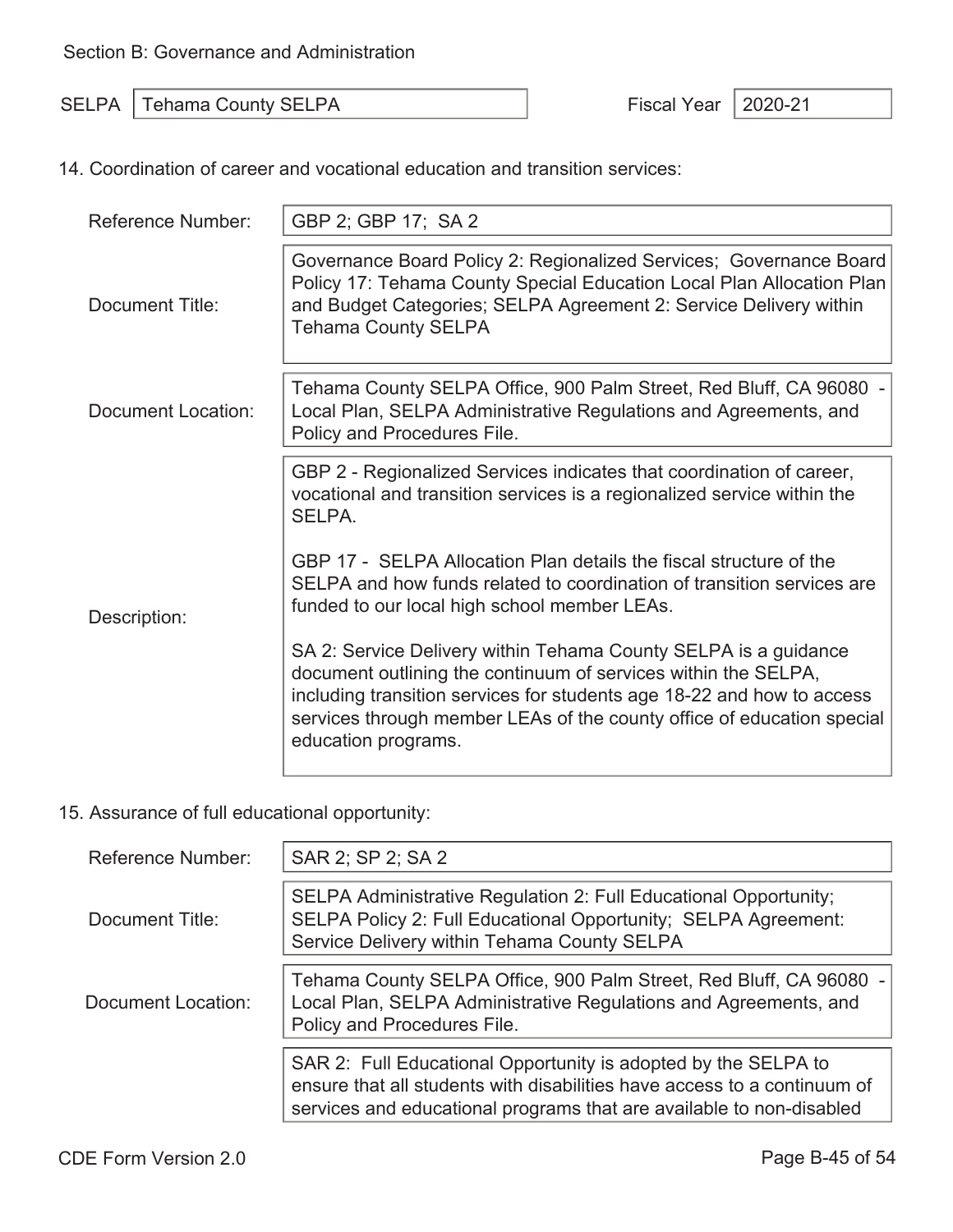Section B: Governance and Administration

| SELPA | Tehama County SELPA | Fiscal Year | 2020-21 |
| --- | --- | --- | --- |

14. Coordination of career and vocational education and transition services:

| | |
| --- | --- |
| Reference Number: | GBP 2; GBP 17; SA 2 |
| Document Title: | Governance Board Policy 2: Regionalized Services; Governance Board Policy 17: Tehama County Special Education Local Plan Allocation Plan and Budget Categories; SELPA Agreement 2: Service Delivery within Tehama County SELPA |
| Document Location: | Tehama County SELPA Office, 900 Palm Street, Red Bluff, CA 96080 - Local Plan, SELPA Administrative Regulations and Agreements, and Policy and Procedures File. |
| Description: | GBP 2 - Regionalized Services indicates that coordination of career, vocational and transition services is a regionalized service within the SELPA.<br><br>GBP 17 - SELPA Allocation Plan details the fiscal structure of the SELPA and how funds related to coordination of transition services are funded to our local high school member LEAs.<br><br>SA 2: Service Delivery within Tehama County SELPA is a guidance document outlining the continuum of services within the SELPA, including transition services for students age 18-22 and how to access services through member LEAs of the county office of education special education programs. |

15. Assurance of full educational opportunity:

| | |
| --- | --- |
| Reference Number: | SAR 2; SP 2; SA 2 |
| Document Title: | SELPA Administrative Regulation 2: Full Educational Opportunity; SELPA Policy 2: Full Educational Opportunity; SELPA Agreement: Service Delivery within Tehama County SELPA |
| Document Location: | Tehama County SELPA Office, 900 Palm Street, Red Bluff, CA 96080 - Local Plan, SELPA Administrative Regulations and Agreements, and Policy and Procedures File. |
| | SAR 2: Full Educational Opportunity is adopted by the SELPA to ensure that all students with disabilities have access to a continuum of services and educational programs that are available to non-disabled |

CDE Form Version 2.0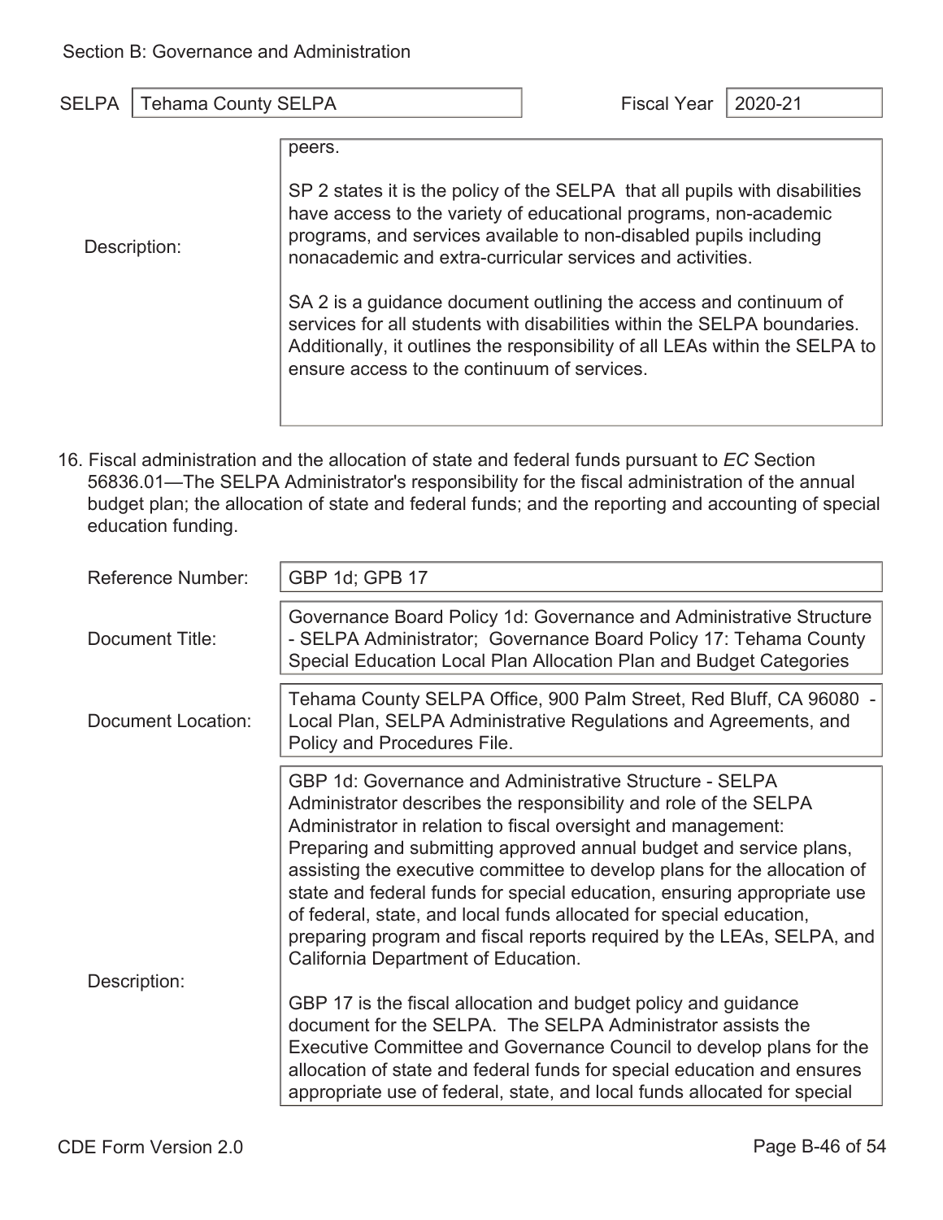Section B: Governance and Administration

| SELPA | Tehama County SELPA | Fiscal Year | 2020-21 |
|---|---|---|---|

| | |
|---|---|
| Description: | peers.<br><br>SP 2 states it is the policy of the SELPA that all pupils with disabilities have access to the variety of educational programs, non-academic programs, and services available to non-disabled pupils including nonacademic and extra-curricular services and activities.<br><br>SA 2 is a guidance document outlining the access and continuum of services for all students with disabilities within the SELPA boundaries. Additionally, it outlines the responsibility of all LEAs within the SELPA to ensure access to the continuum of services. |

16. Fiscal administration and the allocation of state and federal funds pursuant to *EC* Section 56836.01—The SELPA Administrator's responsibility for the fiscal administration of the annual budget plan; the allocation of state and federal funds; and the reporting and accounting of special education funding.

| | |
|---|---|
| Reference Number: | GBP 1d; GPB 17 |
| Document Title: | Governance Board Policy 1d: Governance and Administrative Structure - SELPA Administrator; Governance Board Policy 17: Tehama County Special Education Local Plan Allocation Plan and Budget Categories |
| Document Location: | Tehama County SELPA Office, 900 Palm Street, Red Bluff, CA 96080 - Local Plan, SELPA Administrative Regulations and Agreements, and Policy and Procedures File. |
| Description: | GBP 1d: Governance and Administrative Structure - SELPA Administrator describes the responsibility and role of the SELPA Administrator in relation to fiscal oversight and management: Preparing and submitting approved annual budget and service plans, assisting the executive committee to develop plans for the allocation of state and federal funds for special education, ensuring appropriate use of federal, state, and local funds allocated for special education, preparing program and fiscal reports required by the LEAs, SELPA, and California Department of Education.<br><br>GBP 17 is the fiscal allocation and budget policy and guidance document for the SELPA. The SELPA Administrator assists the Executive Committee and Governance Council to develop plans for the allocation of state and federal funds for special education and ensures appropriate use of federal, state, and local funds allocated for special |

CDE Form Version 2.0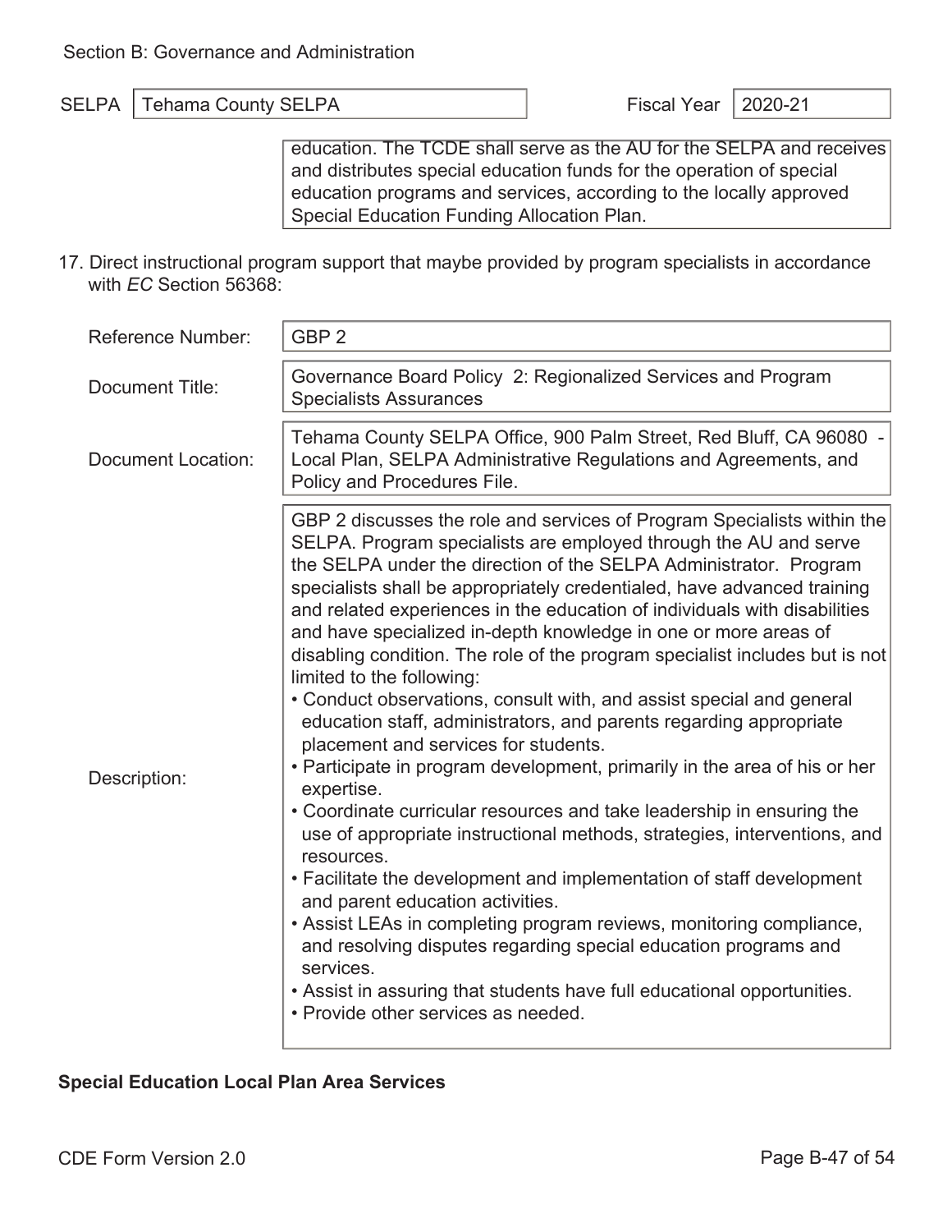Section B: Governance and Administration

| SELPA | Tehama County SELPA | Fiscal Year | 2020-21 |
|---|---|---|---|

education. The TCDE shall serve as the AU for the SELPA and receives and distributes special education funds for the operation of special education programs and services, according to the locally approved Special Education Funding Allocation Plan.

17. Direct instructional program support that maybe provided by program specialists in accordance with *EC* Section 56368:

| | |
|---|---|
| Reference Number: | GBP 2 |
| Document Title: | Governance Board Policy 2: Regionalized Services and Program Specialists Assurances |
| Document Location: | Tehama County SELPA Office, 900 Palm Street, Red Bluff, CA 96080 - Local Plan, SELPA Administrative Regulations and Agreements, and Policy and Procedures File. |
| Description: | GBP 2 discusses the role and services of Program Specialists within the SELPA. Program specialists are employed through the AU and serve the SELPA under the direction of the SELPA Administrator. Program specialists shall be appropriately credentialed, have advanced training and related experiences in the education of individuals with disabilities and have specialized in-depth knowledge in one or more areas of disabling condition. The role of the program specialist includes but is not limited to the following:<br>• Conduct observations, consult with, and assist special and general education staff, administrators, and parents regarding appropriate placement and services for students.<br>• Participate in program development, primarily in the area of his or her expertise.<br>• Coordinate curricular resources and take leadership in ensuring the use of appropriate instructional methods, strategies, interventions, and resources.<br>• Facilitate the development and implementation of staff development and parent education activities.<br>• Assist LEAs in completing program reviews, monitoring compliance, and resolving disputes regarding special education programs and services.<br>• Assist in assuring that students have full educational opportunities.<br>• Provide other services as needed. |

**Special Education Local Plan Area Services**

CDE Form Version 2.0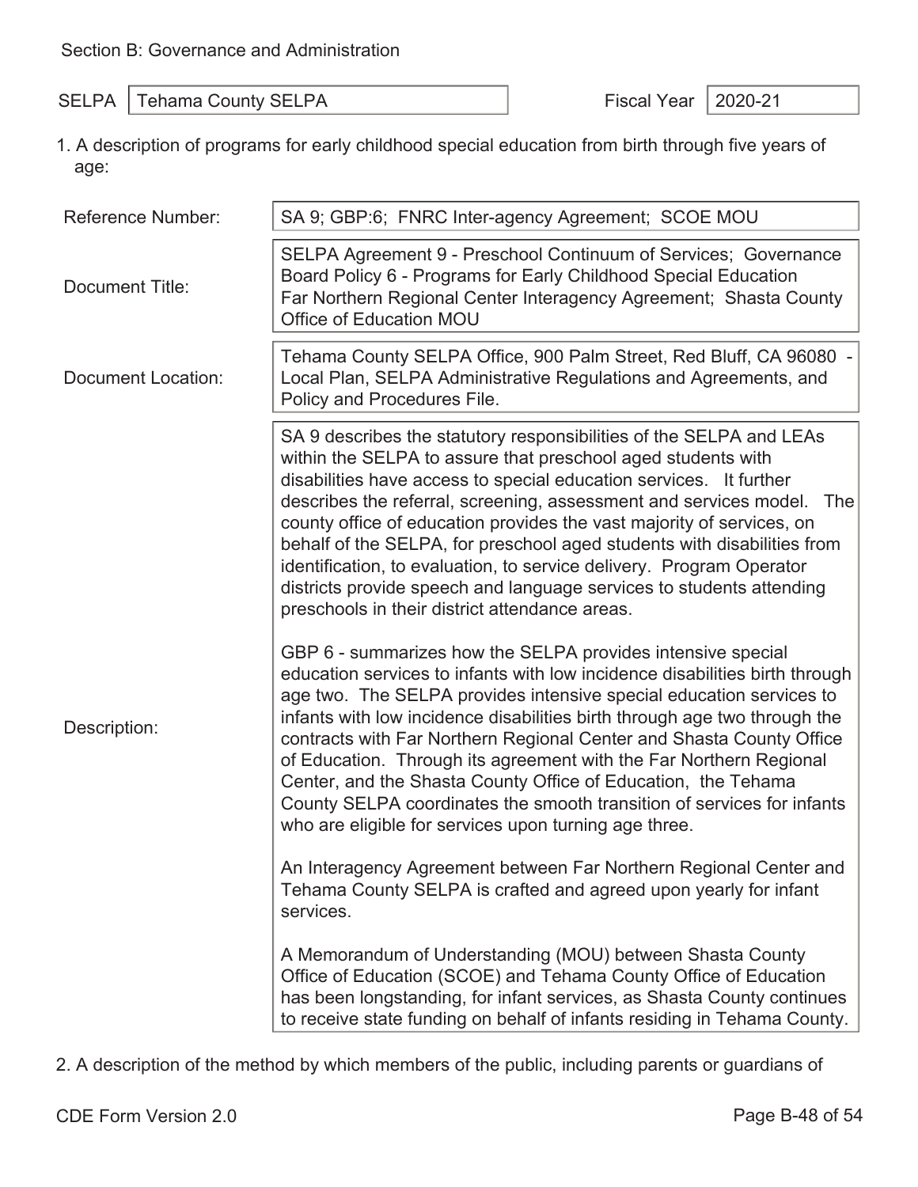Section B: Governance and Administration

| SELPA | Tehama County SELPA | Fiscal Year | 2020-21 |
|---|---|---|---|

1. A description of programs for early childhood special education from birth through five years of age:

| | |
|---|---|
| Reference Number: | SA 9; GBP:6; FNRC Inter-agency Agreement; SCOE MOU |
| Document Title: | SELPA Agreement 9 - Preschool Continuum of Services; Governance Board Policy 6 - Programs for Early Childhood Special Education Far Northern Regional Center Interagency Agreement; Shasta County Office of Education MOU |
| Document Location: | Tehama County SELPA Office, 900 Palm Street, Red Bluff, CA 96080 - Local Plan, SELPA Administrative Regulations and Agreements, and Policy and Procedures File. |
| Description: | SA 9 describes the statutory responsibilities of the SELPA and LEAs within the SELPA to assure that preschool aged students with disabilities have access to special education services. It further describes the referral, screening, assessment and services model. The county office of education provides the vast majority of services, on behalf of the SELPA, for preschool aged students with disabilities from identification, to evaluation, to service delivery. Program Operator districts provide speech and language services to students attending preschools in their district attendance areas.<br><br>GBP 6 - summarizes how the SELPA provides intensive special education services to infants with low incidence disabilities birth through age two. The SELPA provides intensive special education services to infants with low incidence disabilities birth through age two through the contracts with Far Northern Regional Center and Shasta County Office of Education. Through its agreement with the Far Northern Regional Center, and the Shasta County Office of Education, the Tehama County SELPA coordinates the smooth transition of services for infants who are eligible for services upon turning age three.<br><br>An Interagency Agreement between Far Northern Regional Center and Tehama County SELPA is crafted and agreed upon yearly for infant services.<br><br>A Memorandum of Understanding (MOU) between Shasta County Office of Education (SCOE) and Tehama County Office of Education has been longstanding, for infant services, as Shasta County continues to receive state funding on behalf of infants residing in Tehama County. |

2. A description of the method by which members of the public, including parents or guardians of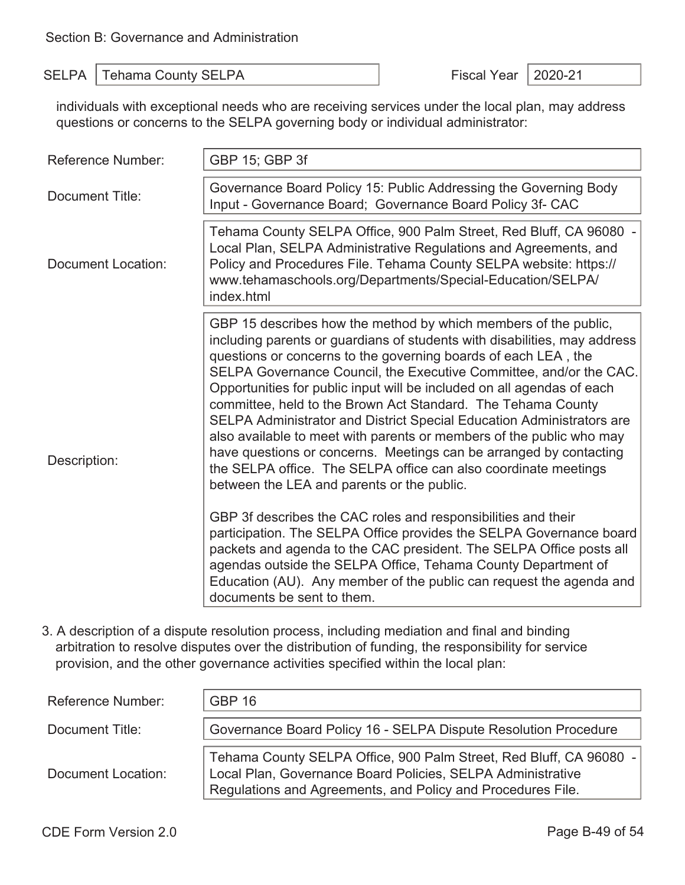Section B: Governance and Administration

| SELPA | Tehama County SELPA | Fiscal Year | 2020-21 |
|---|---|---|---|

individuals with exceptional needs who are receiving services under the local plan, may address questions or concerns to the SELPA governing body or individual administrator:

| | |
|---|---|
| Reference Number: | GBP 15; GBP 3f |
| Document Title: | Governance Board Policy 15: Public Addressing the Governing Body Input - Governance Board; Governance Board Policy 3f- CAC |
| Document Location: | Tehama County SELPA Office, 900 Palm Street, Red Bluff, CA 96080 - Local Plan, SELPA Administrative Regulations and Agreements, and Policy and Procedures File. Tehama County SELPA website: https://www.tehamaschools.org/Departments/Special-Education/SELPA/index.html |
| Description: | GBP 15 describes how the method by which members of the public, including parents or guardians of students with disabilities, may address questions or concerns to the governing boards of each LEA , the SELPA Governance Council, the Executive Committee, and/or the CAC. Opportunities for public input will be included on all agendas of each committee, held to the Brown Act Standard. The Tehama County SELPA Administrator and District Special Education Administrators are also available to meet with parents or members of the public who may have questions or concerns. Meetings can be arranged by contacting the SELPA office. The SELPA office can also coordinate meetings between the LEA and parents or the public.<br><br>GBP 3f describes the CAC roles and responsibilities and their participation. The SELPA Office provides the SELPA Governance board packets and agenda to the CAC president. The SELPA Office posts all agendas outside the SELPA Office, Tehama County Department of Education (AU). Any member of the public can request the agenda and documents be sent to them. |

3. A description of a dispute resolution process, including mediation and final and binding arbitration to resolve disputes over the distribution of funding, the responsibility for service provision, and the other governance activities specified within the local plan:

| | |
|---|---|
| Reference Number: | GBP 16 |
| Document Title: | Governance Board Policy 16 - SELPA Dispute Resolution Procedure |
| Document Location: | Tehama County SELPA Office, 900 Palm Street, Red Bluff, CA 96080 - Local Plan, Governance Board Policies, SELPA Administrative Regulations and Agreements, and Policy and Procedures File. |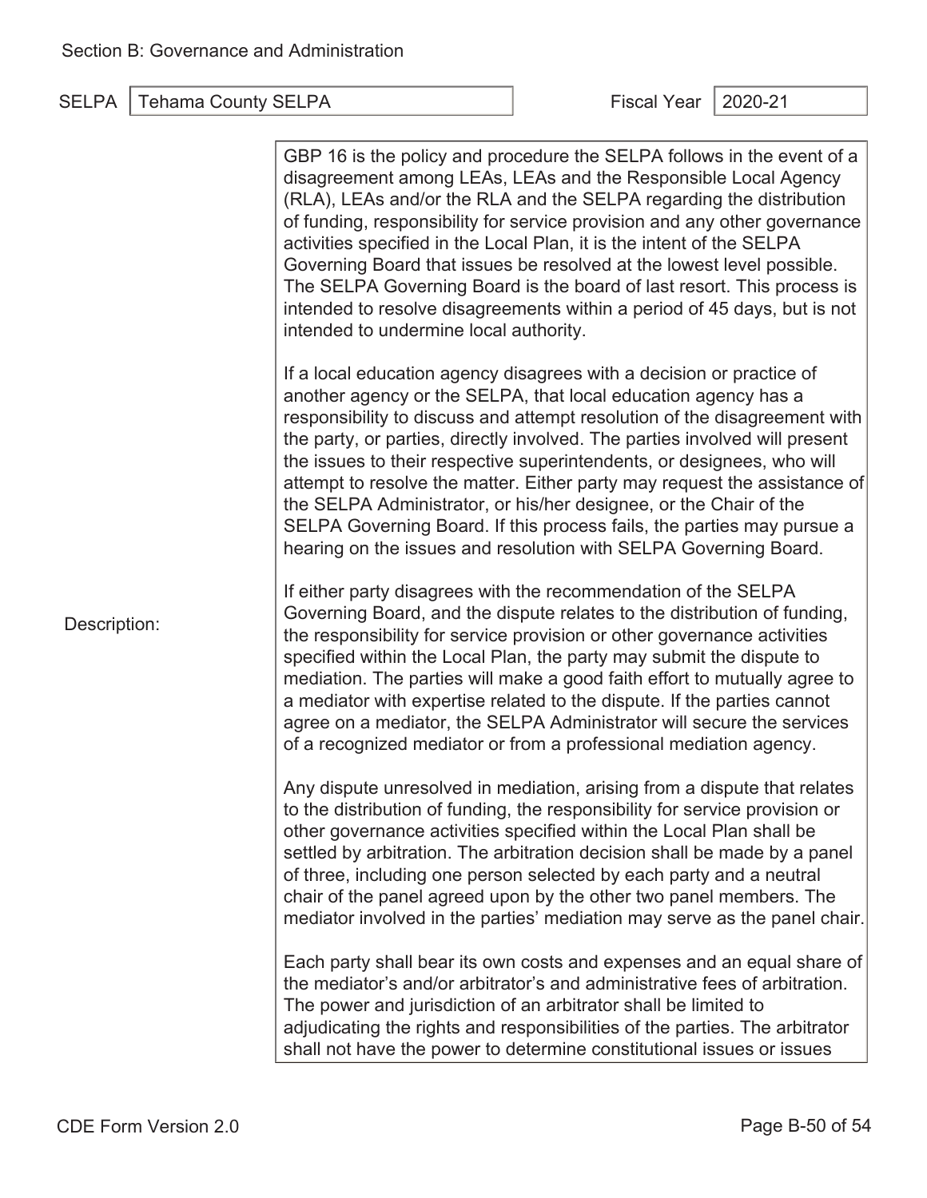Section B: Governance and Administration

| SELPA | Tehama County SELPA | Fiscal Year | 2020-21 |
|---|---|---|---|

Description:

GBP 16 is the policy and procedure the SELPA follows in the event of a disagreement among LEAs, LEAs and the Responsible Local Agency (RLA), LEAs and/or the RLA and the SELPA regarding the distribution of funding, responsibility for service provision and any other governance activities specified in the Local Plan, it is the intent of the SELPA Governing Board that issues be resolved at the lowest level possible. The SELPA Governing Board is the board of last resort. This process is intended to resolve disagreements within a period of 45 days, but is not intended to undermine local authority.

If a local education agency disagrees with a decision or practice of another agency or the SELPA, that local education agency has a responsibility to discuss and attempt resolution of the disagreement with the party, or parties, directly involved. The parties involved will present the issues to their respective superintendents, or designees, who will attempt to resolve the matter. Either party may request the assistance of the SELPA Administrator, or his/her designee, or the Chair of the SELPA Governing Board. If this process fails, the parties may pursue a hearing on the issues and resolution with SELPA Governing Board.

If either party disagrees with the recommendation of the SELPA Governing Board, and the dispute relates to the distribution of funding, the responsibility for service provision or other governance activities specified within the Local Plan, the party may submit the dispute to mediation. The parties will make a good faith effort to mutually agree to a mediator with expertise related to the dispute. If the parties cannot agree on a mediator, the SELPA Administrator will secure the services of a recognized mediator or from a professional mediation agency.

Any dispute unresolved in mediation, arising from a dispute that relates to the distribution of funding, the responsibility for service provision or other governance activities specified within the Local Plan shall be settled by arbitration. The arbitration decision shall be made by a panel of three, including one person selected by each party and a neutral chair of the panel agreed upon by the other two panel members. The mediator involved in the parties' mediation may serve as the panel chair.

Each party shall bear its own costs and expenses and an equal share of the mediator's and/or arbitrator's and administrative fees of arbitration. The power and jurisdiction of an arbitrator shall be limited to adjudicating the rights and responsibilities of the parties. The arbitrator shall not have the power to determine constitutional issues or issues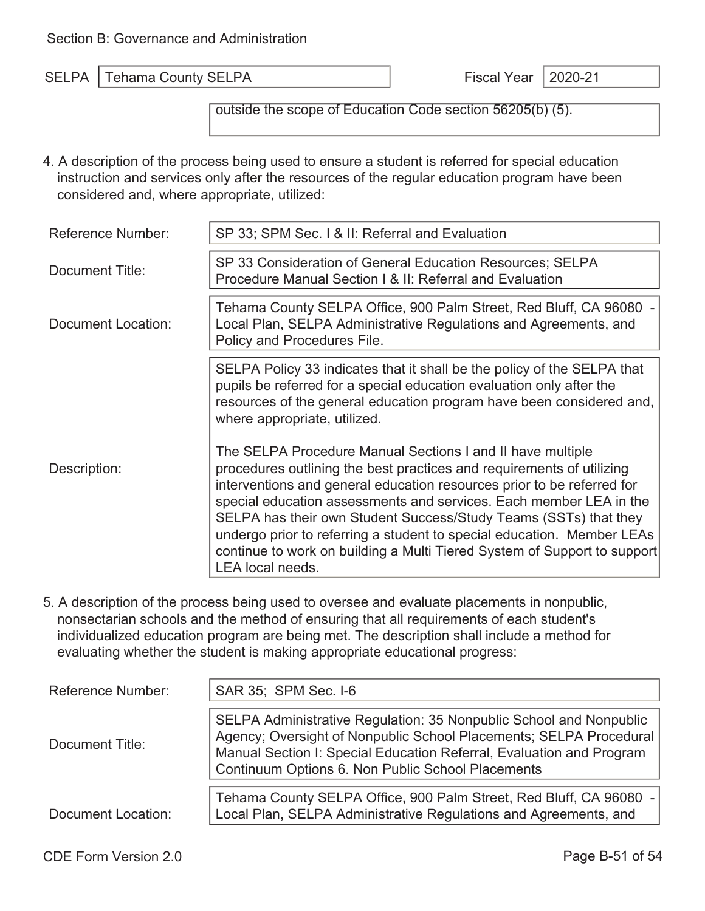Section B: Governance and Administration

| SELPA | Tehama County SELPA | Fiscal Year | 2020-21 |
|---|---|---|---|

outside the scope of Education Code section 56205(b) (5).

4. A description of the process being used to ensure a student is referred for special education instruction and services only after the resources of the regular education program have been considered and, where appropriate, utilized:

| | |
|---|---|
| Reference Number: | SP 33; SPM Sec. I & II: Referral and Evaluation |
| Document Title: | SP 33 Consideration of General Education Resources; SELPA Procedure Manual Section I & II: Referral and Evaluation |
| Document Location: | Tehama County SELPA Office, 900 Palm Street, Red Bluff, CA 96080 - Local Plan, SELPA Administrative Regulations and Agreements, and Policy and Procedures File. |
| Description: | SELPA Policy 33 indicates that it shall be the policy of the SELPA that pupils be referred for a special education evaluation only after the resources of the general education program have been considered and, where appropriate, utilized.<br><br>The SELPA Procedure Manual Sections I and II have multiple procedures outlining the best practices and requirements of utilizing interventions and general education resources prior to be referred for special education assessments and services. Each member LEA in the SELPA has their own Student Success/Study Teams (SSTs) that they undergo prior to referring a student to special education. Member LEAs continue to work on building a Multi Tiered System of Support to support LEA local needs. |

5. A description of the process being used to oversee and evaluate placements in nonpublic, nonsectarian schools and the method of ensuring that all requirements of each student's individualized education program are being met. The description shall include a method for evaluating whether the student is making appropriate educational progress:

| | |
|---|---|
| Reference Number: | SAR 35; SPM Sec. I-6 |
| Document Title: | SELPA Administrative Regulation: 35 Nonpublic School and Nonpublic Agency; Oversight of Nonpublic School Placements; SELPA Procedural Manual Section I: Special Education Referral, Evaluation and Program Continuum Options 6. Non Public School Placements |
| Document Location: | Tehama County SELPA Office, 900 Palm Street, Red Bluff, CA 96080 - Local Plan, SELPA Administrative Regulations and Agreements, and |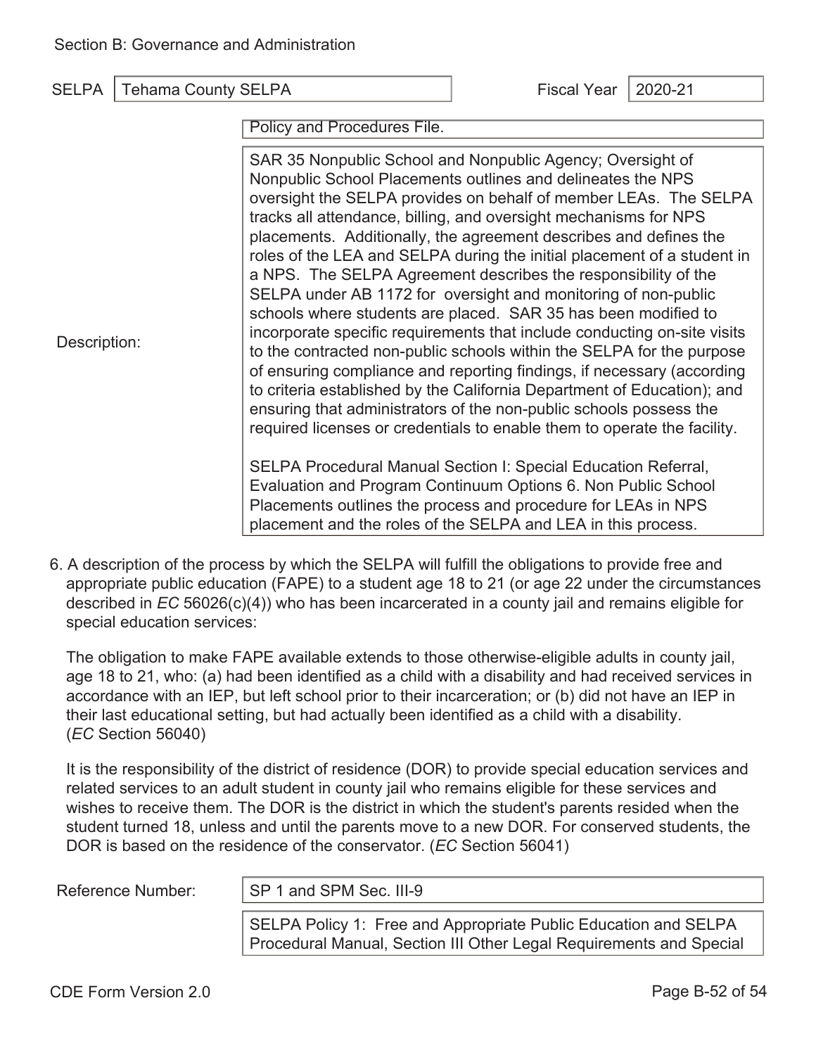Section B: Governance and Administration

| SELPA | Tehama County SELPA | Fiscal Year | 2020-21 |
|---|---|---|---|

Policy and Procedures File.

**Description:**

SAR 35 Nonpublic School and Nonpublic Agency; Oversight of Nonpublic School Placements outlines and delineates the NPS oversight the SELPA provides on behalf of member LEAs. The SELPA tracks all attendance, billing, and oversight mechanisms for NPS placements. Additionally, the agreement describes and defines the roles of the LEA and SELPA during the initial placement of a student in a NPS. The SELPA Agreement describes the responsibility of the SELPA under AB 1172 for oversight and monitoring of non-public schools where students are placed. SAR 35 has been modified to incorporate specific requirements that include conducting on-site visits to the contracted non-public schools within the SELPA for the purpose of ensuring compliance and reporting findings, if necessary (according to criteria established by the California Department of Education); and ensuring that administrators of the non-public schools possess the required licenses or credentials to enable them to operate the facility.

SELPA Procedural Manual Section I: Special Education Referral, Evaluation and Program Continuum Options 6. Non Public School Placements outlines the process and procedure for LEAs in NPS placement and the roles of the SELPA and LEA in this process.

6. A description of the process by which the SELPA will fulfill the obligations to provide free and appropriate public education (FAPE) to a student age 18 to 21 (or age 22 under the circumstances described in *EC* 56026(c)(4)) who has been incarcerated in a county jail and remains eligible for special education services:

   The obligation to make FAPE available extends to those otherwise-eligible adults in county jail, age 18 to 21, who: (a) had been identified as a child with a disability and had received services in accordance with an IEP, but left school prior to their incarceration; or (b) did not have an IEP in their last educational setting, but had actually been identified as a child with a disability. (*EC* Section 56040)

   It is the responsibility of the district of residence (DOR) to provide special education services and related services to an adult student in county jail who remains eligible for these services and wishes to receive them. The DOR is the district in which the student's parents resided when the student turned 18, unless and until the parents move to a new DOR. For conserved students, the DOR is based on the residence of the conservator. (*EC* Section 56041)

**Reference Number:** SP 1 and SPM Sec. III-9

SELPA Policy 1: Free and Appropriate Public Education and SELPA Procedural Manual, Section III Other Legal Requirements and Special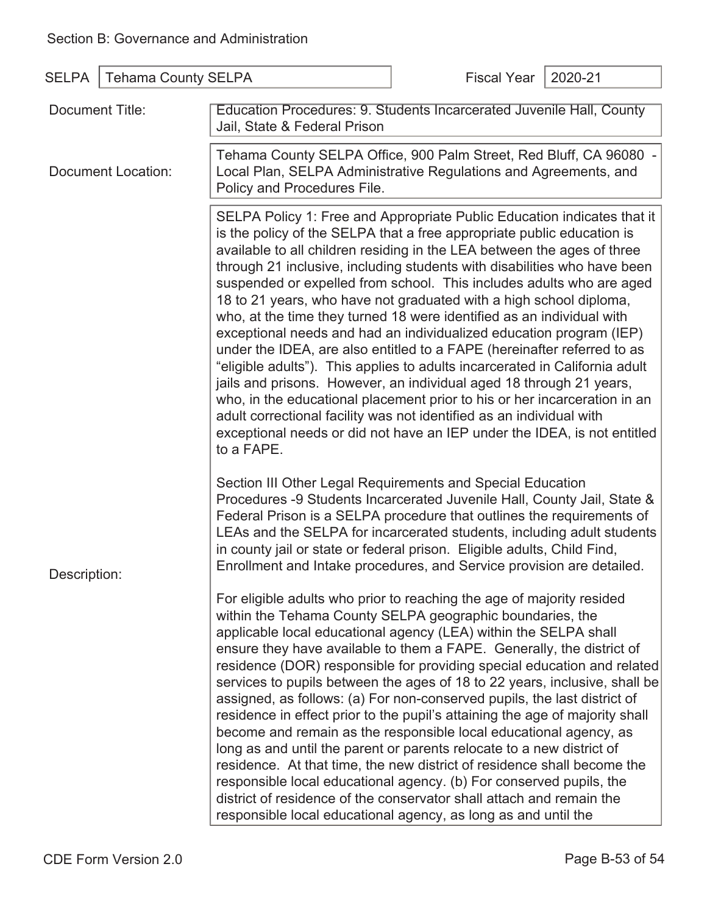Section B: Governance and Administration

| SELPA | Tehama County SELPA | Fiscal Year | 2020-21 |
|---|---|---|---|

| | |
|---|---|
| Document Title: | Education Procedures: 9. Students Incarcerated Juvenile Hall, County Jail, State & Federal Prison |
| Document Location: | Tehama County SELPA Office, 900 Palm Street, Red Bluff, CA 96080 - Local Plan, SELPA Administrative Regulations and Agreements, and Policy and Procedures File. |
| Description: | SELPA Policy 1: Free and Appropriate Public Education indicates that it is the policy of the SELPA that a free appropriate public education is available to all children residing in the LEA between the ages of three through 21 inclusive, including students with disabilities who have been suspended or expelled from school. This includes adults who are aged 18 to 21 years, who have not graduated with a high school diploma, who, at the time they turned 18 were identified as an individual with exceptional needs and had an individualized education program (IEP) under the IDEA, are also entitled to a FAPE (hereinafter referred to as "eligible adults"). This applies to adults incarcerated in California adult jails and prisons. However, an individual aged 18 through 21 years, who, in the educational placement prior to his or her incarceration in an adult correctional facility was not identified as an individual with exceptional needs or did not have an IEP under the IDEA, is not entitled to a FAPE.<br><br>Section III Other Legal Requirements and Special Education Procedures -9 Students Incarcerated Juvenile Hall, County Jail, State & Federal Prison is a SELPA procedure that outlines the requirements of LEAs and the SELPA for incarcerated students, including adult students in county jail or state or federal prison. Eligible adults, Child Find, Enrollment and Intake procedures, and Service provision are detailed.<br><br>For eligible adults who prior to reaching the age of majority resided within the Tehama County SELPA geographic boundaries, the applicable local educational agency (LEA) within the SELPA shall ensure they have available to them a FAPE. Generally, the district of residence (DOR) responsible for providing special education and related services to pupils between the ages of 18 to 22 years, inclusive, shall be assigned, as follows: (a) For non-conserved pupils, the last district of residence in effect prior to the pupil's attaining the age of majority shall become and remain as the responsible local educational agency, as long as and until the parent or parents relocate to a new district of residence. At that time, the new district of residence shall become the responsible local educational agency. (b) For conserved pupils, the district of residence of the conservator shall attach and remain the responsible local educational agency, as long as and until the |

CDE Form Version 2.0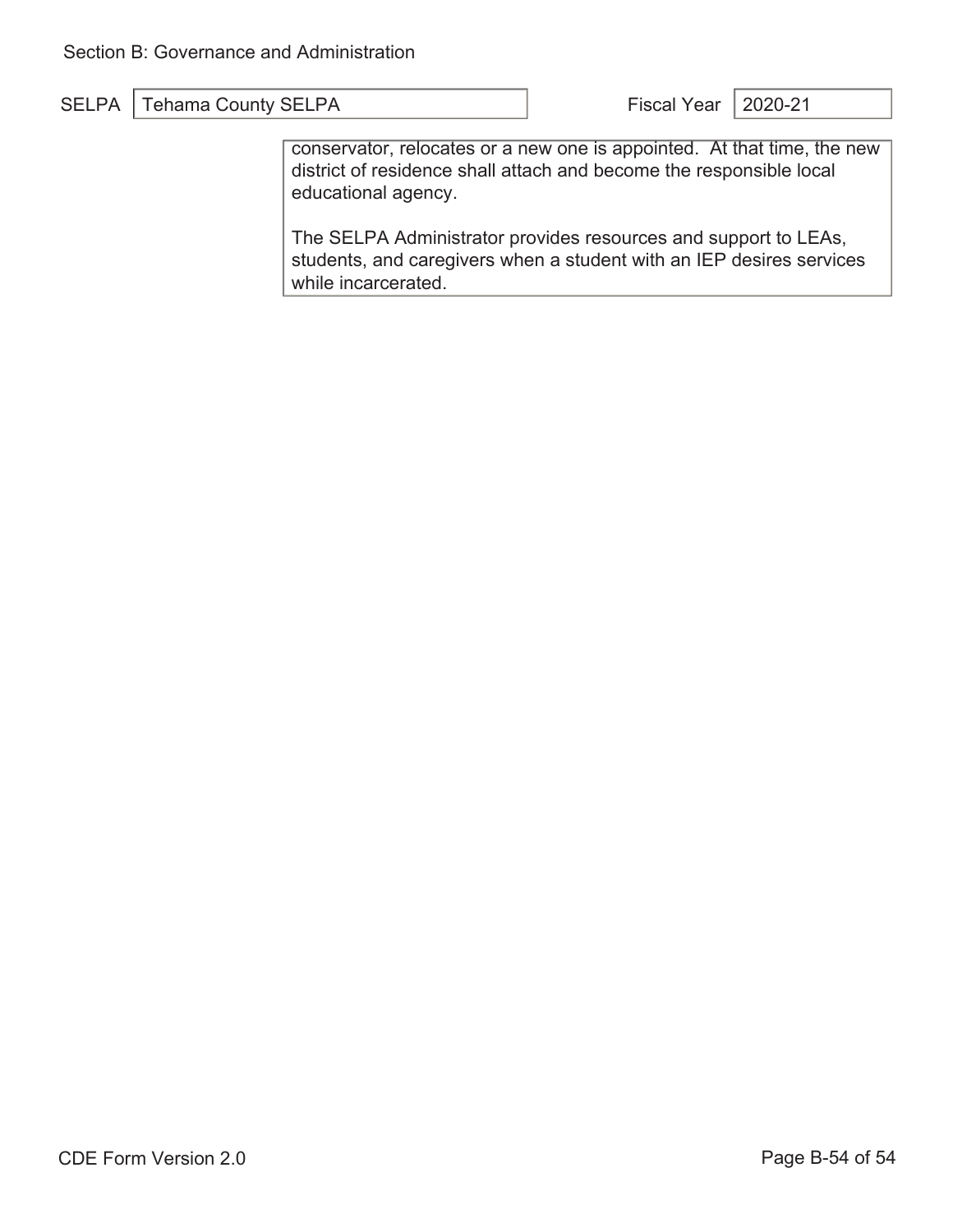Section B: Governance and Administration

SELPA: Tehama County SELPA

Fiscal Year: 2020-21

conservator, relocates or a new one is appointed. At that time, the new district of residence shall attach and become the responsible local educational agency.

The SELPA Administrator provides resources and support to LEAs, students, and caregivers when a student with an IEP desires services while incarcerated.